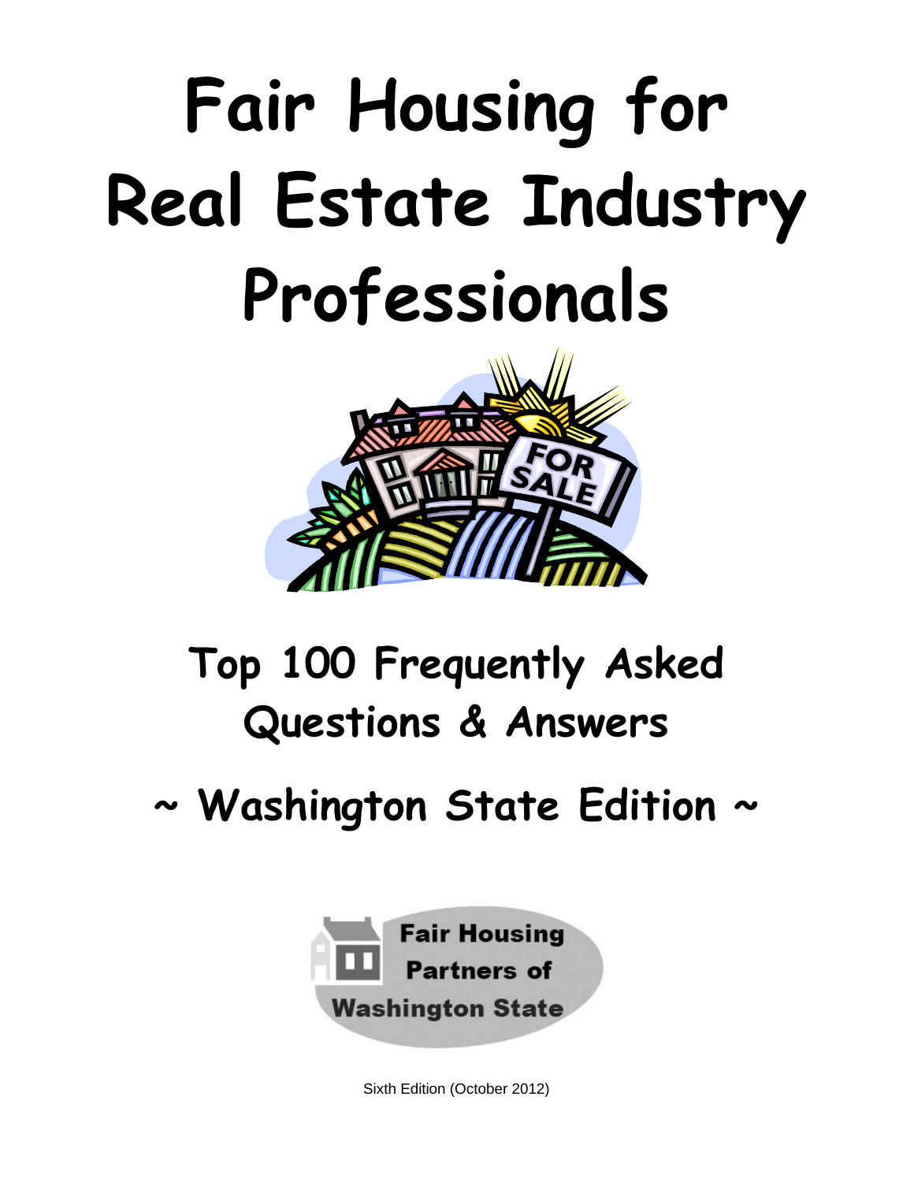# Fair Housing for Real Estate Industry Professionals

## Top 100 Frequently Asked Questions & Answers

## ~ Washington State Edition ~

**Fair Housing Partners of Washington State**

Sixth Edition (October 2012)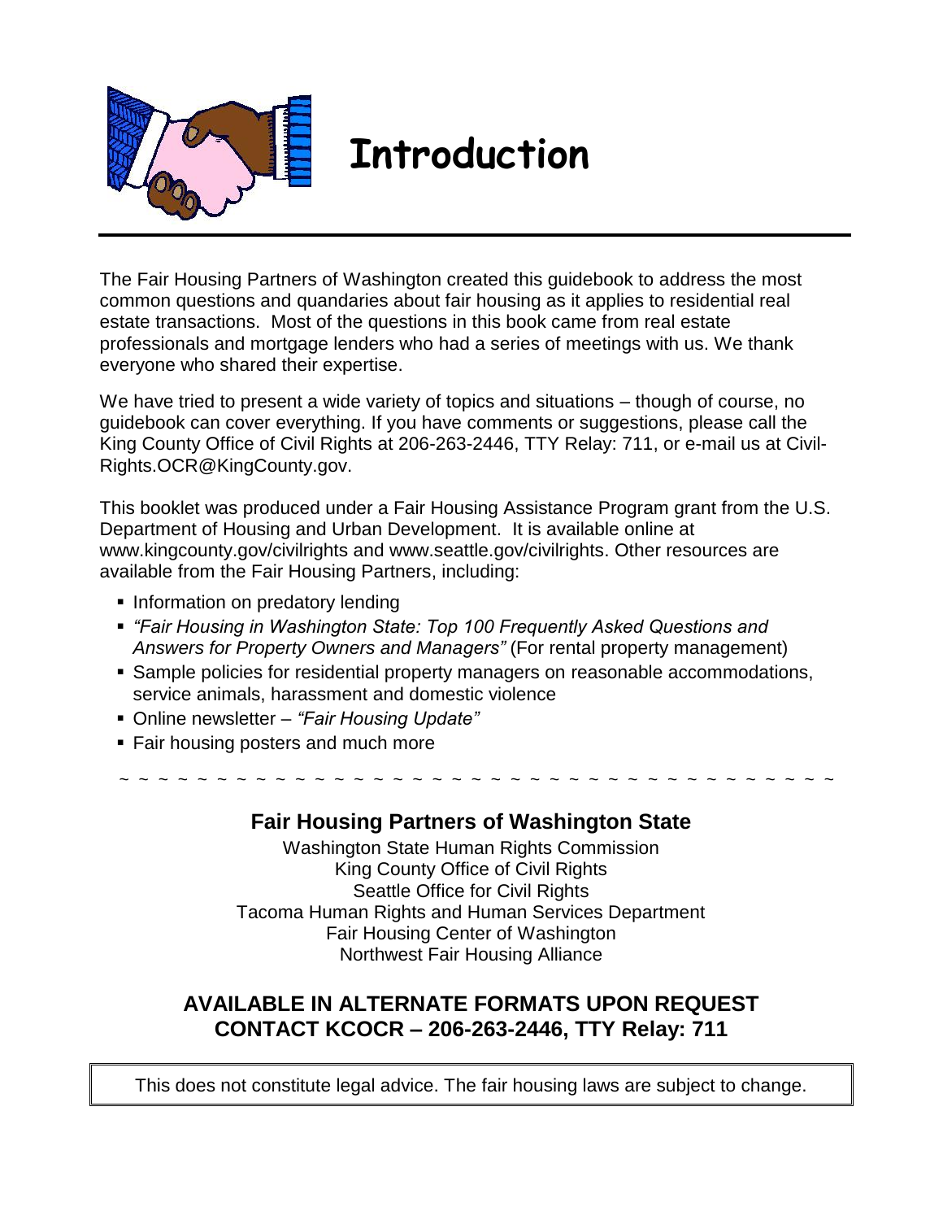# Introduction

The Fair Housing Partners of Washington created this guidebook to address the most common questions and quandaries about fair housing as it applies to residential real estate transactions. Most of the questions in this book came from real estate professionals and mortgage lenders who had a series of meetings with us. We thank everyone who shared their expertise.

We have tried to present a wide variety of topics and situations – though of course, no guidebook can cover everything. If you have comments or suggestions, please call the King County Office of Civil Rights at 206-263-2446, TTY Relay: 711, or e-mail us at Civil-Rights.OCR@KingCounty.gov.

This booklet was produced under a Fair Housing Assistance Program grant from the U.S. Department of Housing and Urban Development. It is available online at www.kingcounty.gov/civilrights and www.seattle.gov/civilrights. Other resources are available from the Fair Housing Partners, including:

- Information on predatory lending
- *"Fair Housing in Washington State: Top 100 Frequently Asked Questions and Answers for Property Owners and Managers"* (For rental property management)
- Sample policies for residential property managers on reasonable accommodations, service animals, harassment and domestic violence
- Online newsletter – *"Fair Housing Update"*
- Fair housing posters and much more

~ ~ ~ ~ ~ ~ ~ ~ ~ ~ ~ ~ ~ ~ ~ ~ ~ ~ ~ ~ ~ ~ ~ ~ ~ ~ ~ ~ ~ ~ ~ ~ ~ ~ ~ ~ ~ ~ ~ ~

## Fair Housing Partners of Washington State

Washington State Human Rights Commission
King County Office of Civil Rights
Seattle Office for Civil Rights
Tacoma Human Rights and Human Services Department
Fair Housing Center of Washington
Northwest Fair Housing Alliance

**AVAILABLE IN ALTERNATE FORMATS UPON REQUEST**
**CONTACT KCOCR – 206-263-2446, TTY Relay: 711**

This does not constitute legal advice. The fair housing laws are subject to change.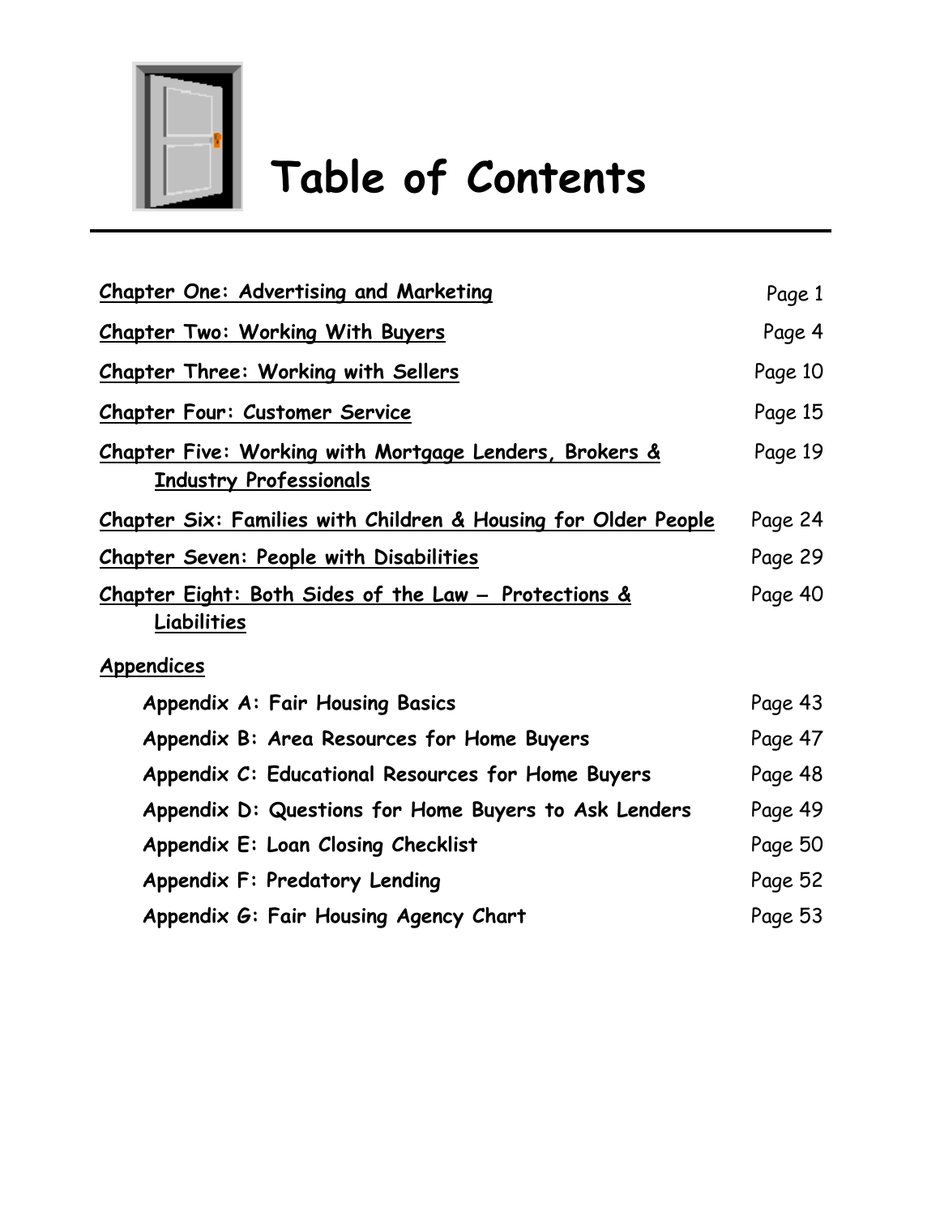# Table of Contents

| | |
|---|---|
| Chapter One: Advertising and Marketing | Page 1 |
| Chapter Two: Working With Buyers | Page 4 |
| Chapter Three: Working with Sellers | Page 10 |
| Chapter Four: Customer Service | Page 15 |
| Chapter Five: Working with Mortgage Lenders, Brokers & Industry Professionals | Page 19 |
| Chapter Six: Families with Children & Housing for Older People | Page 24 |
| Chapter Seven: People with Disabilities | Page 29 |
| Chapter Eight: Both Sides of the Law – Protections & Liabilities | Page 40 |
| **Appendices** | |
| Appendix A: Fair Housing Basics | Page 43 |
| Appendix B: Area Resources for Home Buyers | Page 47 |
| Appendix C: Educational Resources for Home Buyers | Page 48 |
| Appendix D: Questions for Home Buyers to Ask Lenders | Page 49 |
| Appendix E: Loan Closing Checklist | Page 50 |
| Appendix F: Predatory Lending | Page 52 |
| Appendix G: Fair Housing Agency Chart | Page 53 |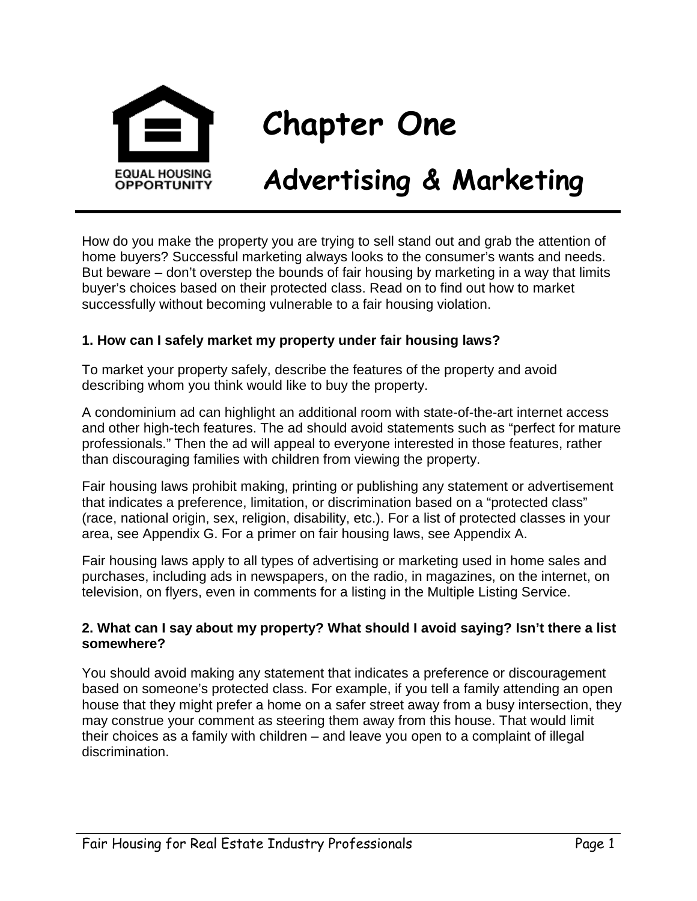# Chapter One

# Advertising & Marketing

How do you make the property you are trying to sell stand out and grab the attention of home buyers? Successful marketing always looks to the consumer's wants and needs. But beware – don't overstep the bounds of fair housing by marketing in a way that limits buyer's choices based on their protected class. Read on to find out how to market successfully without becoming vulnerable to a fair housing violation.

### 1. How can I safely market my property under fair housing laws?

To market your property safely, describe the features of the property and avoid describing whom you think would like to buy the property.

A condominium ad can highlight an additional room with state-of-the-art internet access and other high-tech features. The ad should avoid statements such as "perfect for mature professionals." Then the ad will appeal to everyone interested in those features, rather than discouraging families with children from viewing the property.

Fair housing laws prohibit making, printing or publishing any statement or advertisement that indicates a preference, limitation, or discrimination based on a "protected class" (race, national origin, sex, religion, disability, etc.). For a list of protected classes in your area, see Appendix G. For a primer on fair housing laws, see Appendix A.

Fair housing laws apply to all types of advertising or marketing used in home sales and purchases, including ads in newspapers, on the radio, in magazines, on the internet, on television, on flyers, even in comments for a listing in the Multiple Listing Service.

### 2. What can I say about my property? What should I avoid saying? Isn't there a list somewhere?

You should avoid making any statement that indicates a preference or discouragement based on someone's protected class. For example, if you tell a family attending an open house that they might prefer a home on a safer street away from a busy intersection, they may construe your comment as steering them away from this house. That would limit their choices as a family with children – and leave you open to a complaint of illegal discrimination.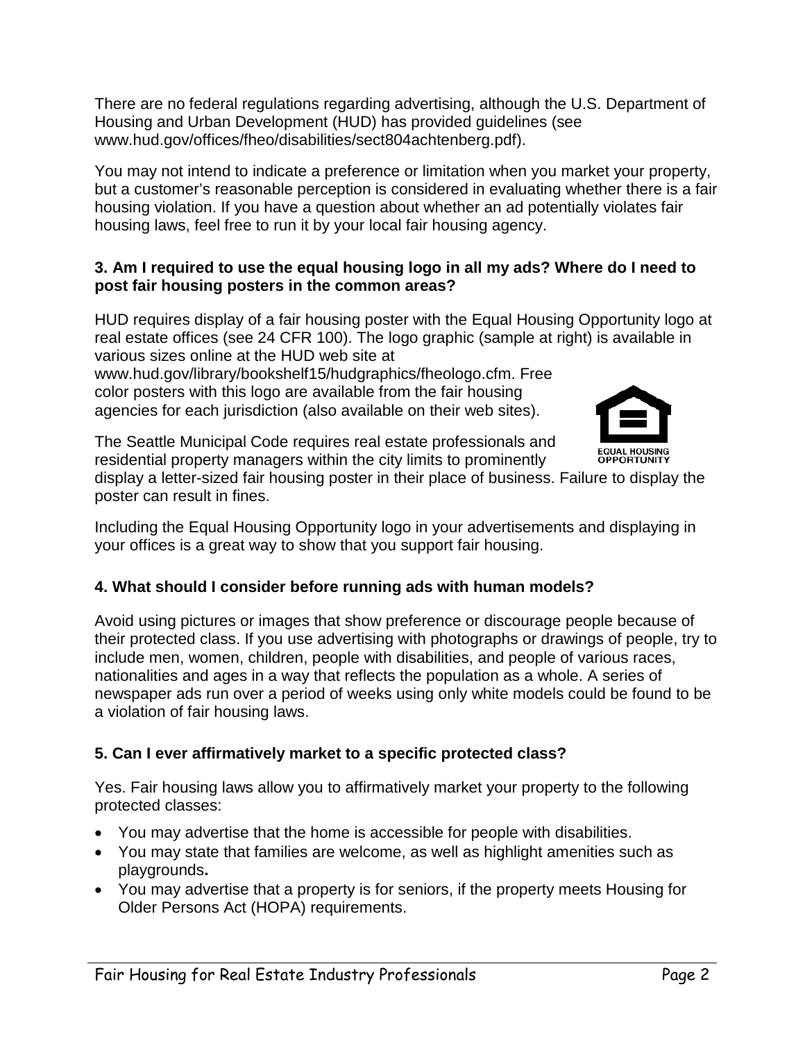There are no federal regulations regarding advertising, although the U.S. Department of Housing and Urban Development (HUD) has provided guidelines (see www.hud.gov/offices/fheo/disabilities/sect804achtenberg.pdf).

You may not intend to indicate a preference or limitation when you market your property, but a customer's reasonable perception is considered in evaluating whether there is a fair housing violation. If you have a question about whether an ad potentially violates fair housing laws, feel free to run it by your local fair housing agency.

**3. Am I required to use the equal housing logo in all my ads? Where do I need to post fair housing posters in the common areas?**

HUD requires display of a fair housing poster with the Equal Housing Opportunity logo at real estate offices (see 24 CFR 100). The logo graphic (sample at right) is available in various sizes online at the HUD web site at www.hud.gov/library/bookshelf15/hudgraphics/fheologo.cfm. Free color posters with this logo are available from the fair housing agencies for each jurisdiction (also available on their web sites).

EQUAL HOUSING OPPORTUNITY

The Seattle Municipal Code requires real estate professionals and residential property managers within the city limits to prominently display a letter-sized fair housing poster in their place of business. Failure to display the poster can result in fines.

Including the Equal Housing Opportunity logo in your advertisements and displaying in your offices is a great way to show that you support fair housing.

**4. What should I consider before running ads with human models?**

Avoid using pictures or images that show preference or discourage people because of their protected class. If you use advertising with photographs or drawings of people, try to include men, women, children, people with disabilities, and people of various races, nationalities and ages in a way that reflects the population as a whole. A series of newspaper ads run over a period of weeks using only white models could be found to be a violation of fair housing laws.

**5. Can I ever affirmatively market to a specific protected class?**

Yes. Fair housing laws allow you to affirmatively market your property to the following protected classes:

- You may advertise that the home is accessible for people with disabilities.
- You may state that families are welcome, as well as highlight amenities such as playgrounds**.**
- You may advertise that a property is for seniors, if the property meets Housing for Older Persons Act (HOPA) requirements.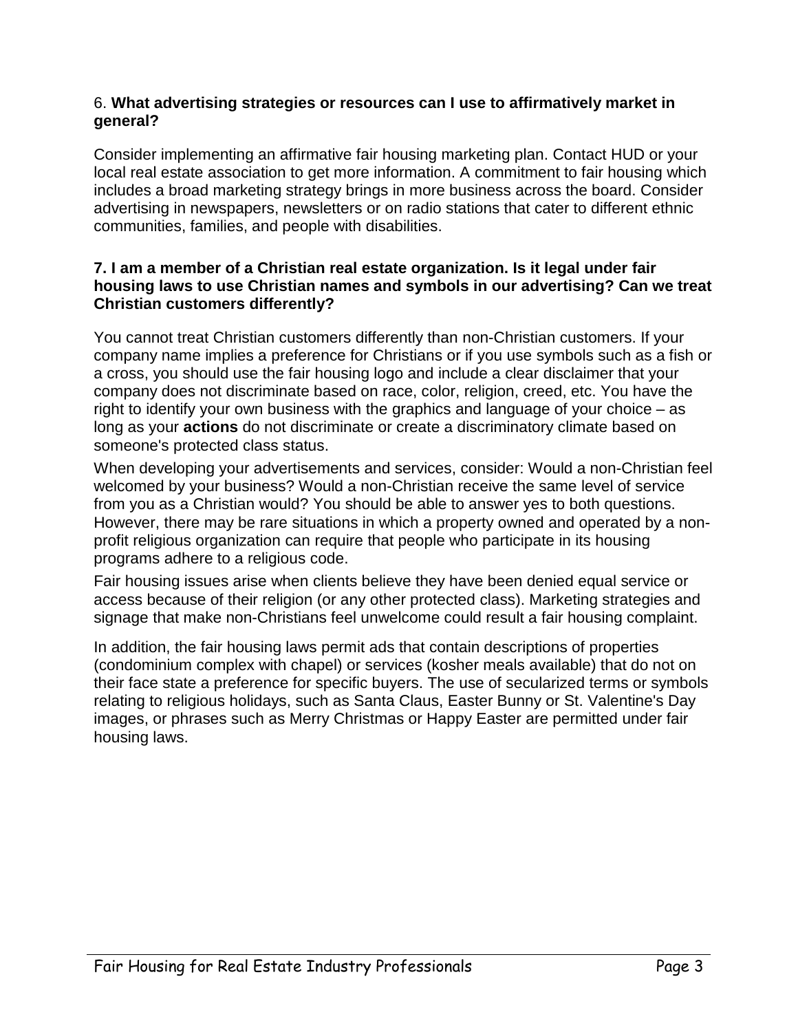6. **What advertising strategies or resources can I use to affirmatively market in general?**

Consider implementing an affirmative fair housing marketing plan. Contact HUD or your local real estate association to get more information. A commitment to fair housing which includes a broad marketing strategy brings in more business across the board. Consider advertising in newspapers, newsletters or on radio stations that cater to different ethnic communities, families, and people with disabilities.

**7. I am a member of a Christian real estate organization. Is it legal under fair housing laws to use Christian names and symbols in our advertising? Can we treat Christian customers differently?**

You cannot treat Christian customers differently than non-Christian customers. If your company name implies a preference for Christians or if you use symbols such as a fish or a cross, you should use the fair housing logo and include a clear disclaimer that your company does not discriminate based on race, color, religion, creed, etc. You have the right to identify your own business with the graphics and language of your choice – as long as your **actions** do not discriminate or create a discriminatory climate based on someone's protected class status.

When developing your advertisements and services, consider: Would a non-Christian feel welcomed by your business? Would a non-Christian receive the same level of service from you as a Christian would? You should be able to answer yes to both questions. However, there may be rare situations in which a property owned and operated by a non-profit religious organization can require that people who participate in its housing programs adhere to a religious code.

Fair housing issues arise when clients believe they have been denied equal service or access because of their religion (or any other protected class). Marketing strategies and signage that make non-Christians feel unwelcome could result a fair housing complaint.

In addition, the fair housing laws permit ads that contain descriptions of properties (condominium complex with chapel) or services (kosher meals available) that do not on their face state a preference for specific buyers. The use of secularized terms or symbols relating to religious holidays, such as Santa Claus, Easter Bunny or St. Valentine's Day images, or phrases such as Merry Christmas or Happy Easter are permitted under fair housing laws.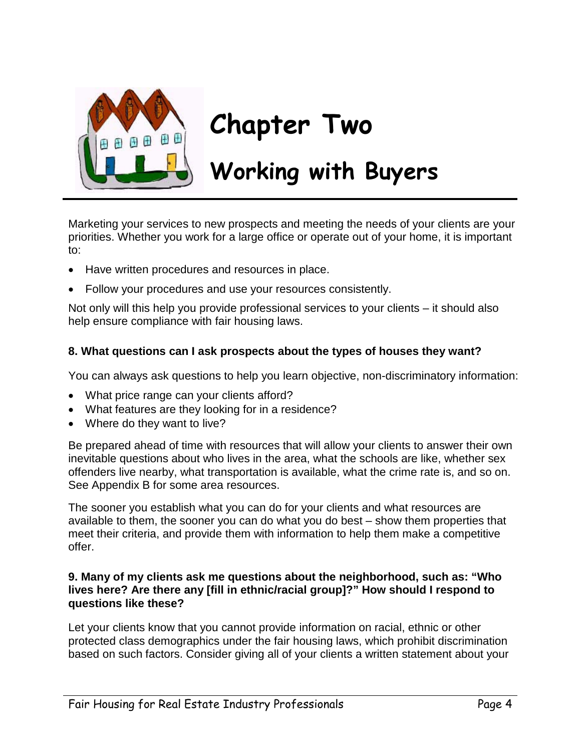# Chapter Two

# Working with Buyers

Marketing your services to new prospects and meeting the needs of your clients are your priorities. Whether you work for a large office or operate out of your home, it is important to:

- Have written procedures and resources in place.
- Follow your procedures and use your resources consistently.

Not only will this help you provide professional services to your clients – it should also help ensure compliance with fair housing laws.

**8. What questions can I ask prospects about the types of houses they want?**

You can always ask questions to help you learn objective, non-discriminatory information:

- What price range can your clients afford?
- What features are they looking for in a residence?
- Where do they want to live?

Be prepared ahead of time with resources that will allow your clients to answer their own inevitable questions about who lives in the area, what the schools are like, whether sex offenders live nearby, what transportation is available, what the crime rate is, and so on. See Appendix B for some area resources.

The sooner you establish what you can do for your clients and what resources are available to them, the sooner you can do what you do best – show them properties that meet their criteria, and provide them with information to help them make a competitive offer.

**9. Many of my clients ask me questions about the neighborhood, such as: "Who lives here? Are there any [fill in ethnic/racial group]?" How should I respond to questions like these?**

Let your clients know that you cannot provide information on racial, ethnic or other protected class demographics under the fair housing laws, which prohibit discrimination based on such factors. Consider giving all of your clients a written statement about your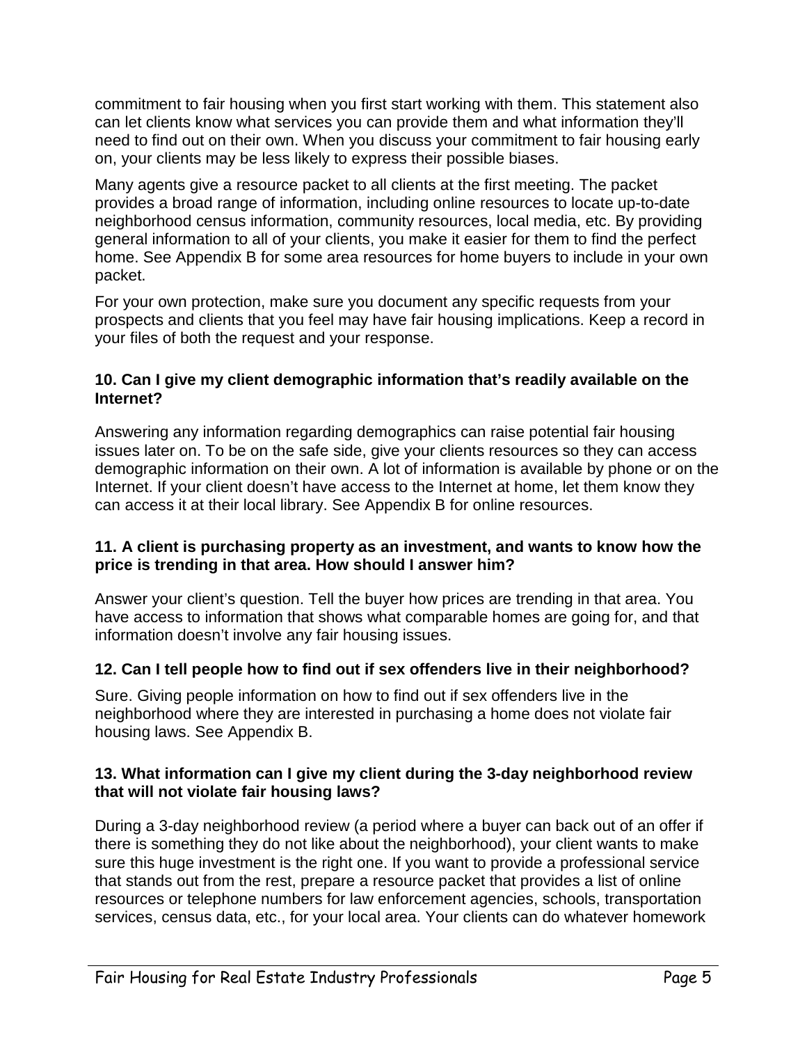commitment to fair housing when you first start working with them. This statement also can let clients know what services you can provide them and what information they'll need to find out on their own. When you discuss your commitment to fair housing early on, your clients may be less likely to express their possible biases.

Many agents give a resource packet to all clients at the first meeting. The packet provides a broad range of information, including online resources to locate up-to-date neighborhood census information, community resources, local media, etc. By providing general information to all of your clients, you make it easier for them to find the perfect home. See Appendix B for some area resources for home buyers to include in your own packet.

For your own protection, make sure you document any specific requests from your prospects and clients that you feel may have fair housing implications. Keep a record in your files of both the request and your response.

**10. Can I give my client demographic information that's readily available on the Internet?**

Answering any information regarding demographics can raise potential fair housing issues later on. To be on the safe side, give your clients resources so they can access demographic information on their own. A lot of information is available by phone or on the Internet. If your client doesn't have access to the Internet at home, let them know they can access it at their local library. See Appendix B for online resources.

**11. A client is purchasing property as an investment, and wants to know how the price is trending in that area. How should I answer him?**

Answer your client's question. Tell the buyer how prices are trending in that area. You have access to information that shows what comparable homes are going for, and that information doesn't involve any fair housing issues.

**12. Can I tell people how to find out if sex offenders live in their neighborhood?**

Sure. Giving people information on how to find out if sex offenders live in the neighborhood where they are interested in purchasing a home does not violate fair housing laws. See Appendix B.

**13. What information can I give my client during the 3-day neighborhood review that will not violate fair housing laws?**

During a 3-day neighborhood review (a period where a buyer can back out of an offer if there is something they do not like about the neighborhood), your client wants to make sure this huge investment is the right one. If you want to provide a professional service that stands out from the rest, prepare a resource packet that provides a list of online resources or telephone numbers for law enforcement agencies, schools, transportation services, census data, etc., for your local area. Your clients can do whatever homework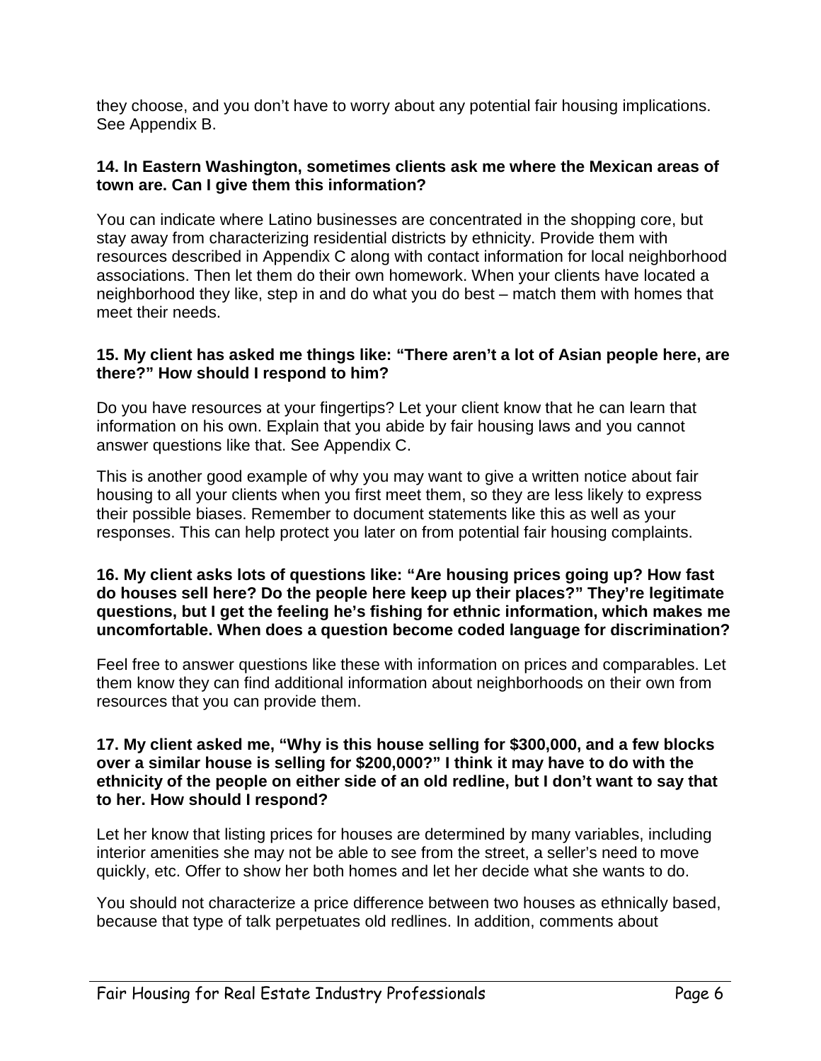they choose, and you don't have to worry about any potential fair housing implications. See Appendix B.

**14. In Eastern Washington, sometimes clients ask me where the Mexican areas of town are. Can I give them this information?**

You can indicate where Latino businesses are concentrated in the shopping core, but stay away from characterizing residential districts by ethnicity. Provide them with resources described in Appendix C along with contact information for local neighborhood associations. Then let them do their own homework. When your clients have located a neighborhood they like, step in and do what you do best – match them with homes that meet their needs.

**15. My client has asked me things like: "There aren't a lot of Asian people here, are there?" How should I respond to him?**

Do you have resources at your fingertips? Let your client know that he can learn that information on his own. Explain that you abide by fair housing laws and you cannot answer questions like that. See Appendix C.

This is another good example of why you may want to give a written notice about fair housing to all your clients when you first meet them, so they are less likely to express their possible biases. Remember to document statements like this as well as your responses. This can help protect you later on from potential fair housing complaints.

**16. My client asks lots of questions like: "Are housing prices going up? How fast do houses sell here? Do the people here keep up their places?" They're legitimate questions, but I get the feeling he's fishing for ethnic information, which makes me uncomfortable. When does a question become coded language for discrimination?**

Feel free to answer questions like these with information on prices and comparables. Let them know they can find additional information about neighborhoods on their own from resources that you can provide them.

**17. My client asked me, "Why is this house selling for $300,000, and a few blocks over a similar house is selling for $200,000?" I think it may have to do with the ethnicity of the people on either side of an old redline, but I don't want to say that to her. How should I respond?**

Let her know that listing prices for houses are determined by many variables, including interior amenities she may not be able to see from the street, a seller's need to move quickly, etc. Offer to show her both homes and let her decide what she wants to do.

You should not characterize a price difference between two houses as ethnically based, because that type of talk perpetuates old redlines. In addition, comments about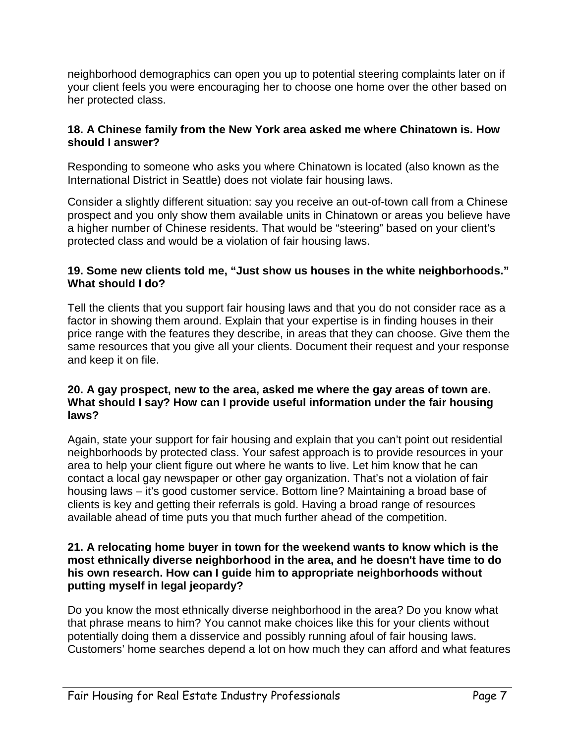neighborhood demographics can open you up to potential steering complaints later on if your client feels you were encouraging her to choose one home over the other based on her protected class.

**18. A Chinese family from the New York area asked me where Chinatown is. How should I answer?**

Responding to someone who asks you where Chinatown is located (also known as the International District in Seattle) does not violate fair housing laws.

Consider a slightly different situation: say you receive an out-of-town call from a Chinese prospect and you only show them available units in Chinatown or areas you believe have a higher number of Chinese residents. That would be "steering" based on your client's protected class and would be a violation of fair housing laws.

**19. Some new clients told me, "Just show us houses in the white neighborhoods." What should I do?**

Tell the clients that you support fair housing laws and that you do not consider race as a factor in showing them around. Explain that your expertise is in finding houses in their price range with the features they describe, in areas that they can choose. Give them the same resources that you give all your clients. Document their request and your response and keep it on file.

**20. A gay prospect, new to the area, asked me where the gay areas of town are. What should I say? How can I provide useful information under the fair housing laws?**

Again, state your support for fair housing and explain that you can't point out residential neighborhoods by protected class. Your safest approach is to provide resources in your area to help your client figure out where he wants to live. Let him know that he can contact a local gay newspaper or other gay organization. That's not a violation of fair housing laws – it's good customer service. Bottom line? Maintaining a broad base of clients is key and getting their referrals is gold. Having a broad range of resources available ahead of time puts you that much further ahead of the competition.

**21. A relocating home buyer in town for the weekend wants to know which is the most ethnically diverse neighborhood in the area, and he doesn't have time to do his own research. How can I guide him to appropriate neighborhoods without putting myself in legal jeopardy?**

Do you know the most ethnically diverse neighborhood in the area? Do you know what that phrase means to him? You cannot make choices like this for your clients without potentially doing them a disservice and possibly running afoul of fair housing laws. Customers' home searches depend a lot on how much they can afford and what features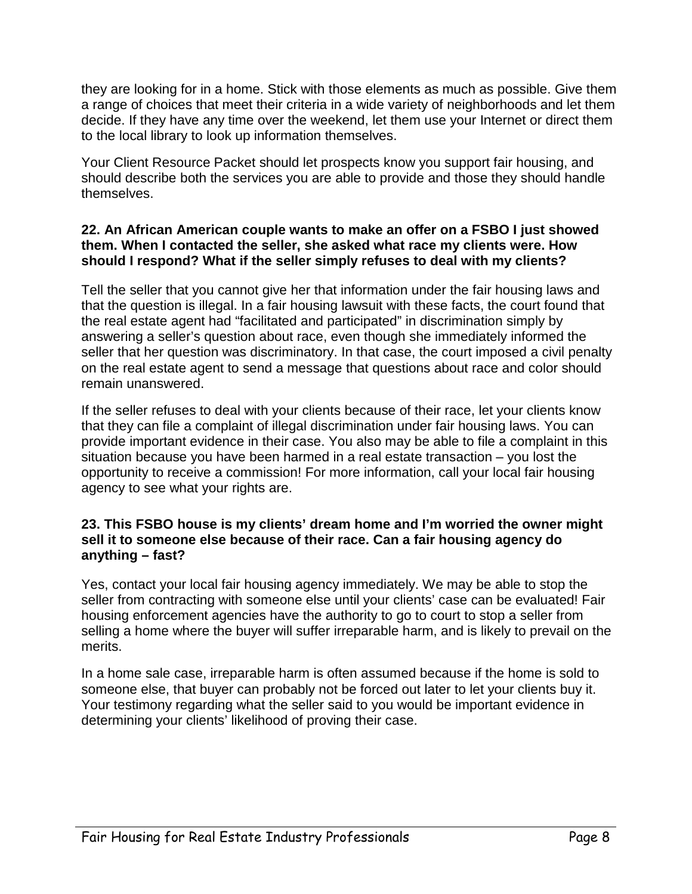they are looking for in a home. Stick with those elements as much as possible. Give them a range of choices that meet their criteria in a wide variety of neighborhoods and let them decide. If they have any time over the weekend, let them use your Internet or direct them to the local library to look up information themselves.

Your Client Resource Packet should let prospects know you support fair housing, and should describe both the services you are able to provide and those they should handle themselves.

**22. An African American couple wants to make an offer on a FSBO I just showed them. When I contacted the seller, she asked what race my clients were. How should I respond? What if the seller simply refuses to deal with my clients?**

Tell the seller that you cannot give her that information under the fair housing laws and that the question is illegal. In a fair housing lawsuit with these facts, the court found that the real estate agent had "facilitated and participated" in discrimination simply by answering a seller's question about race, even though she immediately informed the seller that her question was discriminatory. In that case, the court imposed a civil penalty on the real estate agent to send a message that questions about race and color should remain unanswered.

If the seller refuses to deal with your clients because of their race, let your clients know that they can file a complaint of illegal discrimination under fair housing laws. You can provide important evidence in their case. You also may be able to file a complaint in this situation because you have been harmed in a real estate transaction – you lost the opportunity to receive a commission! For more information, call your local fair housing agency to see what your rights are.

**23. This FSBO house is my clients' dream home and I'm worried the owner might sell it to someone else because of their race. Can a fair housing agency do anything – fast?**

Yes, contact your local fair housing agency immediately. We may be able to stop the seller from contracting with someone else until your clients' case can be evaluated! Fair housing enforcement agencies have the authority to go to court to stop a seller from selling a home where the buyer will suffer irreparable harm, and is likely to prevail on the merits.

In a home sale case, irreparable harm is often assumed because if the home is sold to someone else, that buyer can probably not be forced out later to let your clients buy it. Your testimony regarding what the seller said to you would be important evidence in determining your clients' likelihood of proving their case.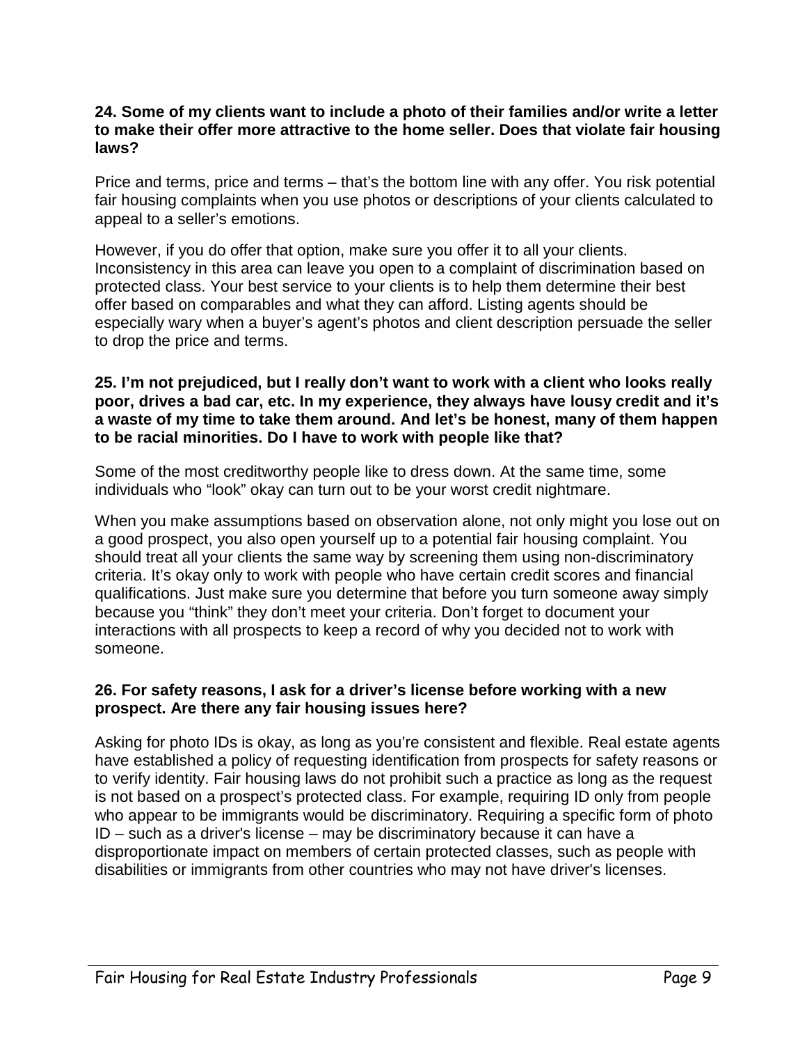**24. Some of my clients want to include a photo of their families and/or write a letter to make their offer more attractive to the home seller. Does that violate fair housing laws?**

Price and terms, price and terms – that's the bottom line with any offer. You risk potential fair housing complaints when you use photos or descriptions of your clients calculated to appeal to a seller's emotions.

However, if you do offer that option, make sure you offer it to all your clients. Inconsistency in this area can leave you open to a complaint of discrimination based on protected class. Your best service to your clients is to help them determine their best offer based on comparables and what they can afford. Listing agents should be especially wary when a buyer's agent's photos and client description persuade the seller to drop the price and terms.

**25. I'm not prejudiced, but I really don't want to work with a client who looks really poor, drives a bad car, etc. In my experience, they always have lousy credit and it's a waste of my time to take them around. And let's be honest, many of them happen to be racial minorities. Do I have to work with people like that?**

Some of the most creditworthy people like to dress down. At the same time, some individuals who "look" okay can turn out to be your worst credit nightmare.

When you make assumptions based on observation alone, not only might you lose out on a good prospect, you also open yourself up to a potential fair housing complaint. You should treat all your clients the same way by screening them using non-discriminatory criteria. It's okay only to work with people who have certain credit scores and financial qualifications. Just make sure you determine that before you turn someone away simply because you "think" they don't meet your criteria. Don't forget to document your interactions with all prospects to keep a record of why you decided not to work with someone.

**26. For safety reasons, I ask for a driver's license before working with a new prospect. Are there any fair housing issues here?**

Asking for photo IDs is okay, as long as you're consistent and flexible. Real estate agents have established a policy of requesting identification from prospects for safety reasons or to verify identity. Fair housing laws do not prohibit such a practice as long as the request is not based on a prospect's protected class. For example, requiring ID only from people who appear to be immigrants would be discriminatory. Requiring a specific form of photo ID – such as a driver's license – may be discriminatory because it can have a disproportionate impact on members of certain protected classes, such as people with disabilities or immigrants from other countries who may not have driver's licenses.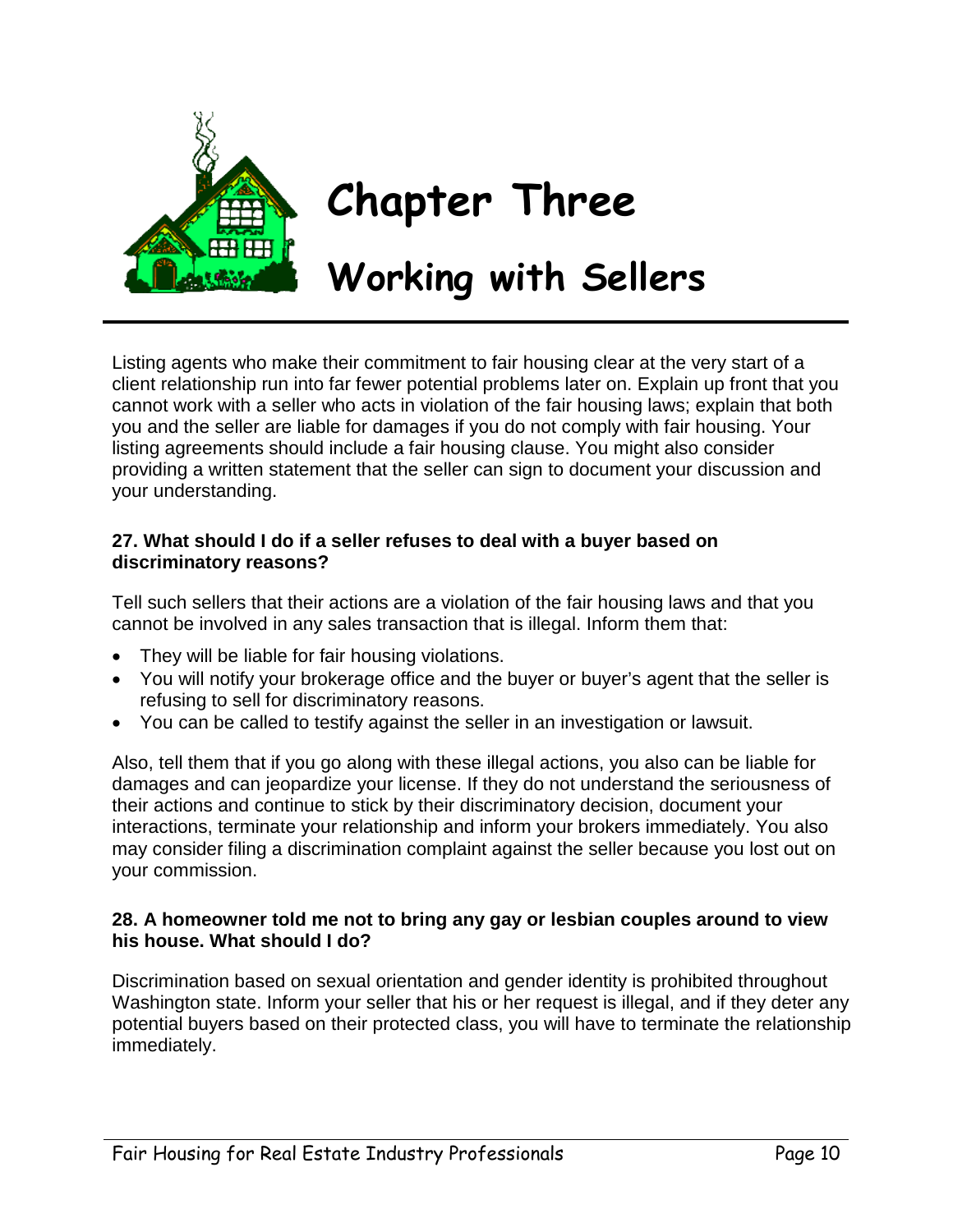# Chapter Three

# Working with Sellers

Listing agents who make their commitment to fair housing clear at the very start of a client relationship run into far fewer potential problems later on. Explain up front that you cannot work with a seller who acts in violation of the fair housing laws; explain that both you and the seller are liable for damages if you do not comply with fair housing. Your listing agreements should include a fair housing clause. You might also consider providing a written statement that the seller can sign to document your discussion and your understanding.

**27. What should I do if a seller refuses to deal with a buyer based on discriminatory reasons?**

Tell such sellers that their actions are a violation of the fair housing laws and that you cannot be involved in any sales transaction that is illegal. Inform them that:

- They will be liable for fair housing violations.
- You will notify your brokerage office and the buyer or buyer's agent that the seller is refusing to sell for discriminatory reasons.
- You can be called to testify against the seller in an investigation or lawsuit.

Also, tell them that if you go along with these illegal actions, you also can be liable for damages and can jeopardize your license. If they do not understand the seriousness of their actions and continue to stick by their discriminatory decision, document your interactions, terminate your relationship and inform your brokers immediately. You also may consider filing a discrimination complaint against the seller because you lost out on your commission.

**28. A homeowner told me not to bring any gay or lesbian couples around to view his house. What should I do?**

Discrimination based on sexual orientation and gender identity is prohibited throughout Washington state. Inform your seller that his or her request is illegal, and if they deter any potential buyers based on their protected class, you will have to terminate the relationship immediately.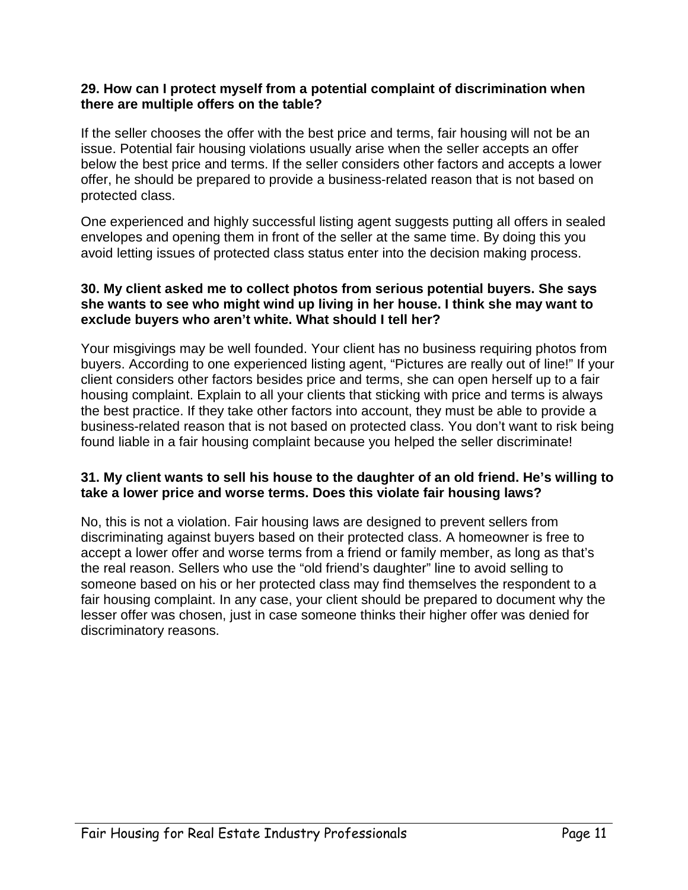**29. How can I protect myself from a potential complaint of discrimination when there are multiple offers on the table?**

If the seller chooses the offer with the best price and terms, fair housing will not be an issue. Potential fair housing violations usually arise when the seller accepts an offer below the best price and terms. If the seller considers other factors and accepts a lower offer, he should be prepared to provide a business-related reason that is not based on protected class.

One experienced and highly successful listing agent suggests putting all offers in sealed envelopes and opening them in front of the seller at the same time. By doing this you avoid letting issues of protected class status enter into the decision making process.

**30. My client asked me to collect photos from serious potential buyers. She says she wants to see who might wind up living in her house. I think she may want to exclude buyers who aren't white. What should I tell her?**

Your misgivings may be well founded. Your client has no business requiring photos from buyers. According to one experienced listing agent, "Pictures are really out of line!" If your client considers other factors besides price and terms, she can open herself up to a fair housing complaint. Explain to all your clients that sticking with price and terms is always the best practice. If they take other factors into account, they must be able to provide a business-related reason that is not based on protected class. You don't want to risk being found liable in a fair housing complaint because you helped the seller discriminate!

**31. My client wants to sell his house to the daughter of an old friend. He's willing to take a lower price and worse terms. Does this violate fair housing laws?**

No, this is not a violation. Fair housing laws are designed to prevent sellers from discriminating against buyers based on their protected class. A homeowner is free to accept a lower offer and worse terms from a friend or family member, as long as that's the real reason. Sellers who use the "old friend's daughter" line to avoid selling to someone based on his or her protected class may find themselves the respondent to a fair housing complaint. In any case, your client should be prepared to document why the lesser offer was chosen, just in case someone thinks their higher offer was denied for discriminatory reasons.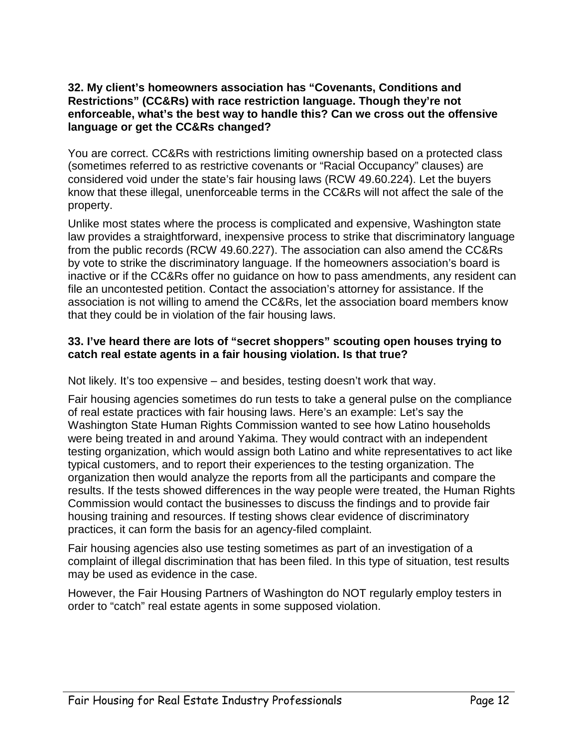**32. My client's homeowners association has "Covenants, Conditions and Restrictions" (CC&Rs) with race restriction language. Though they're not enforceable, what's the best way to handle this? Can we cross out the offensive language or get the CC&Rs changed?**

You are correct. CC&Rs with restrictions limiting ownership based on a protected class (sometimes referred to as restrictive covenants or "Racial Occupancy" clauses) are considered void under the state's fair housing laws (RCW 49.60.224). Let the buyers know that these illegal, unenforceable terms in the CC&Rs will not affect the sale of the property.

Unlike most states where the process is complicated and expensive, Washington state law provides a straightforward, inexpensive process to strike that discriminatory language from the public records (RCW 49.60.227). The association can also amend the CC&Rs by vote to strike the discriminatory language. If the homeowners association's board is inactive or if the CC&Rs offer no guidance on how to pass amendments, any resident can file an uncontested petition. Contact the association's attorney for assistance. If the association is not willing to amend the CC&Rs, let the association board members know that they could be in violation of the fair housing laws.

**33. I've heard there are lots of "secret shoppers" scouting open houses trying to catch real estate agents in a fair housing violation. Is that true?**

Not likely. It's too expensive – and besides, testing doesn't work that way.

Fair housing agencies sometimes do run tests to take a general pulse on the compliance of real estate practices with fair housing laws. Here's an example: Let's say the Washington State Human Rights Commission wanted to see how Latino households were being treated in and around Yakima. They would contract with an independent testing organization, which would assign both Latino and white representatives to act like typical customers, and to report their experiences to the testing organization. The organization then would analyze the reports from all the participants and compare the results. If the tests showed differences in the way people were treated, the Human Rights Commission would contact the businesses to discuss the findings and to provide fair housing training and resources. If testing shows clear evidence of discriminatory practices, it can form the basis for an agency-filed complaint.

Fair housing agencies also use testing sometimes as part of an investigation of a complaint of illegal discrimination that has been filed. In this type of situation, test results may be used as evidence in the case.

However, the Fair Housing Partners of Washington do NOT regularly employ testers in order to "catch" real estate agents in some supposed violation.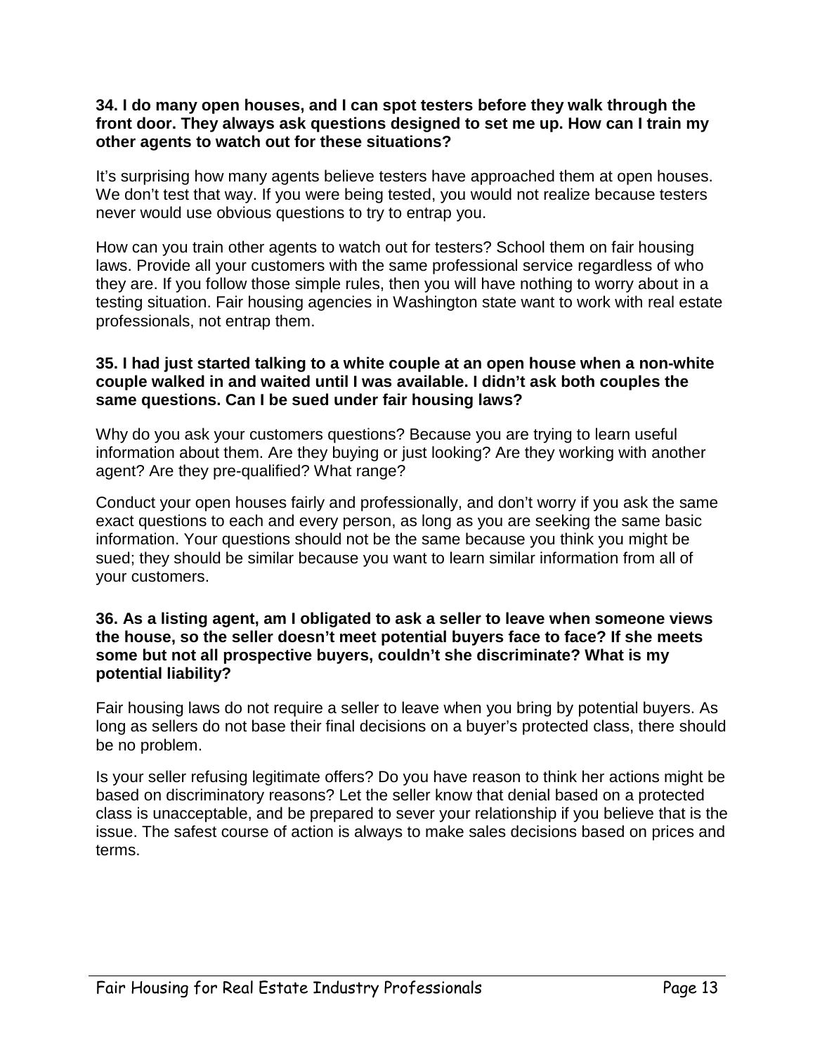**34. I do many open houses, and I can spot testers before they walk through the front door. They always ask questions designed to set me up. How can I train my other agents to watch out for these situations?**

It's surprising how many agents believe testers have approached them at open houses. We don't test that way. If you were being tested, you would not realize because testers never would use obvious questions to try to entrap you.

How can you train other agents to watch out for testers? School them on fair housing laws. Provide all your customers with the same professional service regardless of who they are. If you follow those simple rules, then you will have nothing to worry about in a testing situation. Fair housing agencies in Washington state want to work with real estate professionals, not entrap them.

**35. I had just started talking to a white couple at an open house when a non-white couple walked in and waited until I was available. I didn't ask both couples the same questions. Can I be sued under fair housing laws?**

Why do you ask your customers questions? Because you are trying to learn useful information about them. Are they buying or just looking? Are they working with another agent? Are they pre-qualified? What range?

Conduct your open houses fairly and professionally, and don't worry if you ask the same exact questions to each and every person, as long as you are seeking the same basic information. Your questions should not be the same because you think you might be sued; they should be similar because you want to learn similar information from all of your customers.

**36. As a listing agent, am I obligated to ask a seller to leave when someone views the house, so the seller doesn't meet potential buyers face to face? If she meets some but not all prospective buyers, couldn't she discriminate? What is my potential liability?**

Fair housing laws do not require a seller to leave when you bring by potential buyers. As long as sellers do not base their final decisions on a buyer's protected class, there should be no problem.

Is your seller refusing legitimate offers? Do you have reason to think her actions might be based on discriminatory reasons? Let the seller know that denial based on a protected class is unacceptable, and be prepared to sever your relationship if you believe that is the issue. The safest course of action is always to make sales decisions based on prices and terms.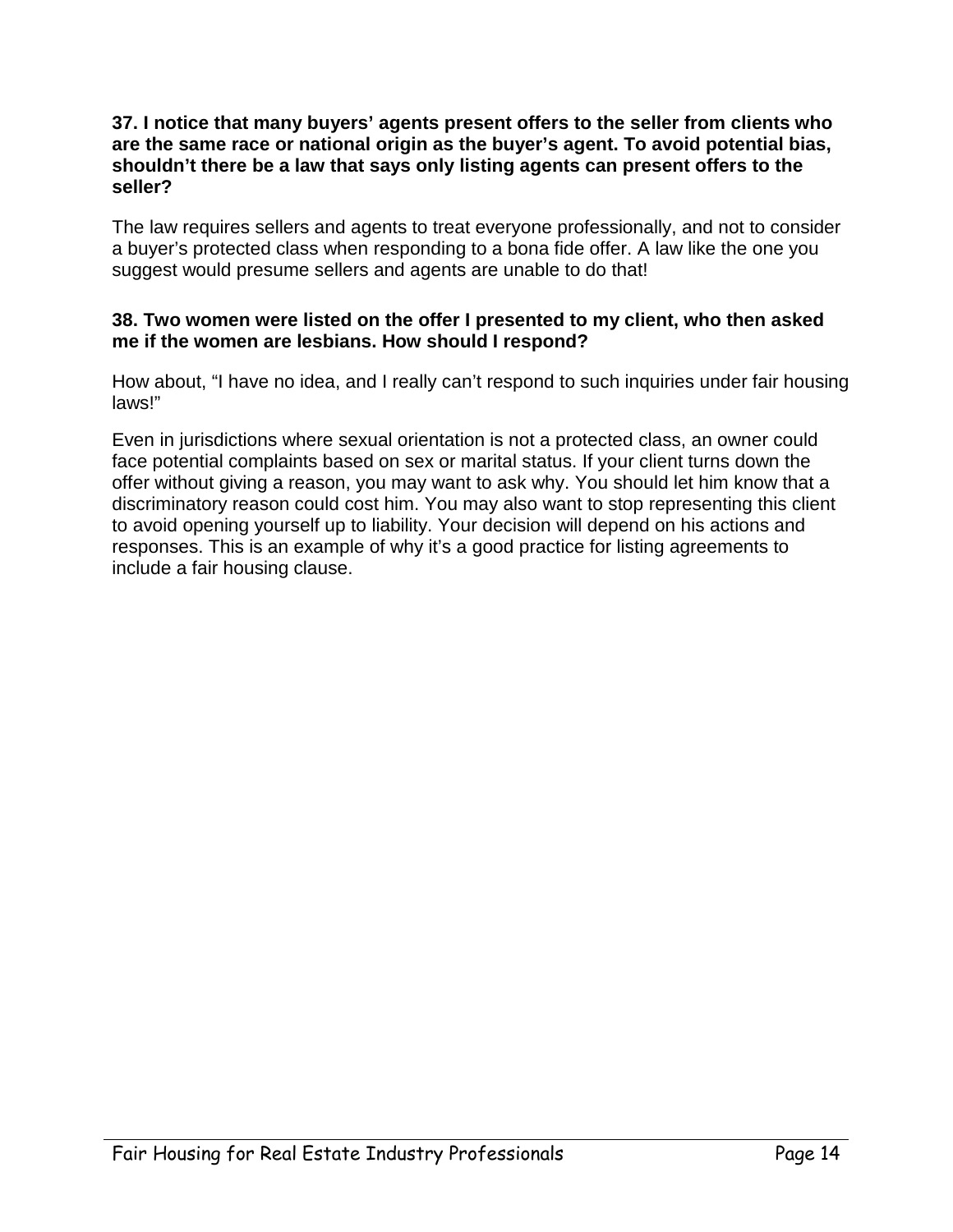**37. I notice that many buyers' agents present offers to the seller from clients who are the same race or national origin as the buyer's agent. To avoid potential bias, shouldn't there be a law that says only listing agents can present offers to the seller?**

The law requires sellers and agents to treat everyone professionally, and not to consider a buyer's protected class when responding to a bona fide offer. A law like the one you suggest would presume sellers and agents are unable to do that!

**38. Two women were listed on the offer I presented to my client, who then asked me if the women are lesbians. How should I respond?**

How about, "I have no idea, and I really can't respond to such inquiries under fair housing laws!"

Even in jurisdictions where sexual orientation is not a protected class, an owner could face potential complaints based on sex or marital status. If your client turns down the offer without giving a reason, you may want to ask why. You should let him know that a discriminatory reason could cost him. You may also want to stop representing this client to avoid opening yourself up to liability. Your decision will depend on his actions and responses. This is an example of why it's a good practice for listing agreements to include a fair housing clause.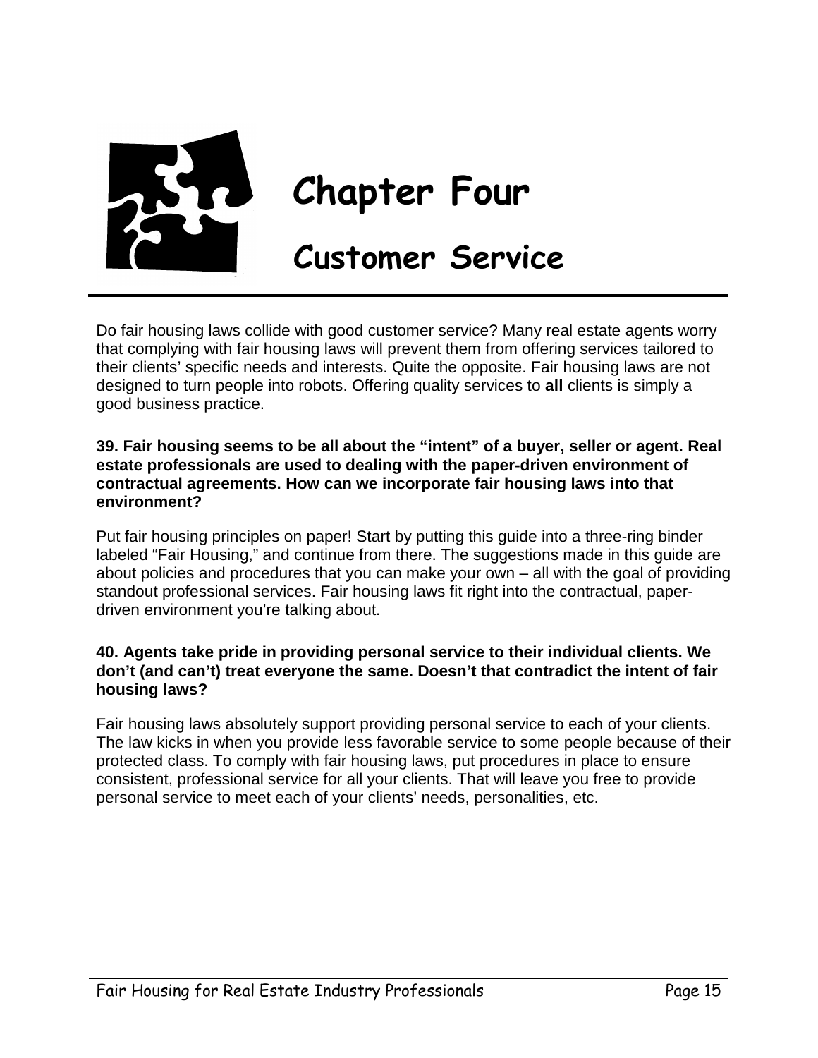# Chapter Four

# Customer Service

Do fair housing laws collide with good customer service? Many real estate agents worry that complying with fair housing laws will prevent them from offering services tailored to their clients' specific needs and interests. Quite the opposite. Fair housing laws are not designed to turn people into robots. Offering quality services to **all** clients is simply a good business practice.

**39. Fair housing seems to be all about the "intent" of a buyer, seller or agent. Real estate professionals are used to dealing with the paper-driven environment of contractual agreements. How can we incorporate fair housing laws into that environment?**

Put fair housing principles on paper! Start by putting this guide into a three-ring binder labeled "Fair Housing," and continue from there. The suggestions made in this guide are about policies and procedures that you can make your own – all with the goal of providing standout professional services. Fair housing laws fit right into the contractual, paper-driven environment you're talking about.

**40. Agents take pride in providing personal service to their individual clients. We don't (and can't) treat everyone the same. Doesn't that contradict the intent of fair housing laws?**

Fair housing laws absolutely support providing personal service to each of your clients. The law kicks in when you provide less favorable service to some people because of their protected class. To comply with fair housing laws, put procedures in place to ensure consistent, professional service for all your clients. That will leave you free to provide personal service to meet each of your clients' needs, personalities, etc.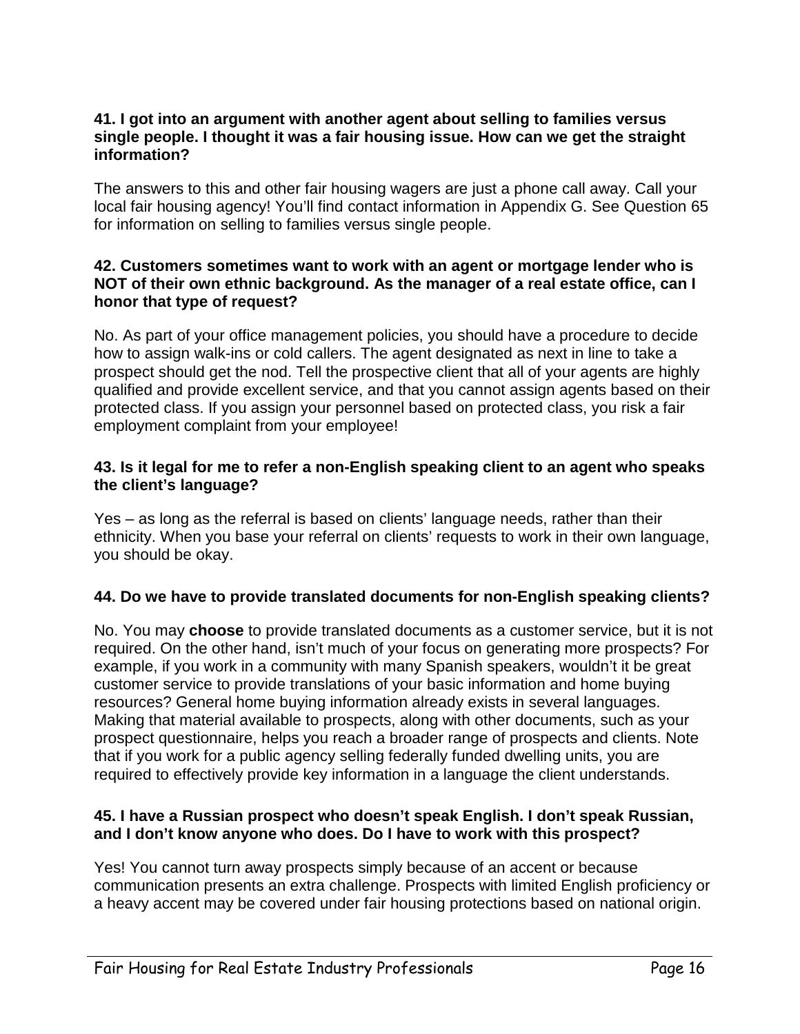**41. I got into an argument with another agent about selling to families versus single people. I thought it was a fair housing issue. How can we get the straight information?**

The answers to this and other fair housing wagers are just a phone call away. Call your local fair housing agency! You'll find contact information in Appendix G. See Question 65 for information on selling to families versus single people.

**42. Customers sometimes want to work with an agent or mortgage lender who is NOT of their own ethnic background. As the manager of a real estate office, can I honor that type of request?**

No. As part of your office management policies, you should have a procedure to decide how to assign walk-ins or cold callers. The agent designated as next in line to take a prospect should get the nod. Tell the prospective client that all of your agents are highly qualified and provide excellent service, and that you cannot assign agents based on their protected class. If you assign your personnel based on protected class, you risk a fair employment complaint from your employee!

**43. Is it legal for me to refer a non-English speaking client to an agent who speaks the client's language?**

Yes – as long as the referral is based on clients' language needs, rather than their ethnicity. When you base your referral on clients' requests to work in their own language, you should be okay.

**44. Do we have to provide translated documents for non-English speaking clients?**

No. You may **choose** to provide translated documents as a customer service, but it is not required. On the other hand, isn't much of your focus on generating more prospects? For example, if you work in a community with many Spanish speakers, wouldn't it be great customer service to provide translations of your basic information and home buying resources? General home buying information already exists in several languages. Making that material available to prospects, along with other documents, such as your prospect questionnaire, helps you reach a broader range of prospects and clients. Note that if you work for a public agency selling federally funded dwelling units, you are required to effectively provide key information in a language the client understands.

**45. I have a Russian prospect who doesn't speak English. I don't speak Russian, and I don't know anyone who does. Do I have to work with this prospect?**

Yes! You cannot turn away prospects simply because of an accent or because communication presents an extra challenge. Prospects with limited English proficiency or a heavy accent may be covered under fair housing protections based on national origin.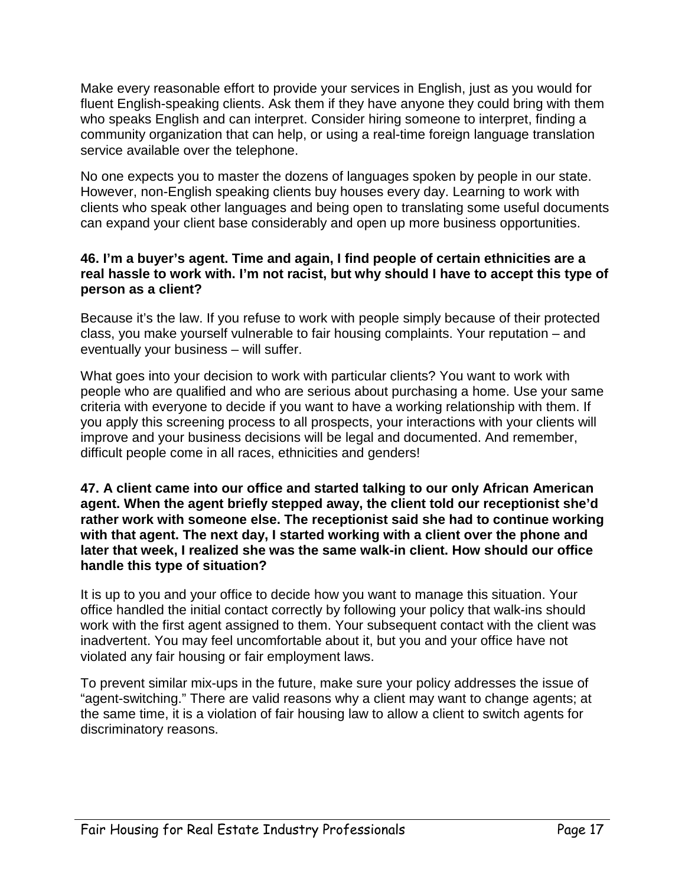Make every reasonable effort to provide your services in English, just as you would for fluent English-speaking clients. Ask them if they have anyone they could bring with them who speaks English and can interpret. Consider hiring someone to interpret, finding a community organization that can help, or using a real-time foreign language translation service available over the telephone.

No one expects you to master the dozens of languages spoken by people in our state. However, non-English speaking clients buy houses every day. Learning to work with clients who speak other languages and being open to translating some useful documents can expand your client base considerably and open up more business opportunities.

**46. I'm a buyer's agent. Time and again, I find people of certain ethnicities are a real hassle to work with. I'm not racist, but why should I have to accept this type of person as a client?**

Because it's the law. If you refuse to work with people simply because of their protected class, you make yourself vulnerable to fair housing complaints. Your reputation – and eventually your business – will suffer.

What goes into your decision to work with particular clients? You want to work with people who are qualified and who are serious about purchasing a home. Use your same criteria with everyone to decide if you want to have a working relationship with them. If you apply this screening process to all prospects, your interactions with your clients will improve and your business decisions will be legal and documented. And remember, difficult people come in all races, ethnicities and genders!

**47. A client came into our office and started talking to our only African American agent. When the agent briefly stepped away, the client told our receptionist she'd rather work with someone else. The receptionist said she had to continue working with that agent. The next day, I started working with a client over the phone and later that week, I realized she was the same walk-in client. How should our office handle this type of situation?**

It is up to you and your office to decide how you want to manage this situation. Your office handled the initial contact correctly by following your policy that walk-ins should work with the first agent assigned to them. Your subsequent contact with the client was inadvertent. You may feel uncomfortable about it, but you and your office have not violated any fair housing or fair employment laws.

To prevent similar mix-ups in the future, make sure your policy addresses the issue of "agent-switching." There are valid reasons why a client may want to change agents; at the same time, it is a violation of fair housing law to allow a client to switch agents for discriminatory reasons.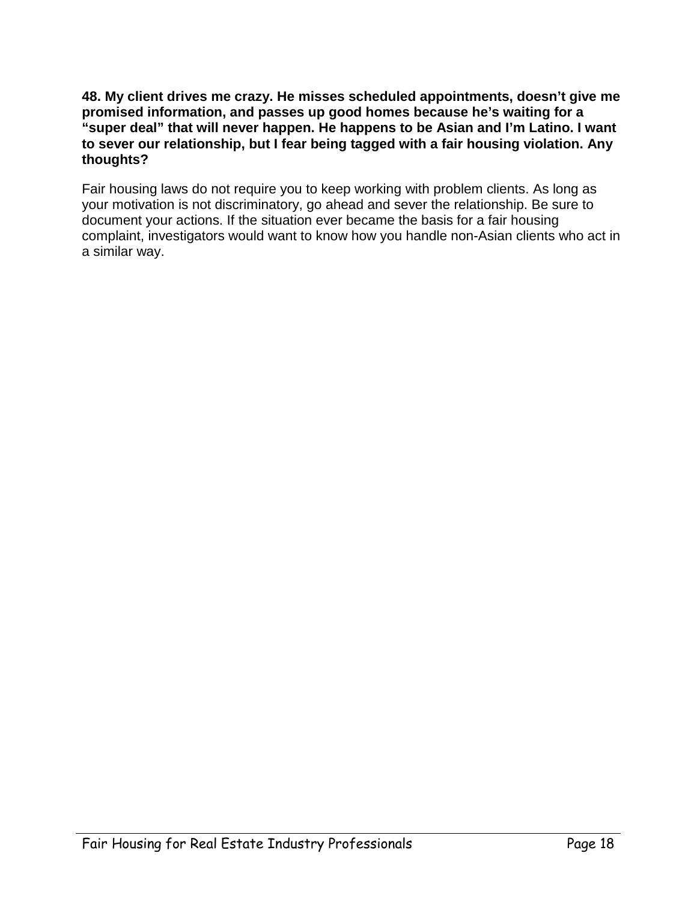**48. My client drives me crazy. He misses scheduled appointments, doesn't give me promised information, and passes up good homes because he's waiting for a "super deal" that will never happen. He happens to be Asian and I'm Latino. I want to sever our relationship, but I fear being tagged with a fair housing violation. Any thoughts?**

Fair housing laws do not require you to keep working with problem clients. As long as your motivation is not discriminatory, go ahead and sever the relationship. Be sure to document your actions. If the situation ever became the basis for a fair housing complaint, investigators would want to know how you handle non-Asian clients who act in a similar way.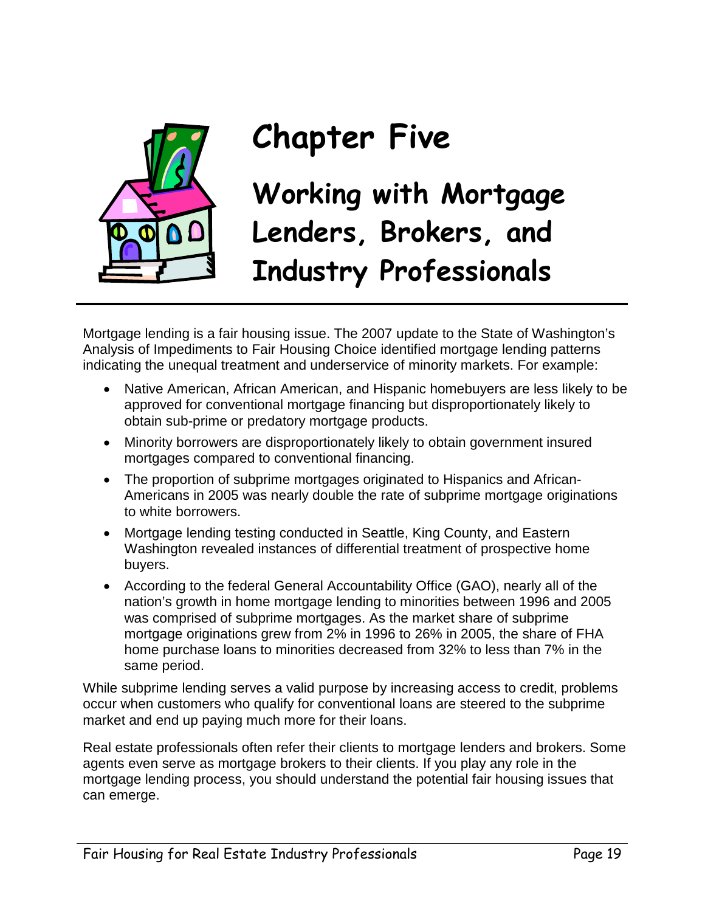# Chapter Five

## Working with Mortgage Lenders, Brokers, and Industry Professionals

Mortgage lending is a fair housing issue. The 2007 update to the State of Washington's Analysis of Impediments to Fair Housing Choice identified mortgage lending patterns indicating the unequal treatment and underservice of minority markets. For example:

- Native American, African American, and Hispanic homebuyers are less likely to be approved for conventional mortgage financing but disproportionately likely to obtain sub-prime or predatory mortgage products.
- Minority borrowers are disproportionately likely to obtain government insured mortgages compared to conventional financing.
- The proportion of subprime mortgages originated to Hispanics and African-Americans in 2005 was nearly double the rate of subprime mortgage originations to white borrowers.
- Mortgage lending testing conducted in Seattle, King County, and Eastern Washington revealed instances of differential treatment of prospective home buyers.
- According to the federal General Accountability Office (GAO), nearly all of the nation's growth in home mortgage lending to minorities between 1996 and 2005 was comprised of subprime mortgages. As the market share of subprime mortgage originations grew from 2% in 1996 to 26% in 2005, the share of FHA home purchase loans to minorities decreased from 32% to less than 7% in the same period.

While subprime lending serves a valid purpose by increasing access to credit, problems occur when customers who qualify for conventional loans are steered to the subprime market and end up paying much more for their loans.

Real estate professionals often refer their clients to mortgage lenders and brokers. Some agents even serve as mortgage brokers to their clients. If you play any role in the mortgage lending process, you should understand the potential fair housing issues that can emerge.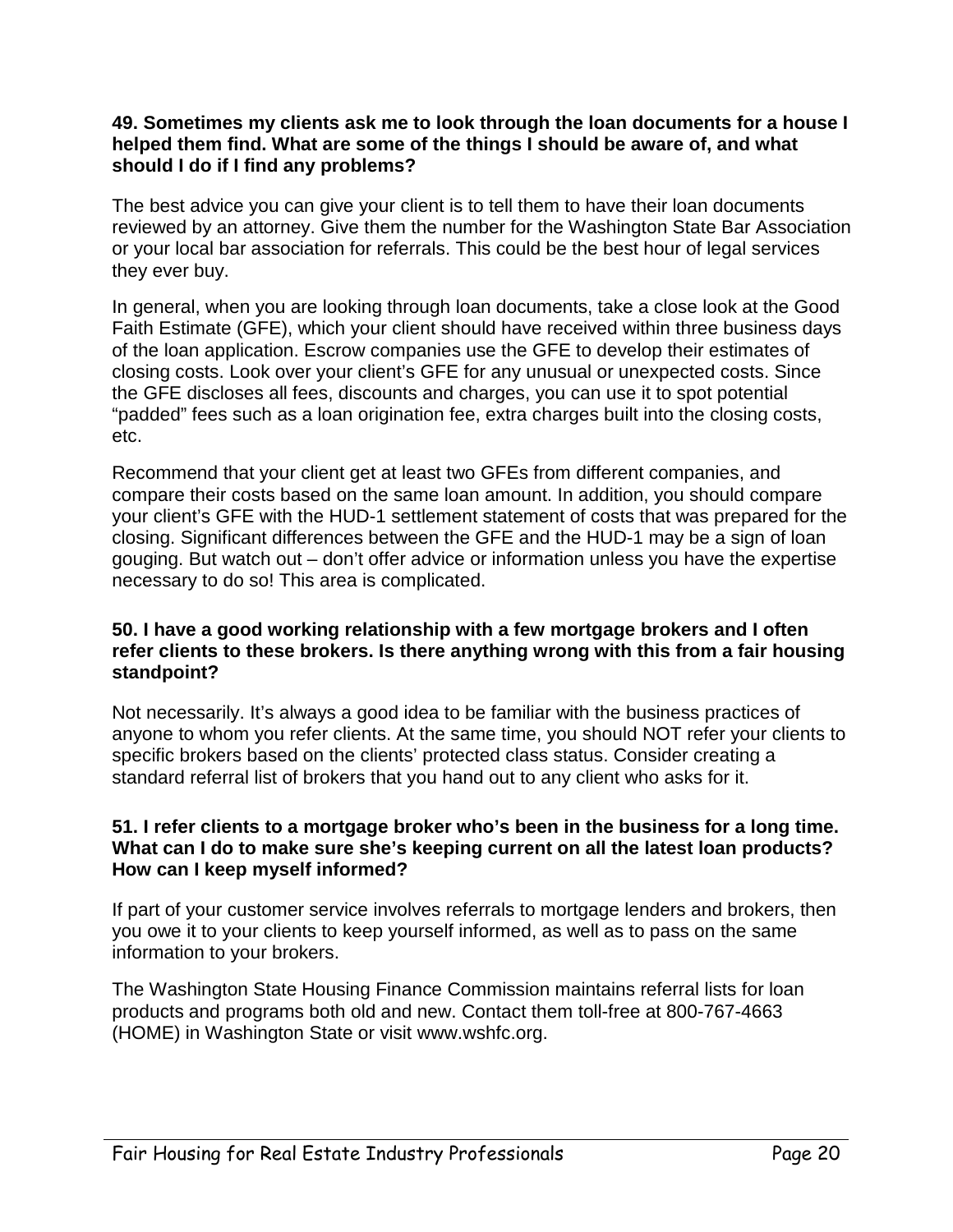**49. Sometimes my clients ask me to look through the loan documents for a house I helped them find. What are some of the things I should be aware of, and what should I do if I find any problems?**

The best advice you can give your client is to tell them to have their loan documents reviewed by an attorney. Give them the number for the Washington State Bar Association or your local bar association for referrals. This could be the best hour of legal services they ever buy.

In general, when you are looking through loan documents, take a close look at the Good Faith Estimate (GFE), which your client should have received within three business days of the loan application. Escrow companies use the GFE to develop their estimates of closing costs. Look over your client's GFE for any unusual or unexpected costs. Since the GFE discloses all fees, discounts and charges, you can use it to spot potential "padded" fees such as a loan origination fee, extra charges built into the closing costs, etc.

Recommend that your client get at least two GFEs from different companies, and compare their costs based on the same loan amount. In addition, you should compare your client's GFE with the HUD-1 settlement statement of costs that was prepared for the closing. Significant differences between the GFE and the HUD-1 may be a sign of loan gouging. But watch out – don't offer advice or information unless you have the expertise necessary to do so! This area is complicated.

**50. I have a good working relationship with a few mortgage brokers and I often refer clients to these brokers. Is there anything wrong with this from a fair housing standpoint?**

Not necessarily. It's always a good idea to be familiar with the business practices of anyone to whom you refer clients. At the same time, you should NOT refer your clients to specific brokers based on the clients' protected class status. Consider creating a standard referral list of brokers that you hand out to any client who asks for it.

**51. I refer clients to a mortgage broker who's been in the business for a long time. What can I do to make sure she's keeping current on all the latest loan products? How can I keep myself informed?**

If part of your customer service involves referrals to mortgage lenders and brokers, then you owe it to your clients to keep yourself informed, as well as to pass on the same information to your brokers.

The Washington State Housing Finance Commission maintains referral lists for loan products and programs both old and new. Contact them toll-free at 800-767-4663 (HOME) in Washington State or visit www.wshfc.org.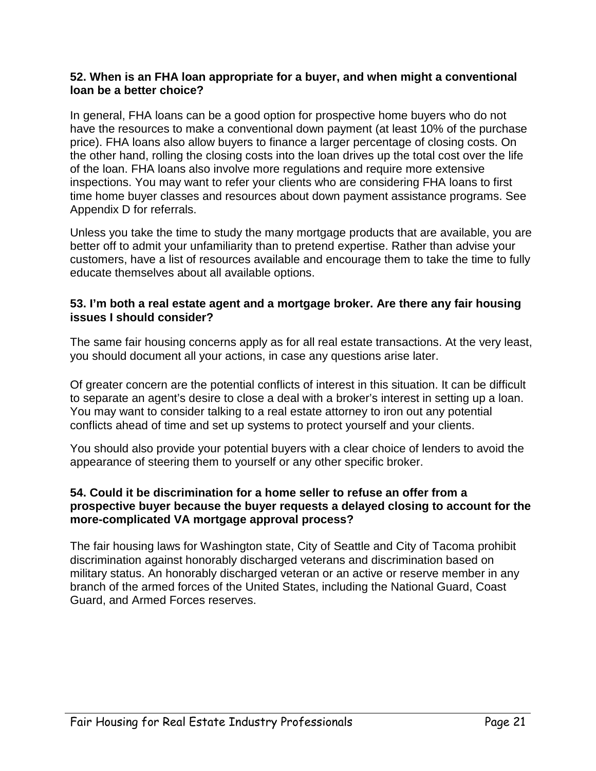**52. When is an FHA loan appropriate for a buyer, and when might a conventional loan be a better choice?**

In general, FHA loans can be a good option for prospective home buyers who do not have the resources to make a conventional down payment (at least 10% of the purchase price). FHA loans also allow buyers to finance a larger percentage of closing costs. On the other hand, rolling the closing costs into the loan drives up the total cost over the life of the loan. FHA loans also involve more regulations and require more extensive inspections. You may want to refer your clients who are considering FHA loans to first time home buyer classes and resources about down payment assistance programs. See Appendix D for referrals.

Unless you take the time to study the many mortgage products that are available, you are better off to admit your unfamiliarity than to pretend expertise. Rather than advise your customers, have a list of resources available and encourage them to take the time to fully educate themselves about all available options.

**53. I'm both a real estate agent and a mortgage broker. Are there any fair housing issues I should consider?**

The same fair housing concerns apply as for all real estate transactions. At the very least, you should document all your actions, in case any questions arise later.

Of greater concern are the potential conflicts of interest in this situation. It can be difficult to separate an agent's desire to close a deal with a broker's interest in setting up a loan. You may want to consider talking to a real estate attorney to iron out any potential conflicts ahead of time and set up systems to protect yourself and your clients.

You should also provide your potential buyers with a clear choice of lenders to avoid the appearance of steering them to yourself or any other specific broker.

**54. Could it be discrimination for a home seller to refuse an offer from a prospective buyer because the buyer requests a delayed closing to account for the more-complicated VA mortgage approval process?**

The fair housing laws for Washington state, City of Seattle and City of Tacoma prohibit discrimination against honorably discharged veterans and discrimination based on military status. An honorably discharged veteran or an active or reserve member in any branch of the armed forces of the United States, including the National Guard, Coast Guard, and Armed Forces reserves.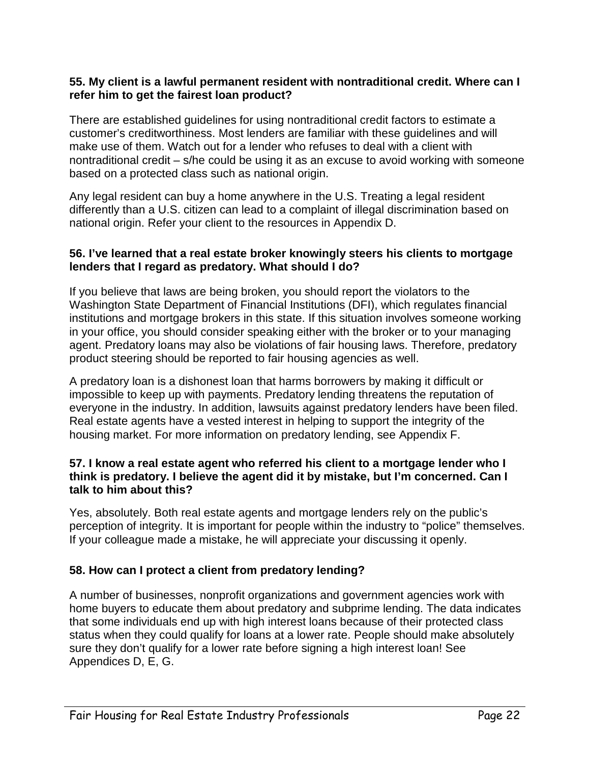**55. My client is a lawful permanent resident with nontraditional credit. Where can I refer him to get the fairest loan product?**

There are established guidelines for using nontraditional credit factors to estimate a customer's creditworthiness. Most lenders are familiar with these guidelines and will make use of them. Watch out for a lender who refuses to deal with a client with nontraditional credit – s/he could be using it as an excuse to avoid working with someone based on a protected class such as national origin.

Any legal resident can buy a home anywhere in the U.S. Treating a legal resident differently than a U.S. citizen can lead to a complaint of illegal discrimination based on national origin. Refer your client to the resources in Appendix D.

**56. I've learned that a real estate broker knowingly steers his clients to mortgage lenders that I regard as predatory. What should I do?**

If you believe that laws are being broken, you should report the violators to the Washington State Department of Financial Institutions (DFI), which regulates financial institutions and mortgage brokers in this state. If this situation involves someone working in your office, you should consider speaking either with the broker or to your managing agent. Predatory loans may also be violations of fair housing laws. Therefore, predatory product steering should be reported to fair housing agencies as well.

A predatory loan is a dishonest loan that harms borrowers by making it difficult or impossible to keep up with payments. Predatory lending threatens the reputation of everyone in the industry. In addition, lawsuits against predatory lenders have been filed. Real estate agents have a vested interest in helping to support the integrity of the housing market. For more information on predatory lending, see Appendix F.

**57. I know a real estate agent who referred his client to a mortgage lender who I think is predatory. I believe the agent did it by mistake, but I'm concerned. Can I talk to him about this?**

Yes, absolutely. Both real estate agents and mortgage lenders rely on the public's perception of integrity. It is important for people within the industry to "police" themselves. If your colleague made a mistake, he will appreciate your discussing it openly.

**58. How can I protect a client from predatory lending?**

A number of businesses, nonprofit organizations and government agencies work with home buyers to educate them about predatory and subprime lending. The data indicates that some individuals end up with high interest loans because of their protected class status when they could qualify for loans at a lower rate. People should make absolutely sure they don't qualify for a lower rate before signing a high interest loan! See Appendices D, E, G.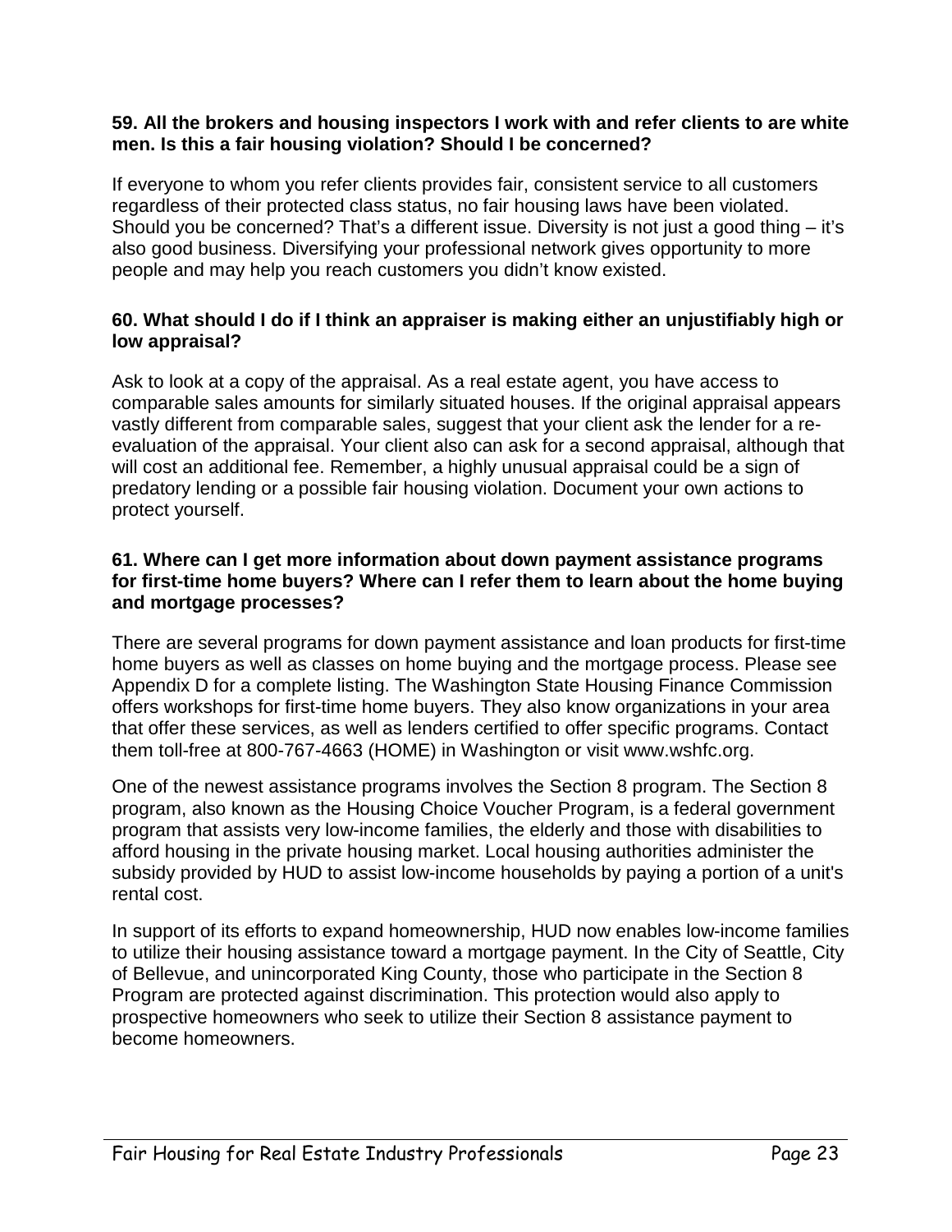**59. All the brokers and housing inspectors I work with and refer clients to are white men. Is this a fair housing violation? Should I be concerned?**

If everyone to whom you refer clients provides fair, consistent service to all customers regardless of their protected class status, no fair housing laws have been violated. Should you be concerned? That's a different issue. Diversity is not just a good thing – it's also good business. Diversifying your professional network gives opportunity to more people and may help you reach customers you didn't know existed.

**60. What should I do if I think an appraiser is making either an unjustifiably high or low appraisal?**

Ask to look at a copy of the appraisal. As a real estate agent, you have access to comparable sales amounts for similarly situated houses. If the original appraisal appears vastly different from comparable sales, suggest that your client ask the lender for a re-evaluation of the appraisal. Your client also can ask for a second appraisal, although that will cost an additional fee. Remember, a highly unusual appraisal could be a sign of predatory lending or a possible fair housing violation. Document your own actions to protect yourself.

**61. Where can I get more information about down payment assistance programs for first-time home buyers? Where can I refer them to learn about the home buying and mortgage processes?**

There are several programs for down payment assistance and loan products for first-time home buyers as well as classes on home buying and the mortgage process. Please see Appendix D for a complete listing. The Washington State Housing Finance Commission offers workshops for first-time home buyers. They also know organizations in your area that offer these services, as well as lenders certified to offer specific programs. Contact them toll-free at 800-767-4663 (HOME) in Washington or visit www.wshfc.org.

One of the newest assistance programs involves the Section 8 program. The Section 8 program, also known as the Housing Choice Voucher Program, is a federal government program that assists very low-income families, the elderly and those with disabilities to afford housing in the private housing market. Local housing authorities administer the subsidy provided by HUD to assist low-income households by paying a portion of a unit's rental cost.

In support of its efforts to expand homeownership, HUD now enables low-income families to utilize their housing assistance toward a mortgage payment. In the City of Seattle, City of Bellevue, and unincorporated King County, those who participate in the Section 8 Program are protected against discrimination. This protection would also apply to prospective homeowners who seek to utilize their Section 8 assistance payment to become homeowners.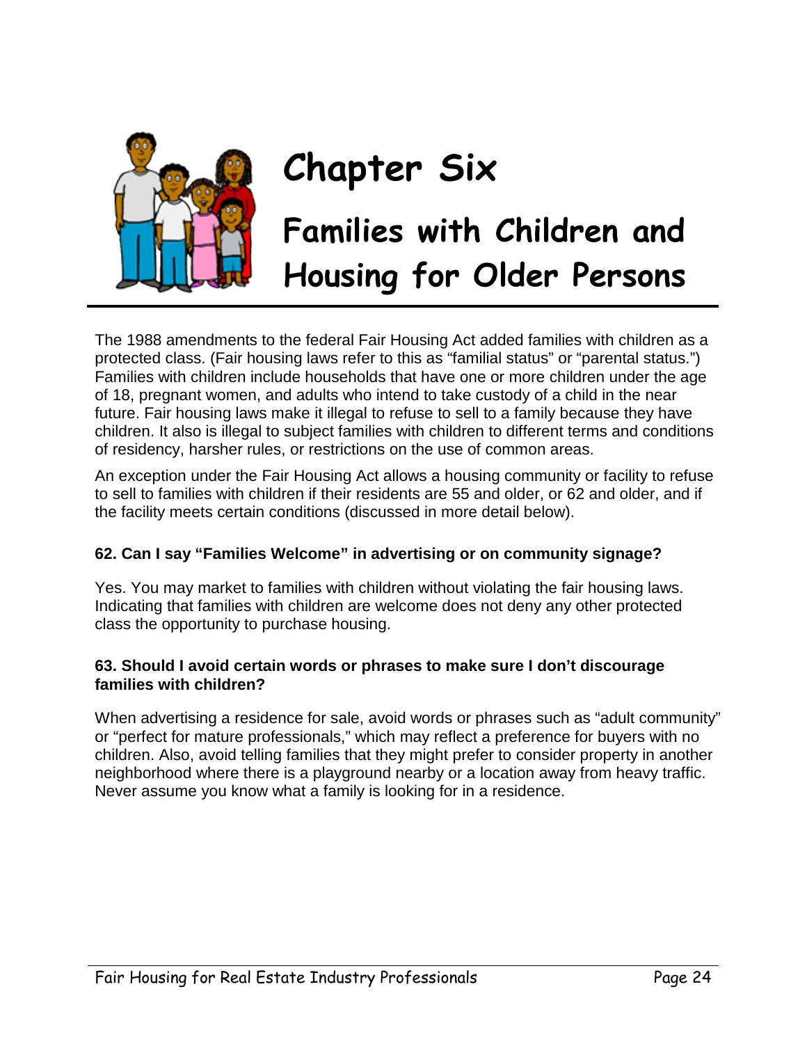# Chapter Six

## Families with Children and Housing for Older Persons

The 1988 amendments to the federal Fair Housing Act added families with children as a protected class. (Fair housing laws refer to this as "familial status" or "parental status.") Families with children include households that have one or more children under the age of 18, pregnant women, and adults who intend to take custody of a child in the near future. Fair housing laws make it illegal to refuse to sell to a family because they have children. It also is illegal to subject families with children to different terms and conditions of residency, harsher rules, or restrictions on the use of common areas.

An exception under the Fair Housing Act allows a housing community or facility to refuse to sell to families with children if their residents are 55 and older, or 62 and older, and if the facility meets certain conditions (discussed in more detail below).

### 62. Can I say "Families Welcome" in advertising or on community signage?

Yes. You may market to families with children without violating the fair housing laws. Indicating that families with children are welcome does not deny any other protected class the opportunity to purchase housing.

### 63. Should I avoid certain words or phrases to make sure I don't discourage families with children?

When advertising a residence for sale, avoid words or phrases such as "adult community" or "perfect for mature professionals," which may reflect a preference for buyers with no children. Also, avoid telling families that they might prefer to consider property in another neighborhood where there is a playground nearby or a location away from heavy traffic. Never assume you know what a family is looking for in a residence.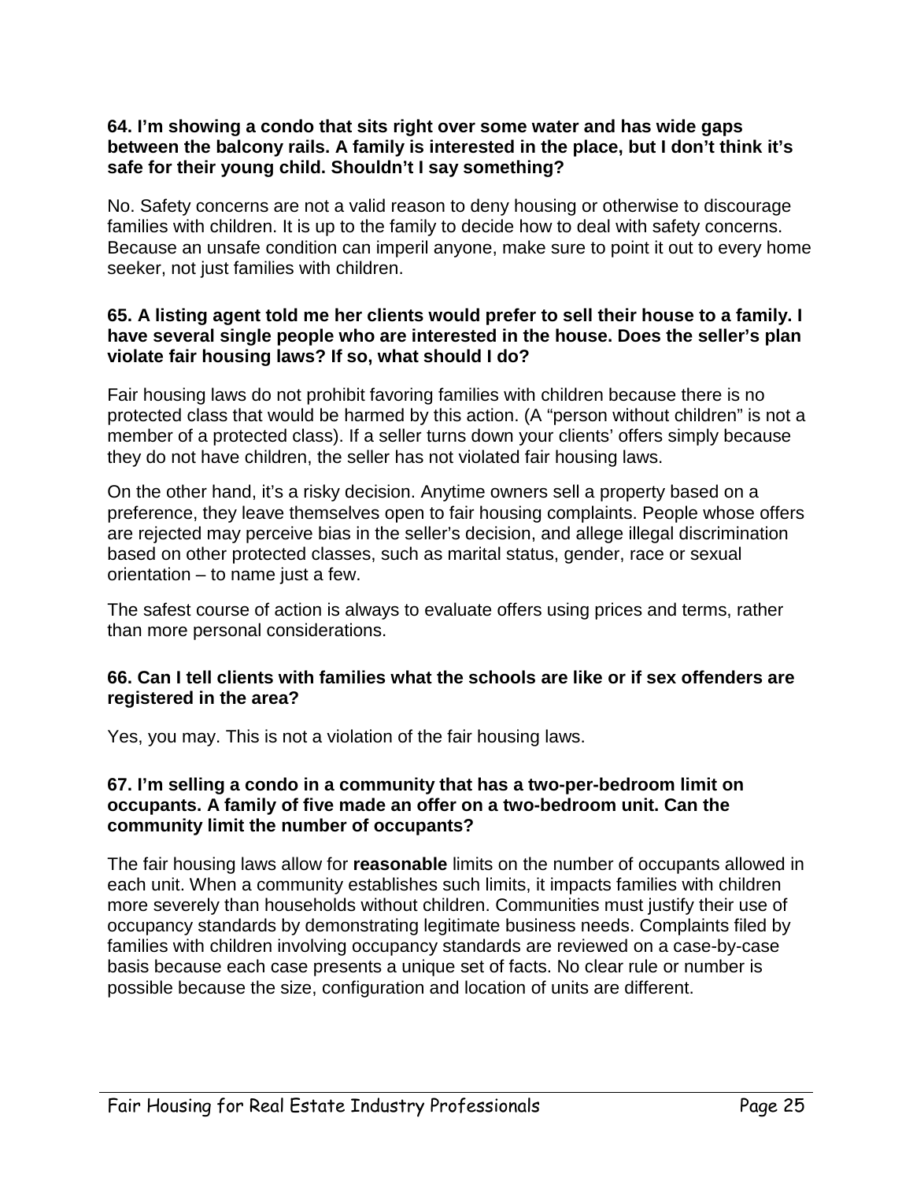**64. I'm showing a condo that sits right over some water and has wide gaps between the balcony rails. A family is interested in the place, but I don't think it's safe for their young child. Shouldn't I say something?**

No. Safety concerns are not a valid reason to deny housing or otherwise to discourage families with children. It is up to the family to decide how to deal with safety concerns. Because an unsafe condition can imperil anyone, make sure to point it out to every home seeker, not just families with children.

**65. A listing agent told me her clients would prefer to sell their house to a family. I have several single people who are interested in the house. Does the seller's plan violate fair housing laws? If so, what should I do?**

Fair housing laws do not prohibit favoring families with children because there is no protected class that would be harmed by this action. (A "person without children" is not a member of a protected class). If a seller turns down your clients' offers simply because they do not have children, the seller has not violated fair housing laws.

On the other hand, it's a risky decision. Anytime owners sell a property based on a preference, they leave themselves open to fair housing complaints. People whose offers are rejected may perceive bias in the seller's decision, and allege illegal discrimination based on other protected classes, such as marital status, gender, race or sexual orientation – to name just a few.

The safest course of action is always to evaluate offers using prices and terms, rather than more personal considerations.

**66. Can I tell clients with families what the schools are like or if sex offenders are registered in the area?**

Yes, you may. This is not a violation of the fair housing laws.

**67. I'm selling a condo in a community that has a two-per-bedroom limit on occupants. A family of five made an offer on a two-bedroom unit. Can the community limit the number of occupants?**

The fair housing laws allow for **reasonable** limits on the number of occupants allowed in each unit. When a community establishes such limits, it impacts families with children more severely than households without children. Communities must justify their use of occupancy standards by demonstrating legitimate business needs. Complaints filed by families with children involving occupancy standards are reviewed on a case-by-case basis because each case presents a unique set of facts. No clear rule or number is possible because the size, configuration and location of units are different.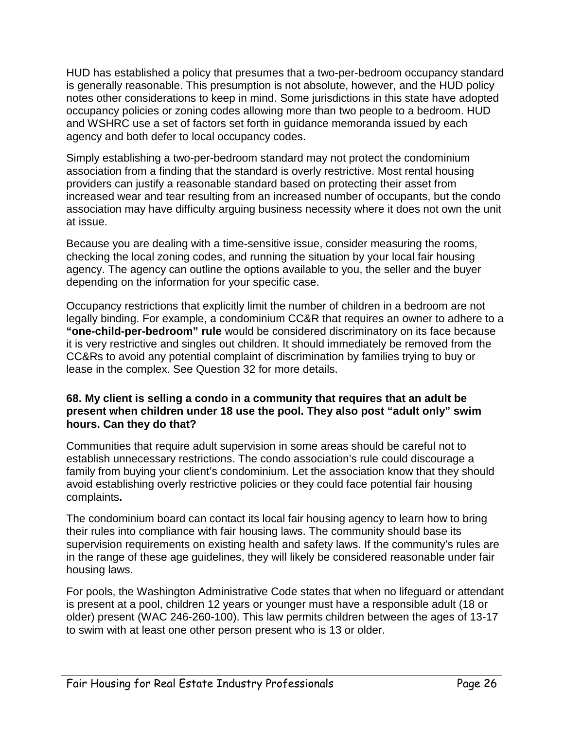HUD has established a policy that presumes that a two-per-bedroom occupancy standard is generally reasonable. This presumption is not absolute, however, and the HUD policy notes other considerations to keep in mind. Some jurisdictions in this state have adopted occupancy policies or zoning codes allowing more than two people to a bedroom. HUD and WSHRC use a set of factors set forth in guidance memoranda issued by each agency and both defer to local occupancy codes.

Simply establishing a two-per-bedroom standard may not protect the condominium association from a finding that the standard is overly restrictive. Most rental housing providers can justify a reasonable standard based on protecting their asset from increased wear and tear resulting from an increased number of occupants, but the condo association may have difficulty arguing business necessity where it does not own the unit at issue.

Because you are dealing with a time-sensitive issue, consider measuring the rooms, checking the local zoning codes, and running the situation by your local fair housing agency. The agency can outline the options available to you, the seller and the buyer depending on the information for your specific case.

Occupancy restrictions that explicitly limit the number of children in a bedroom are not legally binding. For example, a condominium CC&R that requires an owner to adhere to a **"one-child-per-bedroom" rule** would be considered discriminatory on its face because it is very restrictive and singles out children. It should immediately be removed from the CC&Rs to avoid any potential complaint of discrimination by families trying to buy or lease in the complex. See Question 32 for more details.

**68. My client is selling a condo in a community that requires that an adult be present when children under 18 use the pool. They also post "adult only" swim hours. Can they do that?**

Communities that require adult supervision in some areas should be careful not to establish unnecessary restrictions. The condo association's rule could discourage a family from buying your client's condominium. Let the association know that they should avoid establishing overly restrictive policies or they could face potential fair housing complaints**.**

The condominium board can contact its local fair housing agency to learn how to bring their rules into compliance with fair housing laws. The community should base its supervision requirements on existing health and safety laws. If the community's rules are in the range of these age guidelines, they will likely be considered reasonable under fair housing laws.

For pools, the Washington Administrative Code states that when no lifeguard or attendant is present at a pool, children 12 years or younger must have a responsible adult (18 or older) present (WAC 246-260-100). This law permits children between the ages of 13-17 to swim with at least one other person present who is 13 or older.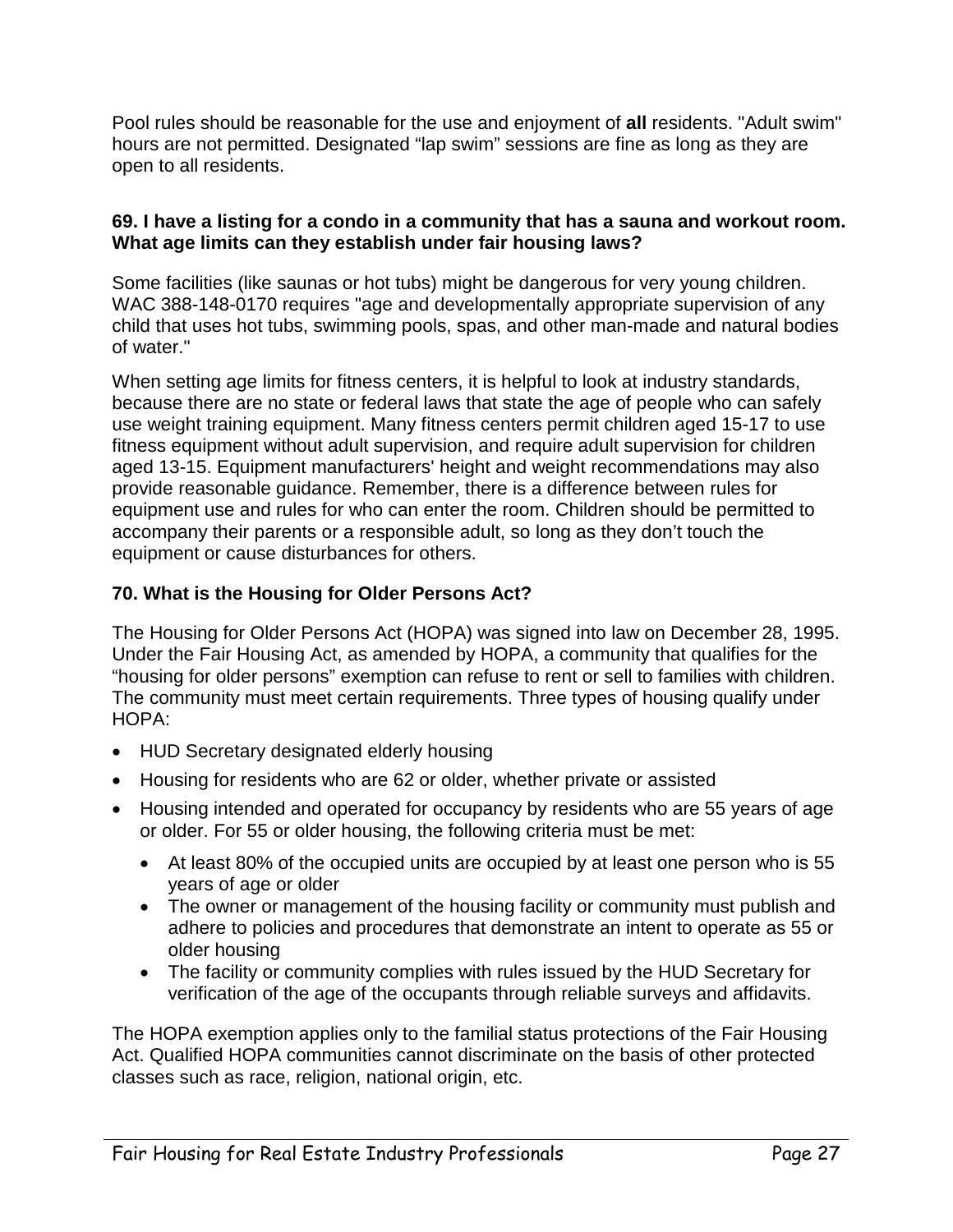Pool rules should be reasonable for the use and enjoyment of **all** residents. "Adult swim" hours are not permitted. Designated "lap swim" sessions are fine as long as they are open to all residents.

**69. I have a listing for a condo in a community that has a sauna and workout room. What age limits can they establish under fair housing laws?**

Some facilities (like saunas or hot tubs) might be dangerous for very young children. WAC 388-148-0170 requires "age and developmentally appropriate supervision of any child that uses hot tubs, swimming pools, spas, and other man-made and natural bodies of water."

When setting age limits for fitness centers, it is helpful to look at industry standards, because there are no state or federal laws that state the age of people who can safely use weight training equipment. Many fitness centers permit children aged 15-17 to use fitness equipment without adult supervision, and require adult supervision for children aged 13-15. Equipment manufacturers' height and weight recommendations may also provide reasonable guidance. Remember, there is a difference between rules for equipment use and rules for who can enter the room. Children should be permitted to accompany their parents or a responsible adult, so long as they don't touch the equipment or cause disturbances for others.

**70. What is the Housing for Older Persons Act?**

The Housing for Older Persons Act (HOPA) was signed into law on December 28, 1995. Under the Fair Housing Act, as amended by HOPA, a community that qualifies for the "housing for older persons" exemption can refuse to rent or sell to families with children. The community must meet certain requirements. Three types of housing qualify under HOPA:

- HUD Secretary designated elderly housing
- Housing for residents who are 62 or older, whether private or assisted
- Housing intended and operated for occupancy by residents who are 55 years of age or older. For 55 or older housing, the following criteria must be met:
  - At least 80% of the occupied units are occupied by at least one person who is 55 years of age or older
  - The owner or management of the housing facility or community must publish and adhere to policies and procedures that demonstrate an intent to operate as 55 or older housing
  - The facility or community complies with rules issued by the HUD Secretary for verification of the age of the occupants through reliable surveys and affidavits.

The HOPA exemption applies only to the familial status protections of the Fair Housing Act. Qualified HOPA communities cannot discriminate on the basis of other protected classes such as race, religion, national origin, etc.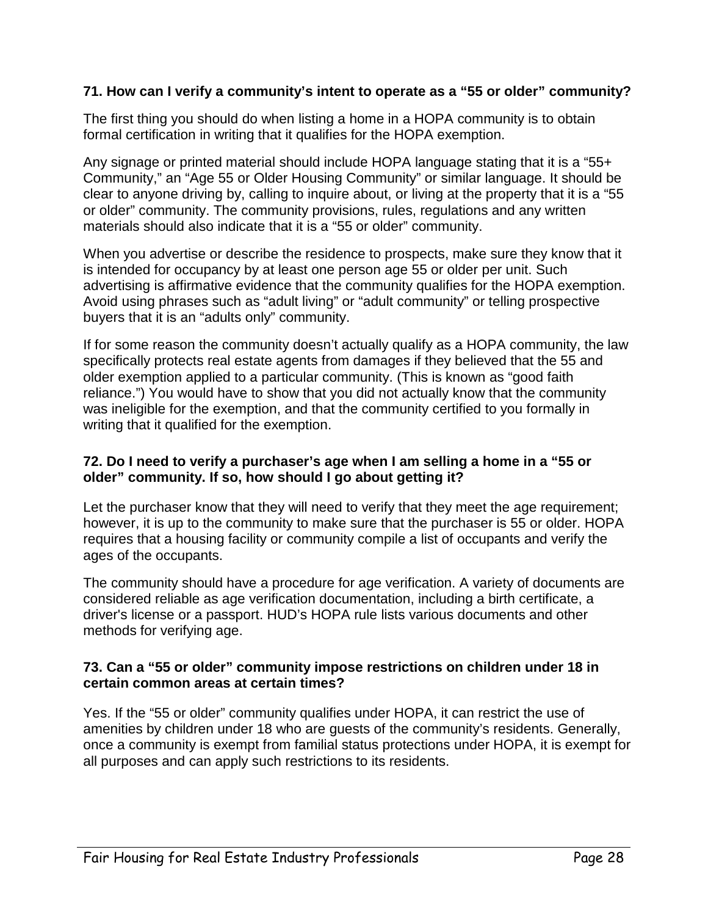### 71. How can I verify a community's intent to operate as a "55 or older" community?

The first thing you should do when listing a home in a HOPA community is to obtain formal certification in writing that it qualifies for the HOPA exemption.

Any signage or printed material should include HOPA language stating that it is a "55+ Community," an "Age 55 or Older Housing Community" or similar language. It should be clear to anyone driving by, calling to inquire about, or living at the property that it is a "55 or older" community. The community provisions, rules, regulations and any written materials should also indicate that it is a "55 or older" community.

When you advertise or describe the residence to prospects, make sure they know that it is intended for occupancy by at least one person age 55 or older per unit. Such advertising is affirmative evidence that the community qualifies for the HOPA exemption. Avoid using phrases such as "adult living" or "adult community" or telling prospective buyers that it is an "adults only" community.

If for some reason the community doesn't actually qualify as a HOPA community, the law specifically protects real estate agents from damages if they believed that the 55 and older exemption applied to a particular community. (This is known as "good faith reliance.") You would have to show that you did not actually know that the community was ineligible for the exemption, and that the community certified to you formally in writing that it qualified for the exemption.

### 72. Do I need to verify a purchaser's age when I am selling a home in a "55 or older" community. If so, how should I go about getting it?

Let the purchaser know that they will need to verify that they meet the age requirement; however, it is up to the community to make sure that the purchaser is 55 or older. HOPA requires that a housing facility or community compile a list of occupants and verify the ages of the occupants.

The community should have a procedure for age verification. A variety of documents are considered reliable as age verification documentation, including a birth certificate, a driver's license or a passport. HUD's HOPA rule lists various documents and other methods for verifying age.

### 73. Can a "55 or older" community impose restrictions on children under 18 in certain common areas at certain times?

Yes. If the "55 or older" community qualifies under HOPA, it can restrict the use of amenities by children under 18 who are guests of the community's residents. Generally, once a community is exempt from familial status protections under HOPA, it is exempt for all purposes and can apply such restrictions to its residents.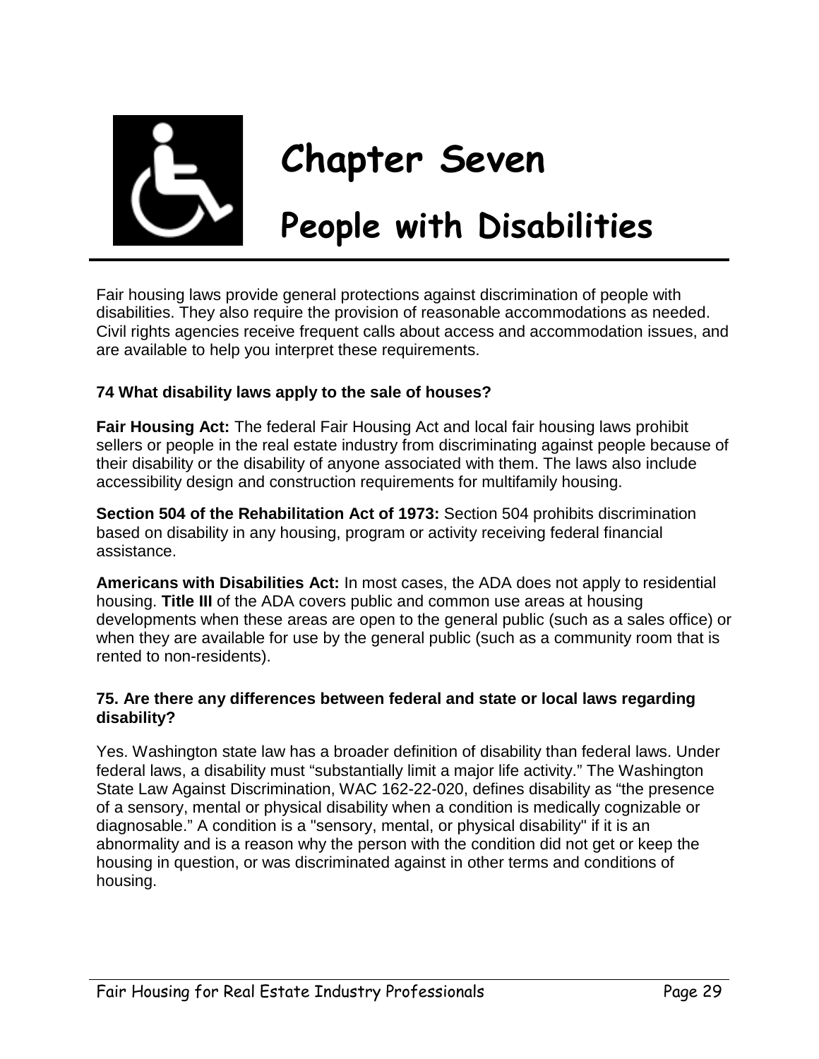# Chapter Seven

# People with Disabilities

Fair housing laws provide general protections against discrimination of people with disabilities. They also require the provision of reasonable accommodations as needed. Civil rights agencies receive frequent calls about access and accommodation issues, and are available to help you interpret these requirements.

**74 What disability laws apply to the sale of houses?**

**Fair Housing Act:** The federal Fair Housing Act and local fair housing laws prohibit sellers or people in the real estate industry from discriminating against people because of their disability or the disability of anyone associated with them. The laws also include accessibility design and construction requirements for multifamily housing.

**Section 504 of the Rehabilitation Act of 1973:** Section 504 prohibits discrimination based on disability in any housing, program or activity receiving federal financial assistance.

**Americans with Disabilities Act:** In most cases, the ADA does not apply to residential housing. **Title III** of the ADA covers public and common use areas at housing developments when these areas are open to the general public (such as a sales office) or when they are available for use by the general public (such as a community room that is rented to non-residents).

**75. Are there any differences between federal and state or local laws regarding disability?**

Yes. Washington state law has a broader definition of disability than federal laws. Under federal laws, a disability must "substantially limit a major life activity." The Washington State Law Against Discrimination, WAC 162-22-020, defines disability as "the presence of a sensory, mental or physical disability when a condition is medically cognizable or diagnosable." A condition is a "sensory, mental, or physical disability" if it is an abnormality and is a reason why the person with the condition did not get or keep the housing in question, or was discriminated against in other terms and conditions of housing.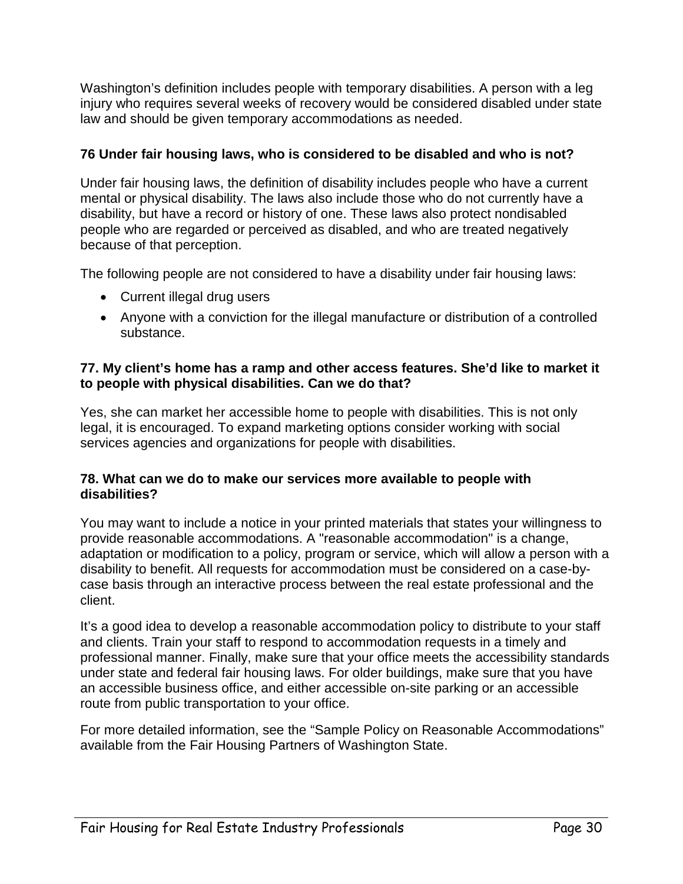Washington’s definition includes people with temporary disabilities. A person with a leg injury who requires several weeks of recovery would be considered disabled under state law and should be given temporary accommodations as needed.

### 76 Under fair housing laws, who is considered to be disabled and who is not?

Under fair housing laws, the definition of disability includes people who have a current mental or physical disability. The laws also include those who do not currently have a disability, but have a record or history of one. These laws also protect nondisabled people who are regarded or perceived as disabled, and who are treated negatively because of that perception.

The following people are not considered to have a disability under fair housing laws:

- Current illegal drug users
- Anyone with a conviction for the illegal manufacture or distribution of a controlled substance.

### 77. My client’s home has a ramp and other access features. She’d like to market it to people with physical disabilities. Can we do that?

Yes, she can market her accessible home to people with disabilities. This is not only legal, it is encouraged. To expand marketing options consider working with social services agencies and organizations for people with disabilities.

### 78. What can we do to make our services more available to people with disabilities?

You may want to include a notice in your printed materials that states your willingness to provide reasonable accommodations. A "reasonable accommodation" is a change, adaptation or modification to a policy, program or service, which will allow a person with a disability to benefit. All requests for accommodation must be considered on a case-by-case basis through an interactive process between the real estate professional and the client.

It’s a good idea to develop a reasonable accommodation policy to distribute to your staff and clients. Train your staff to respond to accommodation requests in a timely and professional manner. Finally, make sure that your office meets the accessibility standards under state and federal fair housing laws. For older buildings, make sure that you have an accessible business office, and either accessible on-site parking or an accessible route from public transportation to your office.

For more detailed information, see the “Sample Policy on Reasonable Accommodations” available from the Fair Housing Partners of Washington State.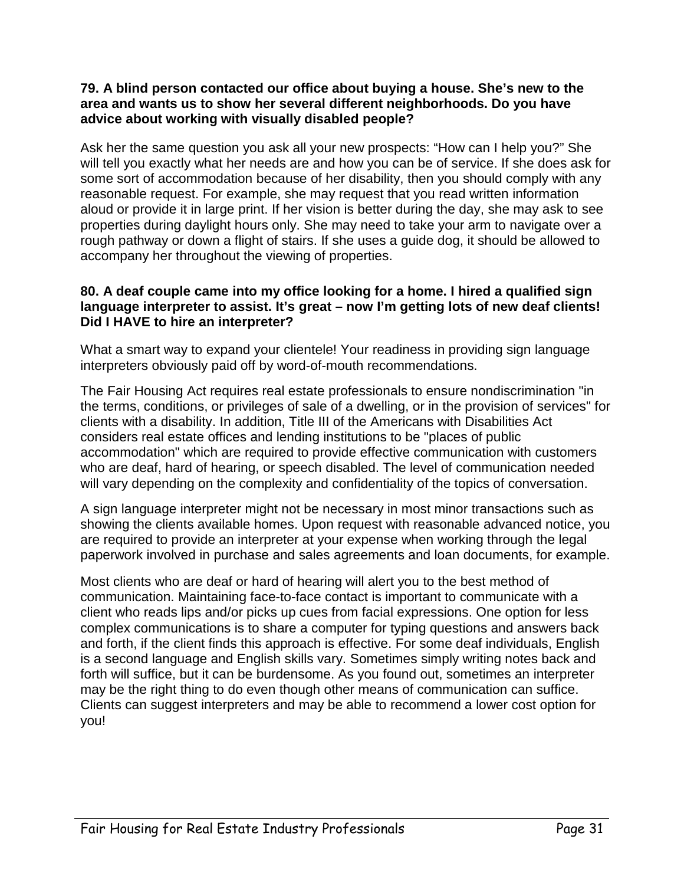**79. A blind person contacted our office about buying a house. She's new to the area and wants us to show her several different neighborhoods. Do you have advice about working with visually disabled people?**

Ask her the same question you ask all your new prospects: "How can I help you?" She will tell you exactly what her needs are and how you can be of service. If she does ask for some sort of accommodation because of her disability, then you should comply with any reasonable request. For example, she may request that you read written information aloud or provide it in large print. If her vision is better during the day, she may ask to see properties during daylight hours only. She may need to take your arm to navigate over a rough pathway or down a flight of stairs. If she uses a guide dog, it should be allowed to accompany her throughout the viewing of properties.

**80. A deaf couple came into my office looking for a home. I hired a qualified sign language interpreter to assist. It's great – now I'm getting lots of new deaf clients! Did I HAVE to hire an interpreter?**

What a smart way to expand your clientele! Your readiness in providing sign language interpreters obviously paid off by word-of-mouth recommendations.

The Fair Housing Act requires real estate professionals to ensure nondiscrimination "in the terms, conditions, or privileges of sale of a dwelling, or in the provision of services" for clients with a disability. In addition, Title III of the Americans with Disabilities Act considers real estate offices and lending institutions to be "places of public accommodation" which are required to provide effective communication with customers who are deaf, hard of hearing, or speech disabled. The level of communication needed will vary depending on the complexity and confidentiality of the topics of conversation.

A sign language interpreter might not be necessary in most minor transactions such as showing the clients available homes. Upon request with reasonable advanced notice, you are required to provide an interpreter at your expense when working through the legal paperwork involved in purchase and sales agreements and loan documents, for example.

Most clients who are deaf or hard of hearing will alert you to the best method of communication. Maintaining face-to-face contact is important to communicate with a client who reads lips and/or picks up cues from facial expressions. One option for less complex communications is to share a computer for typing questions and answers back and forth, if the client finds this approach is effective. For some deaf individuals, English is a second language and English skills vary. Sometimes simply writing notes back and forth will suffice, but it can be burdensome. As you found out, sometimes an interpreter may be the right thing to do even though other means of communication can suffice. Clients can suggest interpreters and may be able to recommend a lower cost option for you!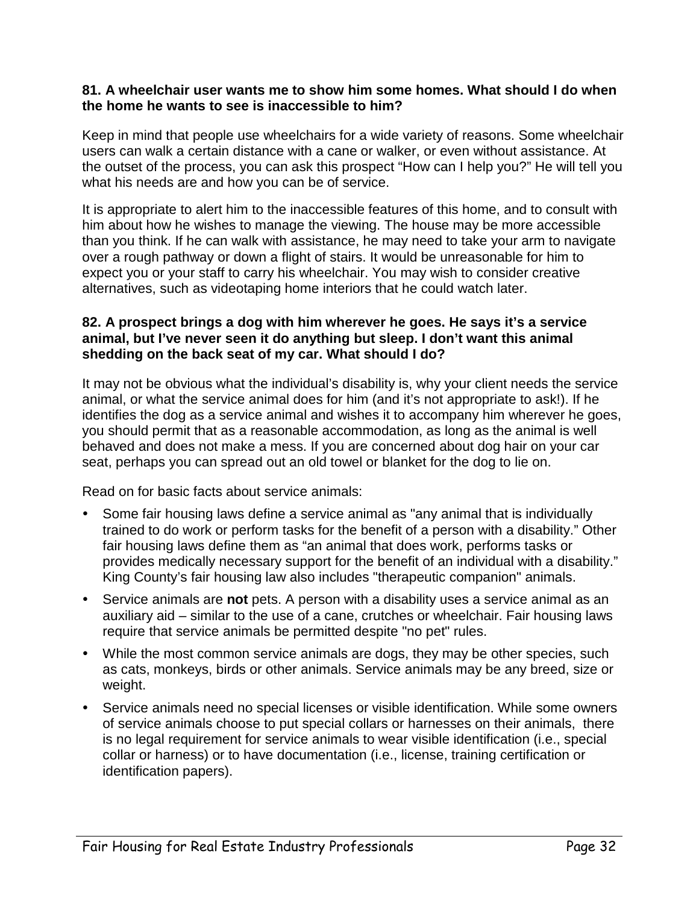**81. A wheelchair user wants me to show him some homes. What should I do when the home he wants to see is inaccessible to him?**

Keep in mind that people use wheelchairs for a wide variety of reasons. Some wheelchair users can walk a certain distance with a cane or walker, or even without assistance. At the outset of the process, you can ask this prospect "How can I help you?" He will tell you what his needs are and how you can be of service.

It is appropriate to alert him to the inaccessible features of this home, and to consult with him about how he wishes to manage the viewing. The house may be more accessible than you think. If he can walk with assistance, he may need to take your arm to navigate over a rough pathway or down a flight of stairs. It would be unreasonable for him to expect you or your staff to carry his wheelchair. You may wish to consider creative alternatives, such as videotaping home interiors that he could watch later.

**82. A prospect brings a dog with him wherever he goes. He says it's a service animal, but I've never seen it do anything but sleep. I don't want this animal shedding on the back seat of my car. What should I do?**

It may not be obvious what the individual's disability is, why your client needs the service animal, or what the service animal does for him (and it's not appropriate to ask!). If he identifies the dog as a service animal and wishes it to accompany him wherever he goes, you should permit that as a reasonable accommodation, as long as the animal is well behaved and does not make a mess. If you are concerned about dog hair on your car seat, perhaps you can spread out an old towel or blanket for the dog to lie on.

Read on for basic facts about service animals:

- Some fair housing laws define a service animal as "any animal that is individually trained to do work or perform tasks for the benefit of a person with a disability." Other fair housing laws define them as "an animal that does work, performs tasks or provides medically necessary support for the benefit of an individual with a disability." King County's fair housing law also includes "therapeutic companion" animals.
- Service animals are **not** pets. A person with a disability uses a service animal as an auxiliary aid – similar to the use of a cane, crutches or wheelchair. Fair housing laws require that service animals be permitted despite "no pet" rules.
- While the most common service animals are dogs, they may be other species, such as cats, monkeys, birds or other animals. Service animals may be any breed, size or weight.
- Service animals need no special licenses or visible identification. While some owners of service animals choose to put special collars or harnesses on their animals, there is no legal requirement for service animals to wear visible identification (i.e., special collar or harness) or to have documentation (i.e., license, training certification or identification papers).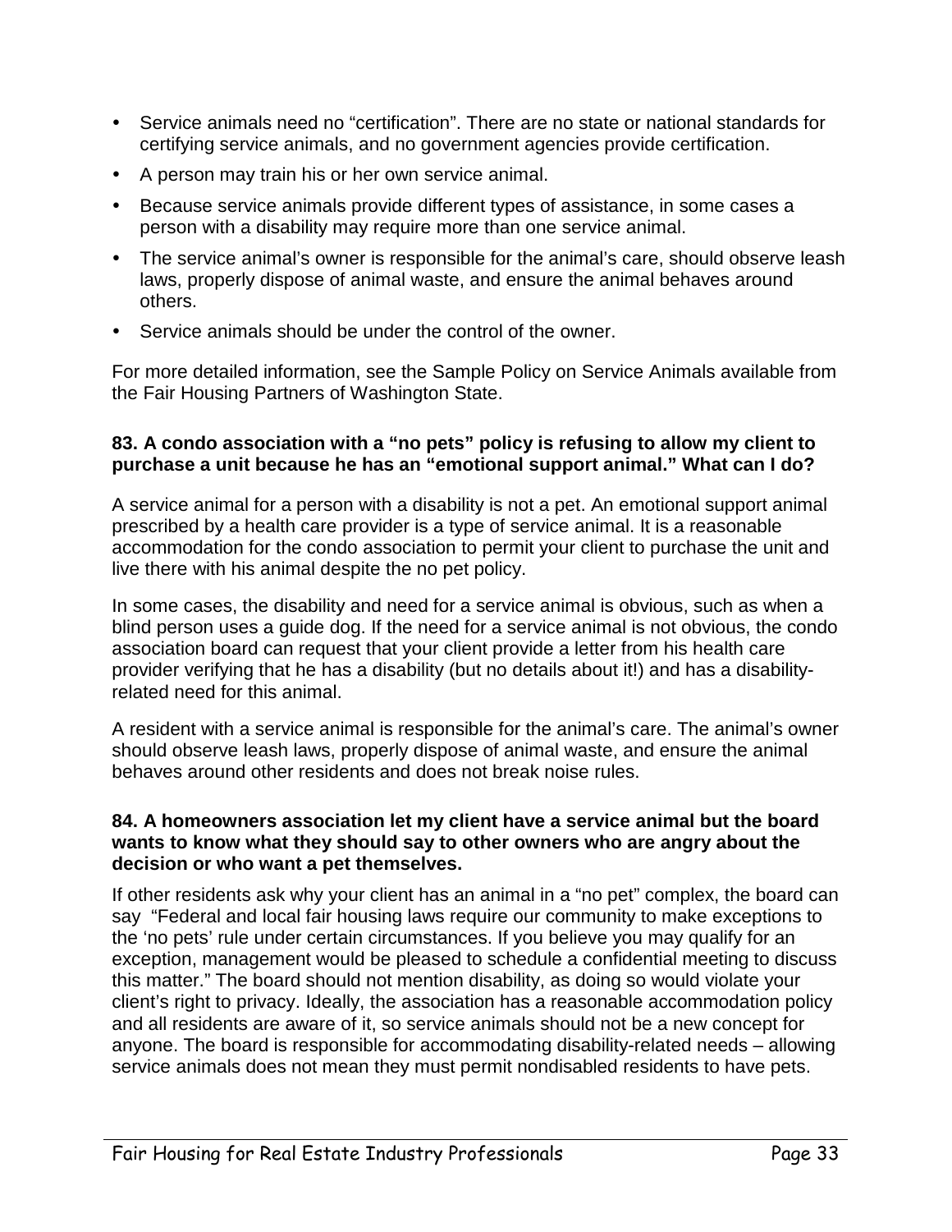- Service animals need no “certification”. There are no state or national standards for certifying service animals, and no government agencies provide certification.
- A person may train his or her own service animal.
- Because service animals provide different types of assistance, in some cases a person with a disability may require more than one service animal.
- The service animal’s owner is responsible for the animal’s care, should observe leash laws, properly dispose of animal waste, and ensure the animal behaves around others.
- Service animals should be under the control of the owner.

For more detailed information, see the Sample Policy on Service Animals available from the Fair Housing Partners of Washington State.

**83. A condo association with a “no pets” policy is refusing to allow my client to purchase a unit because he has an “emotional support animal.” What can I do?**

A service animal for a person with a disability is not a pet. An emotional support animal prescribed by a health care provider is a type of service animal. It is a reasonable accommodation for the condo association to permit your client to purchase the unit and live there with his animal despite the no pet policy.

In some cases, the disability and need for a service animal is obvious, such as when a blind person uses a guide dog. If the need for a service animal is not obvious, the condo association board can request that your client provide a letter from his health care provider verifying that he has a disability (but no details about it!) and has a disability-related need for this animal.

A resident with a service animal is responsible for the animal’s care. The animal’s owner should observe leash laws, properly dispose of animal waste, and ensure the animal behaves around other residents and does not break noise rules.

**84. A homeowners association let my client have a service animal but the board wants to know what they should say to other owners who are angry about the decision or who want a pet themselves.**

If other residents ask why your client has an animal in a “no pet” complex, the board can say “Federal and local fair housing laws require our community to make exceptions to the ‘no pets’ rule under certain circumstances. If you believe you may qualify for an exception, management would be pleased to schedule a confidential meeting to discuss this matter.” The board should not mention disability, as doing so would violate your client’s right to privacy. Ideally, the association has a reasonable accommodation policy and all residents are aware of it, so service animals should not be a new concept for anyone. The board is responsible for accommodating disability-related needs – allowing service animals does not mean they must permit nondisabled residents to have pets.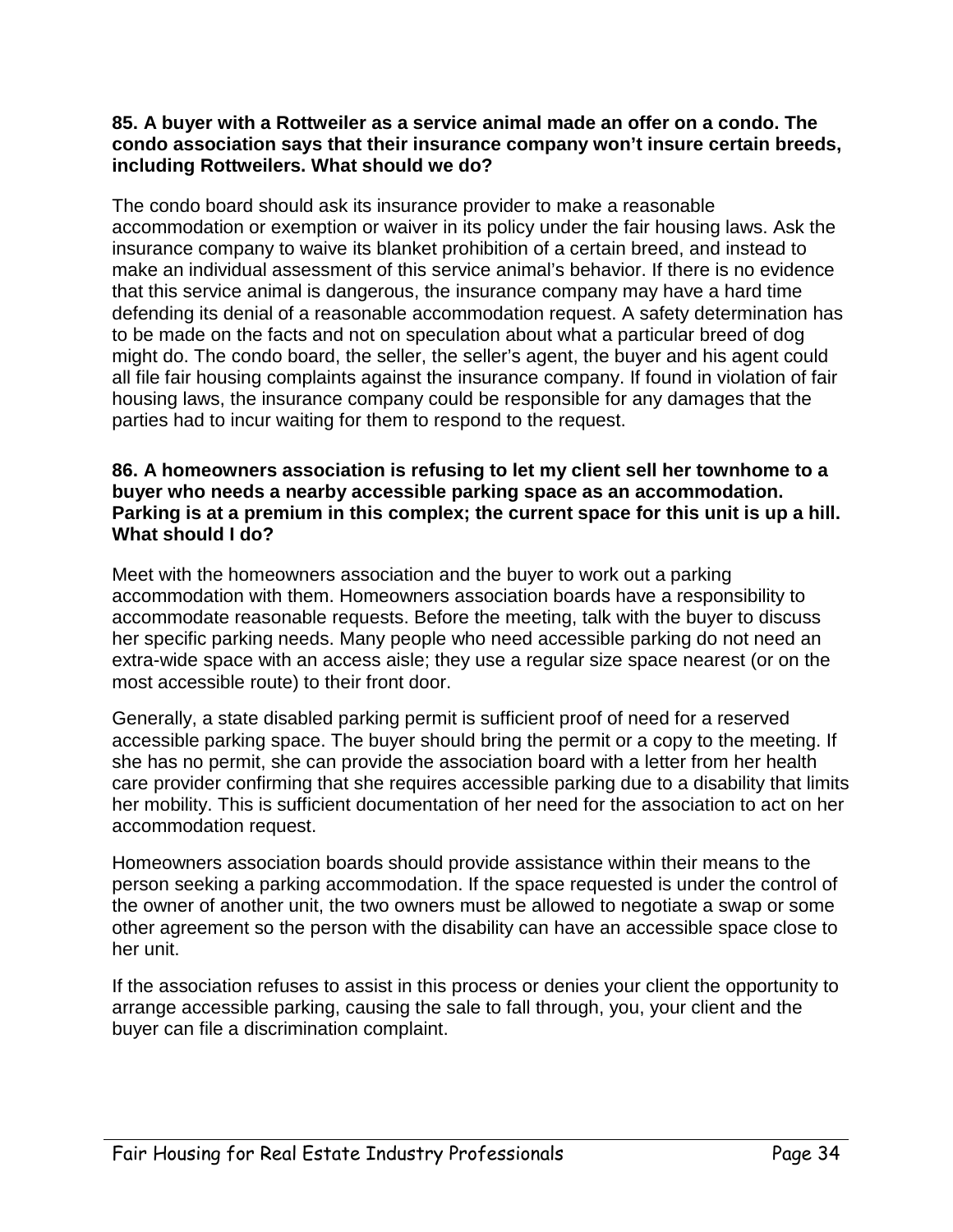**85. A buyer with a Rottweiler as a service animal made an offer on a condo. The condo association says that their insurance company won't insure certain breeds, including Rottweilers. What should we do?**

The condo board should ask its insurance provider to make a reasonable accommodation or exemption or waiver in its policy under the fair housing laws. Ask the insurance company to waive its blanket prohibition of a certain breed, and instead to make an individual assessment of this service animal's behavior. If there is no evidence that this service animal is dangerous, the insurance company may have a hard time defending its denial of a reasonable accommodation request. A safety determination has to be made on the facts and not on speculation about what a particular breed of dog might do. The condo board, the seller, the seller's agent, the buyer and his agent could all file fair housing complaints against the insurance company. If found in violation of fair housing laws, the insurance company could be responsible for any damages that the parties had to incur waiting for them to respond to the request.

**86. A homeowners association is refusing to let my client sell her townhome to a buyer who needs a nearby accessible parking space as an accommodation. Parking is at a premium in this complex; the current space for this unit is up a hill. What should I do?**

Meet with the homeowners association and the buyer to work out a parking accommodation with them. Homeowners association boards have a responsibility to accommodate reasonable requests. Before the meeting, talk with the buyer to discuss her specific parking needs. Many people who need accessible parking do not need an extra-wide space with an access aisle; they use a regular size space nearest (or on the most accessible route) to their front door.

Generally, a state disabled parking permit is sufficient proof of need for a reserved accessible parking space. The buyer should bring the permit or a copy to the meeting. If she has no permit, she can provide the association board with a letter from her health care provider confirming that she requires accessible parking due to a disability that limits her mobility. This is sufficient documentation of her need for the association to act on her accommodation request.

Homeowners association boards should provide assistance within their means to the person seeking a parking accommodation. If the space requested is under the control of the owner of another unit, the two owners must be allowed to negotiate a swap or some other agreement so the person with the disability can have an accessible space close to her unit.

If the association refuses to assist in this process or denies your client the opportunity to arrange accessible parking, causing the sale to fall through, you, your client and the buyer can file a discrimination complaint.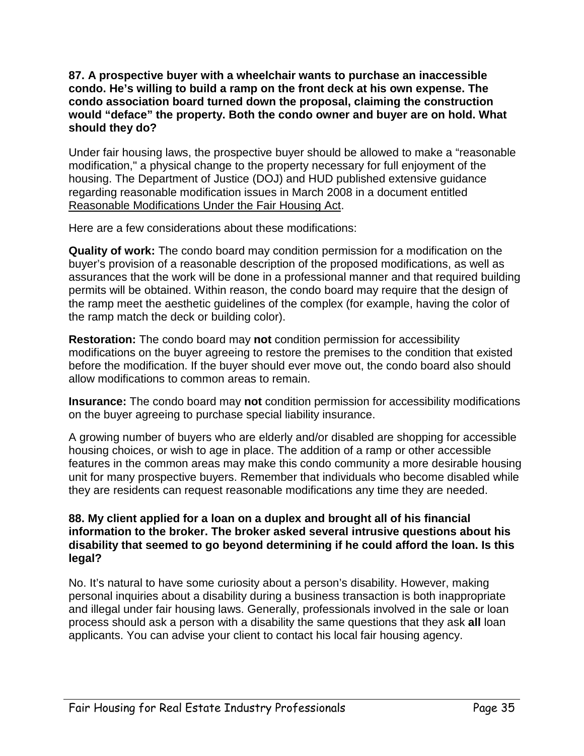**87. A prospective buyer with a wheelchair wants to purchase an inaccessible condo. He's willing to build a ramp on the front deck at his own expense. The condo association board turned down the proposal, claiming the construction would "deface" the property. Both the condo owner and buyer are on hold. What should they do?**

Under fair housing laws, the prospective buyer should be allowed to make a "reasonable modification," a physical change to the property necessary for full enjoyment of the housing. The Department of Justice (DOJ) and HUD published extensive guidance regarding reasonable modification issues in March 2008 in a document entitled Reasonable Modifications Under the Fair Housing Act.

Here are a few considerations about these modifications:

**Quality of work:** The condo board may condition permission for a modification on the buyer's provision of a reasonable description of the proposed modifications, as well as assurances that the work will be done in a professional manner and that required building permits will be obtained. Within reason, the condo board may require that the design of the ramp meet the aesthetic guidelines of the complex (for example, having the color of the ramp match the deck or building color).

**Restoration:** The condo board may **not** condition permission for accessibility modifications on the buyer agreeing to restore the premises to the condition that existed before the modification. If the buyer should ever move out, the condo board also should allow modifications to common areas to remain.

**Insurance:** The condo board may **not** condition permission for accessibility modifications on the buyer agreeing to purchase special liability insurance.

A growing number of buyers who are elderly and/or disabled are shopping for accessible housing choices, or wish to age in place. The addition of a ramp or other accessible features in the common areas may make this condo community a more desirable housing unit for many prospective buyers. Remember that individuals who become disabled while they are residents can request reasonable modifications any time they are needed.

**88. My client applied for a loan on a duplex and brought all of his financial information to the broker. The broker asked several intrusive questions about his disability that seemed to go beyond determining if he could afford the loan. Is this legal?**

No. It's natural to have some curiosity about a person's disability. However, making personal inquiries about a disability during a business transaction is both inappropriate and illegal under fair housing laws. Generally, professionals involved in the sale or loan process should ask a person with a disability the same questions that they ask **all** loan applicants. You can advise your client to contact his local fair housing agency.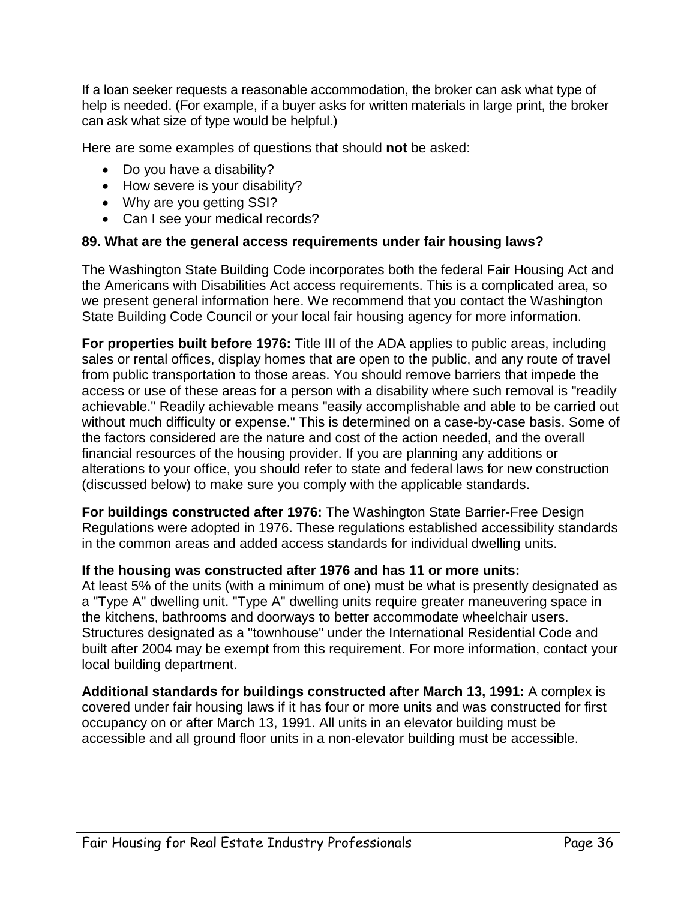If a loan seeker requests a reasonable accommodation, the broker can ask what type of help is needed. (For example, if a buyer asks for written materials in large print, the broker can ask what size of type would be helpful.)

Here are some examples of questions that should **not** be asked:

- Do you have a disability?
- How severe is your disability?
- Why are you getting SSI?
- Can I see your medical records?

**89. What are the general access requirements under fair housing laws?**

The Washington State Building Code incorporates both the federal Fair Housing Act and the Americans with Disabilities Act access requirements. This is a complicated area, so we present general information here. We recommend that you contact the Washington State Building Code Council or your local fair housing agency for more information.

**For properties built before 1976:** Title III of the ADA applies to public areas, including sales or rental offices, display homes that are open to the public, and any route of travel from public transportation to those areas. You should remove barriers that impede the access or use of these areas for a person with a disability where such removal is "readily achievable." Readily achievable means "easily accomplishable and able to be carried out without much difficulty or expense." This is determined on a case-by-case basis. Some of the factors considered are the nature and cost of the action needed, and the overall financial resources of the housing provider. If you are planning any additions or alterations to your office, you should refer to state and federal laws for new construction (discussed below) to make sure you comply with the applicable standards.

**For buildings constructed after 1976:** The Washington State Barrier-Free Design Regulations were adopted in 1976. These regulations established accessibility standards in the common areas and added access standards for individual dwelling units.

**If the housing was constructed after 1976 and has 11 or more units:**
At least 5% of the units (with a minimum of one) must be what is presently designated as a "Type A" dwelling unit. "Type A" dwelling units require greater maneuvering space in the kitchens, bathrooms and doorways to better accommodate wheelchair users. Structures designated as a "townhouse" under the International Residential Code and built after 2004 may be exempt from this requirement. For more information, contact your local building department.

**Additional standards for buildings constructed after March 13, 1991:** A complex is covered under fair housing laws if it has four or more units and was constructed for first occupancy on or after March 13, 1991. All units in an elevator building must be accessible and all ground floor units in a non-elevator building must be accessible.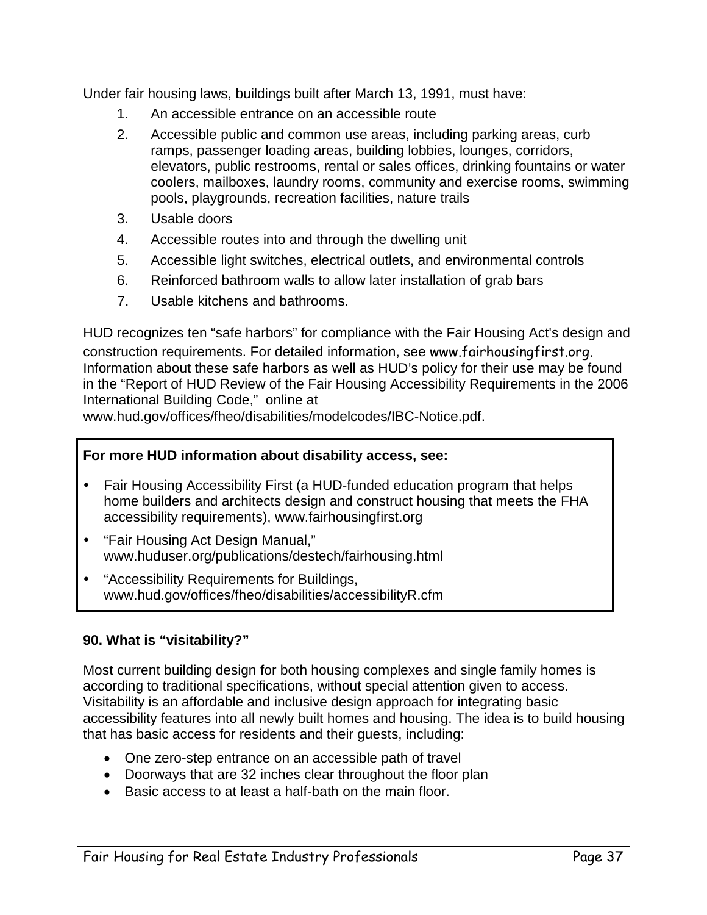Under fair housing laws, buildings built after March 13, 1991, must have:

1. An accessible entrance on an accessible route
2. Accessible public and common use areas, including parking areas, curb ramps, passenger loading areas, building lobbies, lounges, corridors, elevators, public restrooms, rental or sales offices, drinking fountains or water coolers, mailboxes, laundry rooms, community and exercise rooms, swimming pools, playgrounds, recreation facilities, nature trails
3. Usable doors
4. Accessible routes into and through the dwelling unit
5. Accessible light switches, electrical outlets, and environmental controls
6. Reinforced bathroom walls to allow later installation of grab bars
7. Usable kitchens and bathrooms.

HUD recognizes ten "safe harbors" for compliance with the Fair Housing Act's design and construction requirements. For detailed information, see www.fairhousingfirst.org. Information about these safe harbors as well as HUD's policy for their use may be found in the "Report of HUD Review of the Fair Housing Accessibility Requirements in the 2006 International Building Code," online at www.hud.gov/offices/fheo/disabilities/modelcodes/IBC-Notice.pdf.

**For more HUD information about disability access, see:**

- Fair Housing Accessibility First (a HUD-funded education program that helps home builders and architects design and construct housing that meets the FHA accessibility requirements), www.fairhousingfirst.org
- "Fair Housing Act Design Manual," www.huduser.org/publications/destech/fairhousing.html
- "Accessibility Requirements for Buildings, www.hud.gov/offices/fheo/disabilities/accessibilityR.cfm

**90. What is "visitability?"**

Most current building design for both housing complexes and single family homes is according to traditional specifications, without special attention given to access. Visitability is an affordable and inclusive design approach for integrating basic accessibility features into all newly built homes and housing. The idea is to build housing that has basic access for residents and their guests, including:

- One zero-step entrance on an accessible path of travel
- Doorways that are 32 inches clear throughout the floor plan
- Basic access to at least a half-bath on the main floor.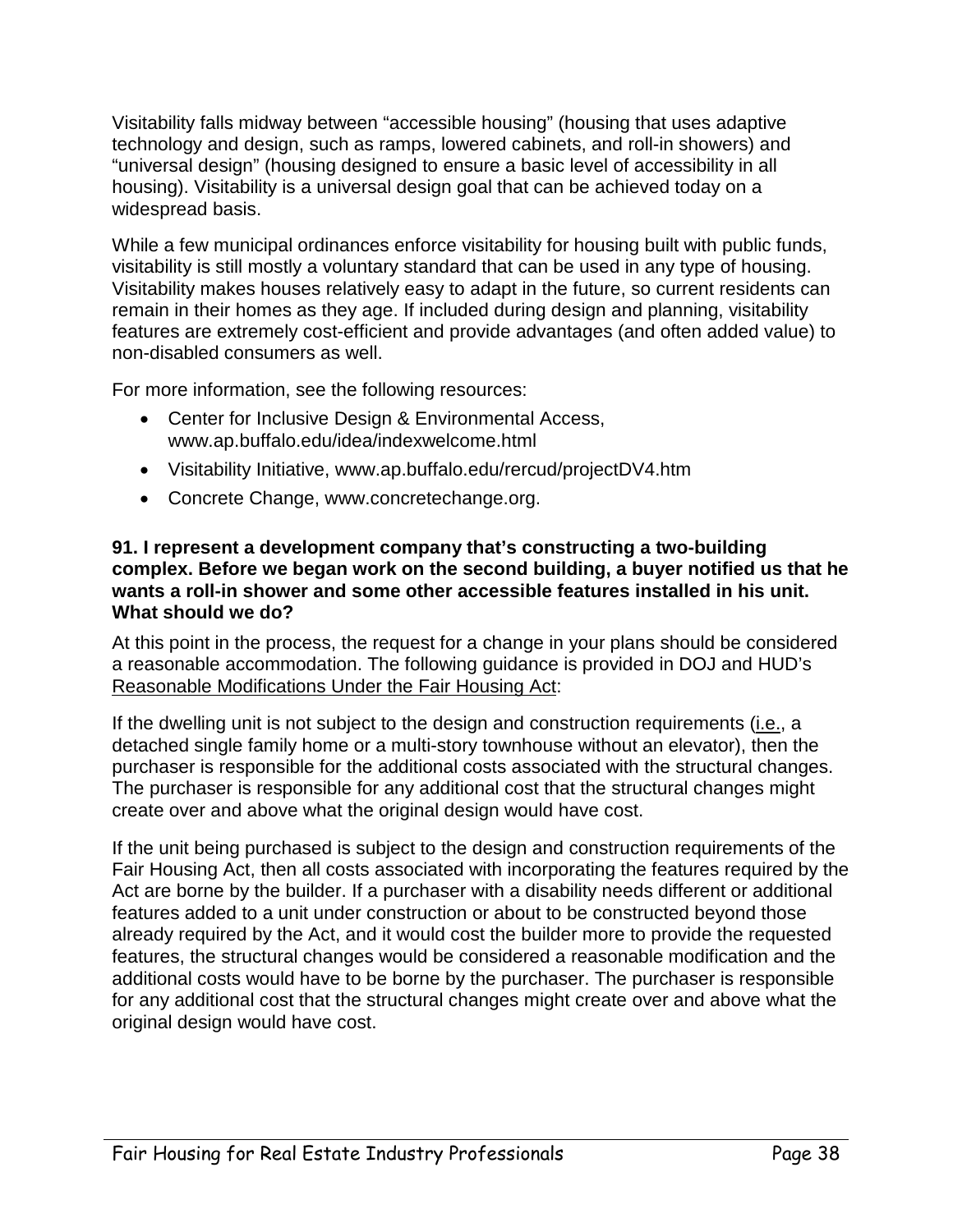Visitability falls midway between "accessible housing" (housing that uses adaptive technology and design, such as ramps, lowered cabinets, and roll-in showers) and "universal design" (housing designed to ensure a basic level of accessibility in all housing). Visitability is a universal design goal that can be achieved today on a widespread basis.

While a few municipal ordinances enforce visitability for housing built with public funds, visitability is still mostly a voluntary standard that can be used in any type of housing. Visitability makes houses relatively easy to adapt in the future, so current residents can remain in their homes as they age. If included during design and planning, visitability features are extremely cost-efficient and provide advantages (and often added value) to non-disabled consumers as well.

For more information, see the following resources:

- Center for Inclusive Design & Environmental Access, www.ap.buffalo.edu/idea/indexwelcome.html
- Visitability Initiative, www.ap.buffalo.edu/rercud/projectDV4.htm
- Concrete Change, www.concretechange.org.

**91. I represent a development company that's constructing a two-building complex. Before we began work on the second building, a buyer notified us that he wants a roll-in shower and some other accessible features installed in his unit. What should we do?**

At this point in the process, the request for a change in your plans should be considered a reasonable accommodation. The following guidance is provided in DOJ and HUD's Reasonable Modifications Under the Fair Housing Act:

If the dwelling unit is not subject to the design and construction requirements (i.e., a detached single family home or a multi-story townhouse without an elevator), then the purchaser is responsible for the additional costs associated with the structural changes. The purchaser is responsible for any additional cost that the structural changes might create over and above what the original design would have cost.

If the unit being purchased is subject to the design and construction requirements of the Fair Housing Act, then all costs associated with incorporating the features required by the Act are borne by the builder. If a purchaser with a disability needs different or additional features added to a unit under construction or about to be constructed beyond those already required by the Act, and it would cost the builder more to provide the requested features, the structural changes would be considered a reasonable modification and the additional costs would have to be borne by the purchaser. The purchaser is responsible for any additional cost that the structural changes might create over and above what the original design would have cost.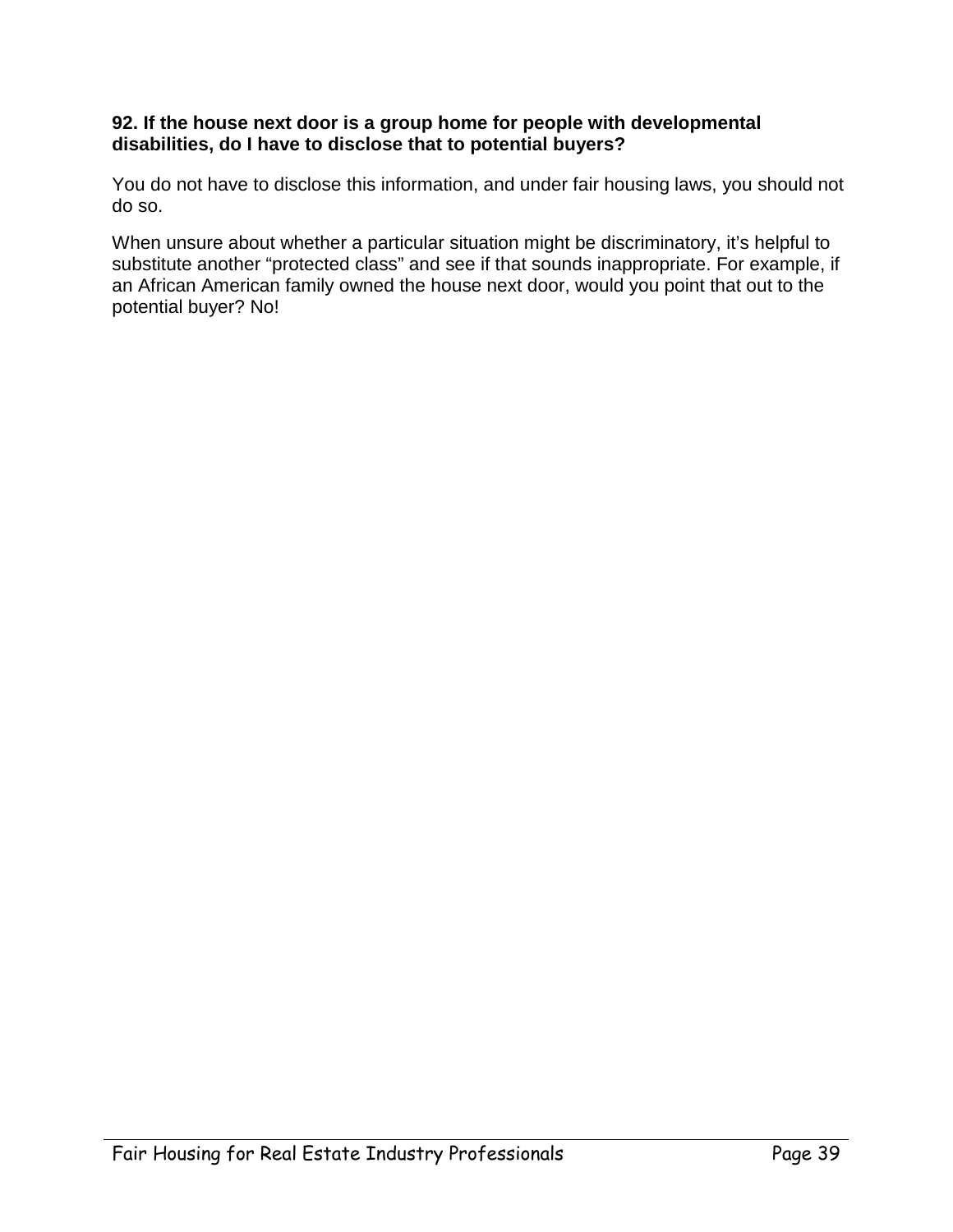**92. If the house next door is a group home for people with developmental disabilities, do I have to disclose that to potential buyers?**

You do not have to disclose this information, and under fair housing laws, you should not do so.

When unsure about whether a particular situation might be discriminatory, it's helpful to substitute another "protected class" and see if that sounds inappropriate. For example, if an African American family owned the house next door, would you point that out to the potential buyer? No!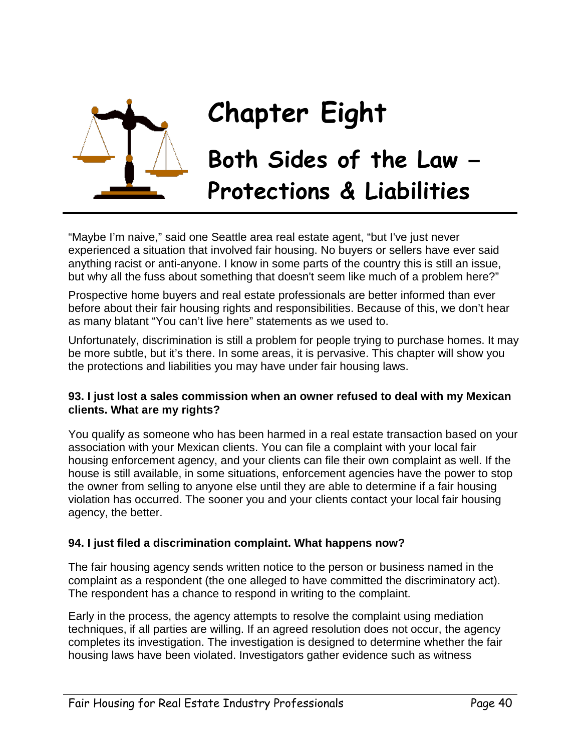# Chapter Eight

## Both Sides of the Law – Protections & Liabilities

"Maybe I'm naive," said one Seattle area real estate agent, "but I've just never experienced a situation that involved fair housing. No buyers or sellers have ever said anything racist or anti-anyone. I know in some parts of the country this is still an issue, but why all the fuss about something that doesn't seem like much of a problem here?"

Prospective home buyers and real estate professionals are better informed than ever before about their fair housing rights and responsibilities. Because of this, we don't hear as many blatant "You can't live here" statements as we used to.

Unfortunately, discrimination is still a problem for people trying to purchase homes. It may be more subtle, but it's there. In some areas, it is pervasive. This chapter will show you the protections and liabilities you may have under fair housing laws.

**93. I just lost a sales commission when an owner refused to deal with my Mexican clients. What are my rights?**

You qualify as someone who has been harmed in a real estate transaction based on your association with your Mexican clients. You can file a complaint with your local fair housing enforcement agency, and your clients can file their own complaint as well. If the house is still available, in some situations, enforcement agencies have the power to stop the owner from selling to anyone else until they are able to determine if a fair housing violation has occurred. The sooner you and your clients contact your local fair housing agency, the better.

**94. I just filed a discrimination complaint. What happens now?**

The fair housing agency sends written notice to the person or business named in the complaint as a respondent (the one alleged to have committed the discriminatory act). The respondent has a chance to respond in writing to the complaint.

Early in the process, the agency attempts to resolve the complaint using mediation techniques, if all parties are willing. If an agreed resolution does not occur, the agency completes its investigation. The investigation is designed to determine whether the fair housing laws have been violated. Investigators gather evidence such as witness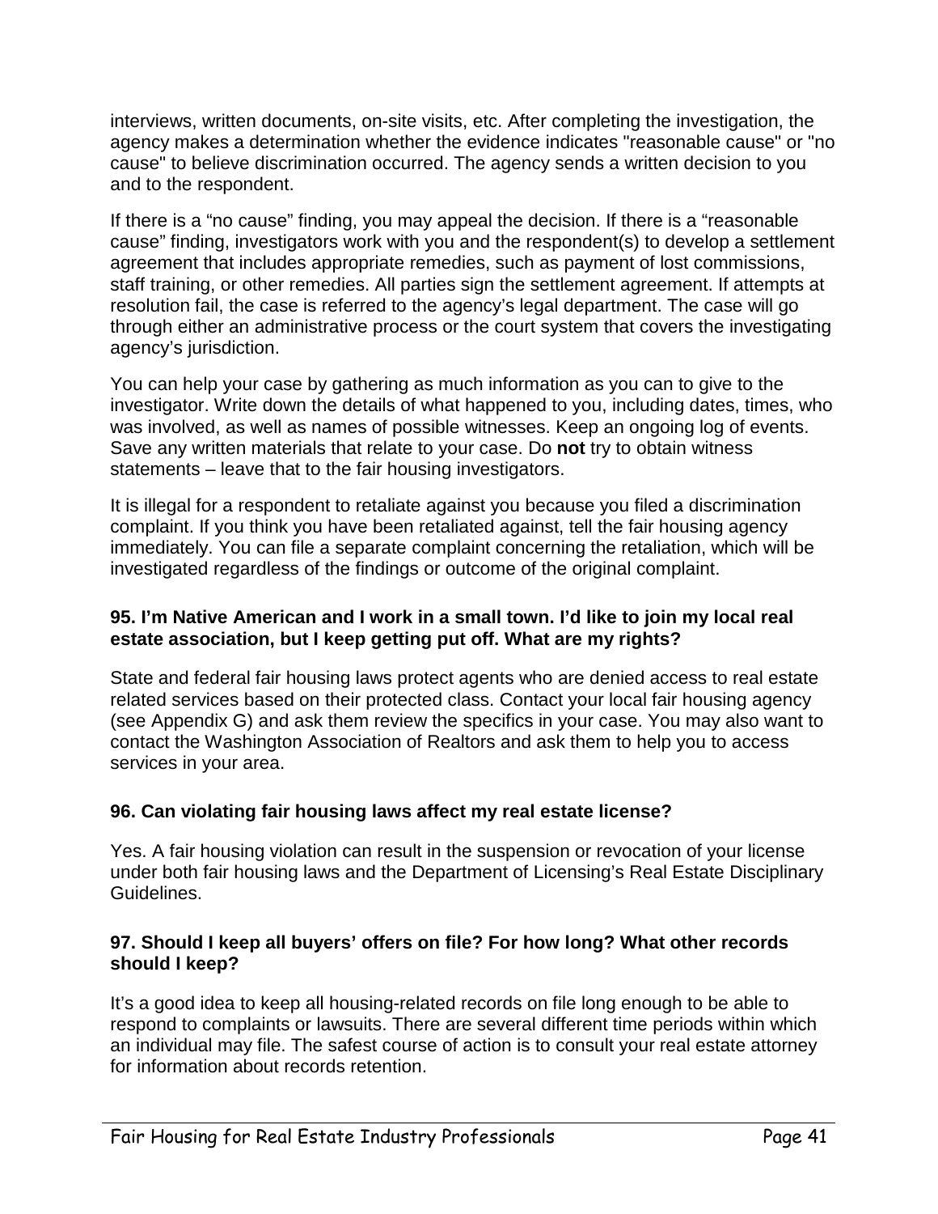interviews, written documents, on-site visits, etc. After completing the investigation, the agency makes a determination whether the evidence indicates "reasonable cause" or "no cause" to believe discrimination occurred. The agency sends a written decision to you and to the respondent.

If there is a “no cause” finding, you may appeal the decision. If there is a “reasonable cause” finding, investigators work with you and the respondent(s) to develop a settlement agreement that includes appropriate remedies, such as payment of lost commissions, staff training, or other remedies. All parties sign the settlement agreement. If attempts at resolution fail, the case is referred to the agency’s legal department. The case will go through either an administrative process or the court system that covers the investigating agency’s jurisdiction.

You can help your case by gathering as much information as you can to give to the investigator. Write down the details of what happened to you, including dates, times, who was involved, as well as names of possible witnesses. Keep an ongoing log of events. Save any written materials that relate to your case. Do **not** try to obtain witness statements – leave that to the fair housing investigators.

It is illegal for a respondent to retaliate against you because you filed a discrimination complaint. If you think you have been retaliated against, tell the fair housing agency immediately. You can file a separate complaint concerning the retaliation, which will be investigated regardless of the findings or outcome of the original complaint.

### 95. I’m Native American and I work in a small town. I’d like to join my local real estate association, but I keep getting put off. What are my rights?

State and federal fair housing laws protect agents who are denied access to real estate related services based on their protected class. Contact your local fair housing agency (see Appendix G) and ask them review the specifics in your case. You may also want to contact the Washington Association of Realtors and ask them to help you to access services in your area.

### 96. Can violating fair housing laws affect my real estate license?

Yes. A fair housing violation can result in the suspension or revocation of your license under both fair housing laws and the Department of Licensing’s Real Estate Disciplinary Guidelines.

### 97. Should I keep all buyers’ offers on file? For how long? What other records should I keep?

It’s a good idea to keep all housing-related records on file long enough to be able to respond to complaints or lawsuits. There are several different time periods within which an individual may file. The safest course of action is to consult your real estate attorney for information about records retention.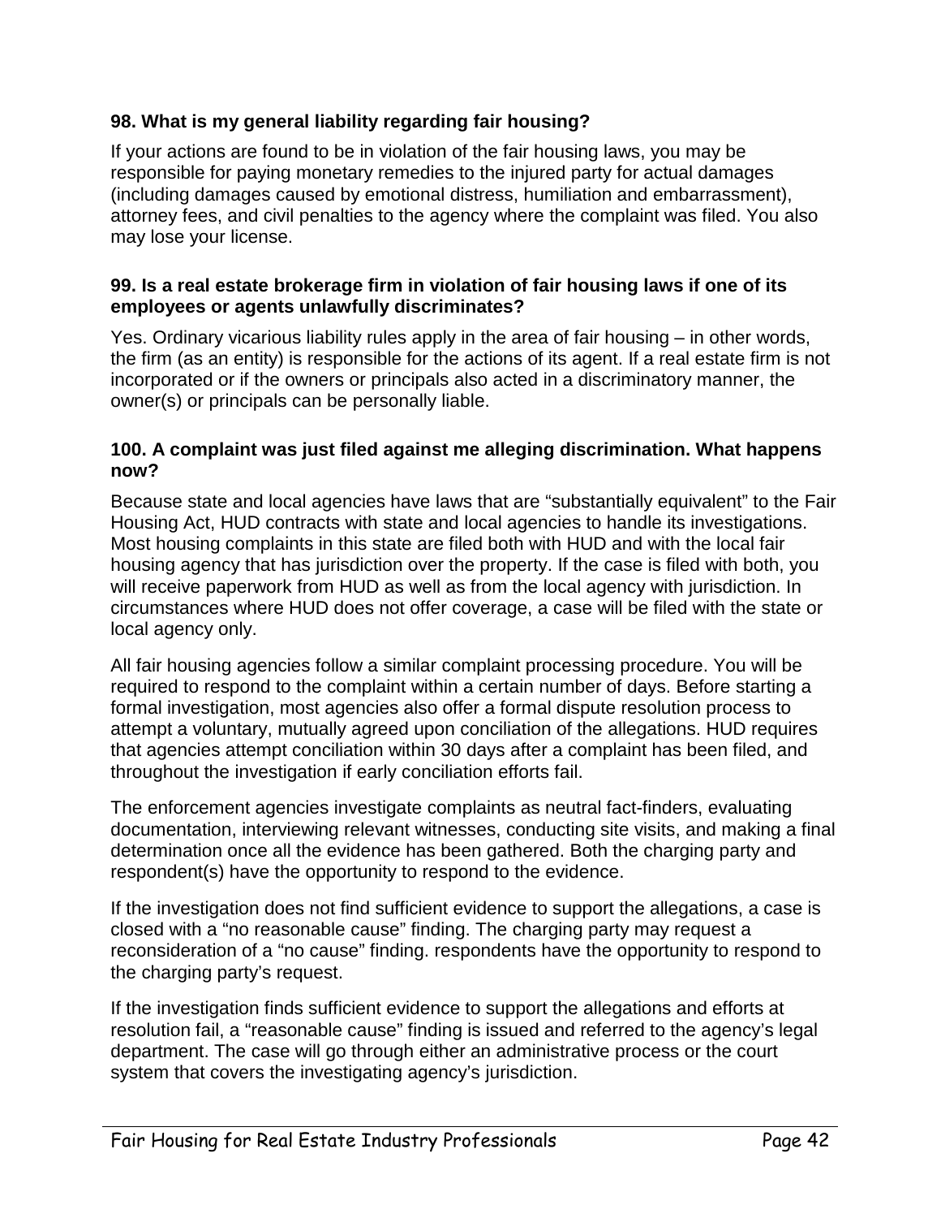### 98. What is my general liability regarding fair housing?

If your actions are found to be in violation of the fair housing laws, you may be responsible for paying monetary remedies to the injured party for actual damages (including damages caused by emotional distress, humiliation and embarrassment), attorney fees, and civil penalties to the agency where the complaint was filed. You also may lose your license.

### 99. Is a real estate brokerage firm in violation of fair housing laws if one of its employees or agents unlawfully discriminates?

Yes. Ordinary vicarious liability rules apply in the area of fair housing – in other words, the firm (as an entity) is responsible for the actions of its agent. If a real estate firm is not incorporated or if the owners or principals also acted in a discriminatory manner, the owner(s) or principals can be personally liable.

### 100. A complaint was just filed against me alleging discrimination. What happens now?

Because state and local agencies have laws that are "substantially equivalent" to the Fair Housing Act, HUD contracts with state and local agencies to handle its investigations. Most housing complaints in this state are filed both with HUD and with the local fair housing agency that has jurisdiction over the property. If the case is filed with both, you will receive paperwork from HUD as well as from the local agency with jurisdiction. In circumstances where HUD does not offer coverage, a case will be filed with the state or local agency only.

All fair housing agencies follow a similar complaint processing procedure. You will be required to respond to the complaint within a certain number of days. Before starting a formal investigation, most agencies also offer a formal dispute resolution process to attempt a voluntary, mutually agreed upon conciliation of the allegations. HUD requires that agencies attempt conciliation within 30 days after a complaint has been filed, and throughout the investigation if early conciliation efforts fail.

The enforcement agencies investigate complaints as neutral fact-finders, evaluating documentation, interviewing relevant witnesses, conducting site visits, and making a final determination once all the evidence has been gathered. Both the charging party and respondent(s) have the opportunity to respond to the evidence.

If the investigation does not find sufficient evidence to support the allegations, a case is closed with a "no reasonable cause" finding. The charging party may request a reconsideration of a "no cause" finding. respondents have the opportunity to respond to the charging party's request.

If the investigation finds sufficient evidence to support the allegations and efforts at resolution fail, a "reasonable cause" finding is issued and referred to the agency's legal department. The case will go through either an administrative process or the court system that covers the investigating agency's jurisdiction.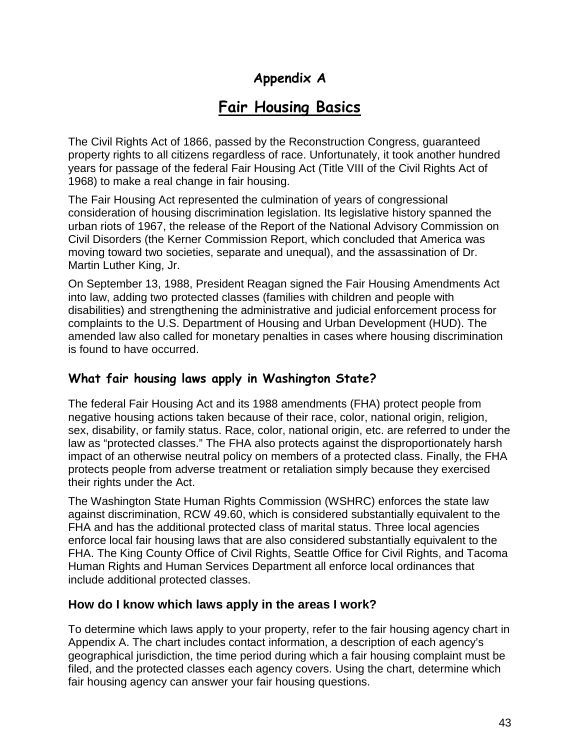## Appendix A

# Fair Housing Basics

The Civil Rights Act of 1866, passed by the Reconstruction Congress, guaranteed property rights to all citizens regardless of race. Unfortunately, it took another hundred years for passage of the federal Fair Housing Act (Title VIII of the Civil Rights Act of 1968) to make a real change in fair housing.

The Fair Housing Act represented the culmination of years of congressional consideration of housing discrimination legislation. Its legislative history spanned the urban riots of 1967, the release of the Report of the National Advisory Commission on Civil Disorders (the Kerner Commission Report, which concluded that America was moving toward two societies, separate and unequal), and the assassination of Dr. Martin Luther King, Jr.

On September 13, 1988, President Reagan signed the Fair Housing Amendments Act into law, adding two protected classes (families with children and people with disabilities) and strengthening the administrative and judicial enforcement process for complaints to the U.S. Department of Housing and Urban Development (HUD). The amended law also called for monetary penalties in cases where housing discrimination is found to have occurred.

### What fair housing laws apply in Washington State?

The federal Fair Housing Act and its 1988 amendments (FHA) protect people from negative housing actions taken because of their race, color, national origin, religion, sex, disability, or family status. Race, color, national origin, etc. are referred to under the law as "protected classes." The FHA also protects against the disproportionately harsh impact of an otherwise neutral policy on members of a protected class. Finally, the FHA protects people from adverse treatment or retaliation simply because they exercised their rights under the Act.

The Washington State Human Rights Commission (WSHRC) enforces the state law against discrimination, RCW 49.60, which is considered substantially equivalent to the FHA and has the additional protected class of marital status. Three local agencies enforce local fair housing laws that are also considered substantially equivalent to the FHA. The King County Office of Civil Rights, Seattle Office for Civil Rights, and Tacoma Human Rights and Human Services Department all enforce local ordinances that include additional protected classes.

### How do I know which laws apply in the areas I work?

To determine which laws apply to your property, refer to the fair housing agency chart in Appendix A. The chart includes contact information, a description of each agency's geographical jurisdiction, the time period during which a fair housing complaint must be filed, and the protected classes each agency covers. Using the chart, determine which fair housing agency can answer your fair housing questions.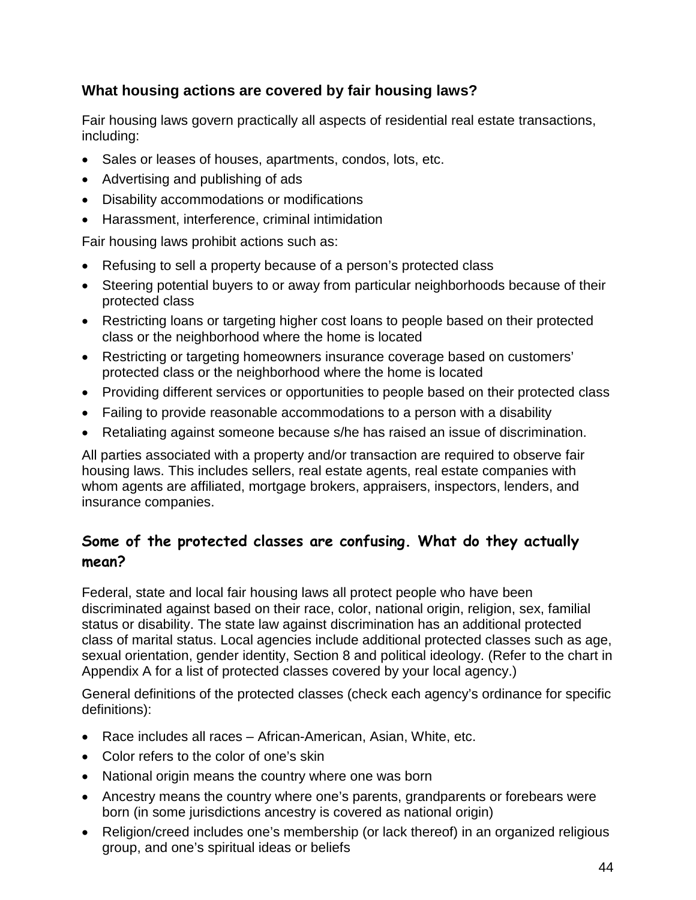### What housing actions are covered by fair housing laws?

Fair housing laws govern practically all aspects of residential real estate transactions, including:

- Sales or leases of houses, apartments, condos, lots, etc.
- Advertising and publishing of ads
- Disability accommodations or modifications
- Harassment, interference, criminal intimidation

Fair housing laws prohibit actions such as:

- Refusing to sell a property because of a person's protected class
- Steering potential buyers to or away from particular neighborhoods because of their protected class
- Restricting loans or targeting higher cost loans to people based on their protected class or the neighborhood where the home is located
- Restricting or targeting homeowners insurance coverage based on customers' protected class or the neighborhood where the home is located
- Providing different services or opportunities to people based on their protected class
- Failing to provide reasonable accommodations to a person with a disability
- Retaliating against someone because s/he has raised an issue of discrimination.

All parties associated with a property and/or transaction are required to observe fair housing laws. This includes sellers, real estate agents, real estate companies with whom agents are affiliated, mortgage brokers, appraisers, inspectors, lenders, and insurance companies.

### Some of the protected classes are confusing. What do they actually mean?

Federal, state and local fair housing laws all protect people who have been discriminated against based on their race, color, national origin, religion, sex, familial status or disability. The state law against discrimination has an additional protected class of marital status. Local agencies include additional protected classes such as age, sexual orientation, gender identity, Section 8 and political ideology. (Refer to the chart in Appendix A for a list of protected classes covered by your local agency.)

General definitions of the protected classes (check each agency's ordinance for specific definitions):

- Race includes all races – African-American, Asian, White, etc.
- Color refers to the color of one's skin
- National origin means the country where one was born
- Ancestry means the country where one's parents, grandparents or forebears were born (in some jurisdictions ancestry is covered as national origin)
- Religion/creed includes one's membership (or lack thereof) in an organized religious group, and one's spiritual ideas or beliefs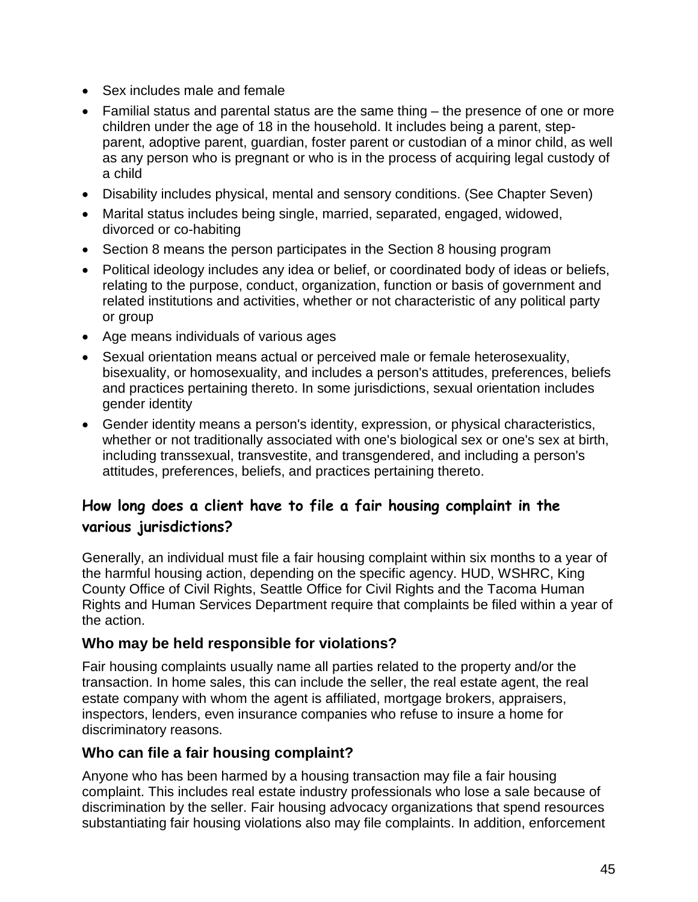- Sex includes male and female
- Familial status and parental status are the same thing – the presence of one or more children under the age of 18 in the household. It includes being a parent, step-parent, adoptive parent, guardian, foster parent or custodian of a minor child, as well as any person who is pregnant or who is in the process of acquiring legal custody of a child
- Disability includes physical, mental and sensory conditions. (See Chapter Seven)
- Marital status includes being single, married, separated, engaged, widowed, divorced or co-habiting
- Section 8 means the person participates in the Section 8 housing program
- Political ideology includes any idea or belief, or coordinated body of ideas or beliefs, relating to the purpose, conduct, organization, function or basis of government and related institutions and activities, whether or not characteristic of any political party or group
- Age means individuals of various ages
- Sexual orientation means actual or perceived male or female heterosexuality, bisexuality, or homosexuality, and includes a person's attitudes, preferences, beliefs and practices pertaining thereto. In some jurisdictions, sexual orientation includes gender identity
- Gender identity means a person's identity, expression, or physical characteristics, whether or not traditionally associated with one's biological sex or one's sex at birth, including transsexual, transvestite, and transgendered, and including a person's attitudes, preferences, beliefs, and practices pertaining thereto.

## How long does a client have to file a fair housing complaint in the various jurisdictions?

Generally, an individual must file a fair housing complaint within six months to a year of the harmful housing action, depending on the specific agency. HUD, WSHRC, King County Office of Civil Rights, Seattle Office for Civil Rights and the Tacoma Human Rights and Human Services Department require that complaints be filed within a year of the action.

### Who may be held responsible for violations?

Fair housing complaints usually name all parties related to the property and/or the transaction. In home sales, this can include the seller, the real estate agent, the real estate company with whom the agent is affiliated, mortgage brokers, appraisers, inspectors, lenders, even insurance companies who refuse to insure a home for discriminatory reasons.

### Who can file a fair housing complaint?

Anyone who has been harmed by a housing transaction may file a fair housing complaint. This includes real estate industry professionals who lose a sale because of discrimination by the seller. Fair housing advocacy organizations that spend resources substantiating fair housing violations also may file complaints. In addition, enforcement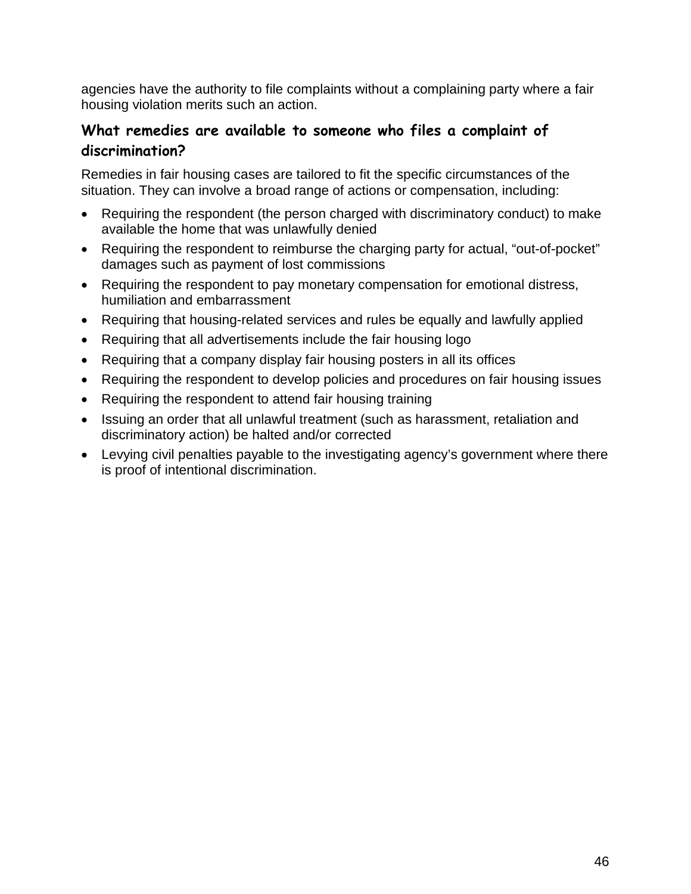agencies have the authority to file complaints without a complaining party where a fair housing violation merits such an action.

### What remedies are available to someone who files a complaint of discrimination?

Remedies in fair housing cases are tailored to fit the specific circumstances of the situation. They can involve a broad range of actions or compensation, including:

- Requiring the respondent (the person charged with discriminatory conduct) to make available the home that was unlawfully denied
- Requiring the respondent to reimburse the charging party for actual, "out-of-pocket" damages such as payment of lost commissions
- Requiring the respondent to pay monetary compensation for emotional distress, humiliation and embarrassment
- Requiring that housing-related services and rules be equally and lawfully applied
- Requiring that all advertisements include the fair housing logo
- Requiring that a company display fair housing posters in all its offices
- Requiring the respondent to develop policies and procedures on fair housing issues
- Requiring the respondent to attend fair housing training
- Issuing an order that all unlawful treatment (such as harassment, retaliation and discriminatory action) be halted and/or corrected
- Levying civil penalties payable to the investigating agency's government where there is proof of intentional discrimination.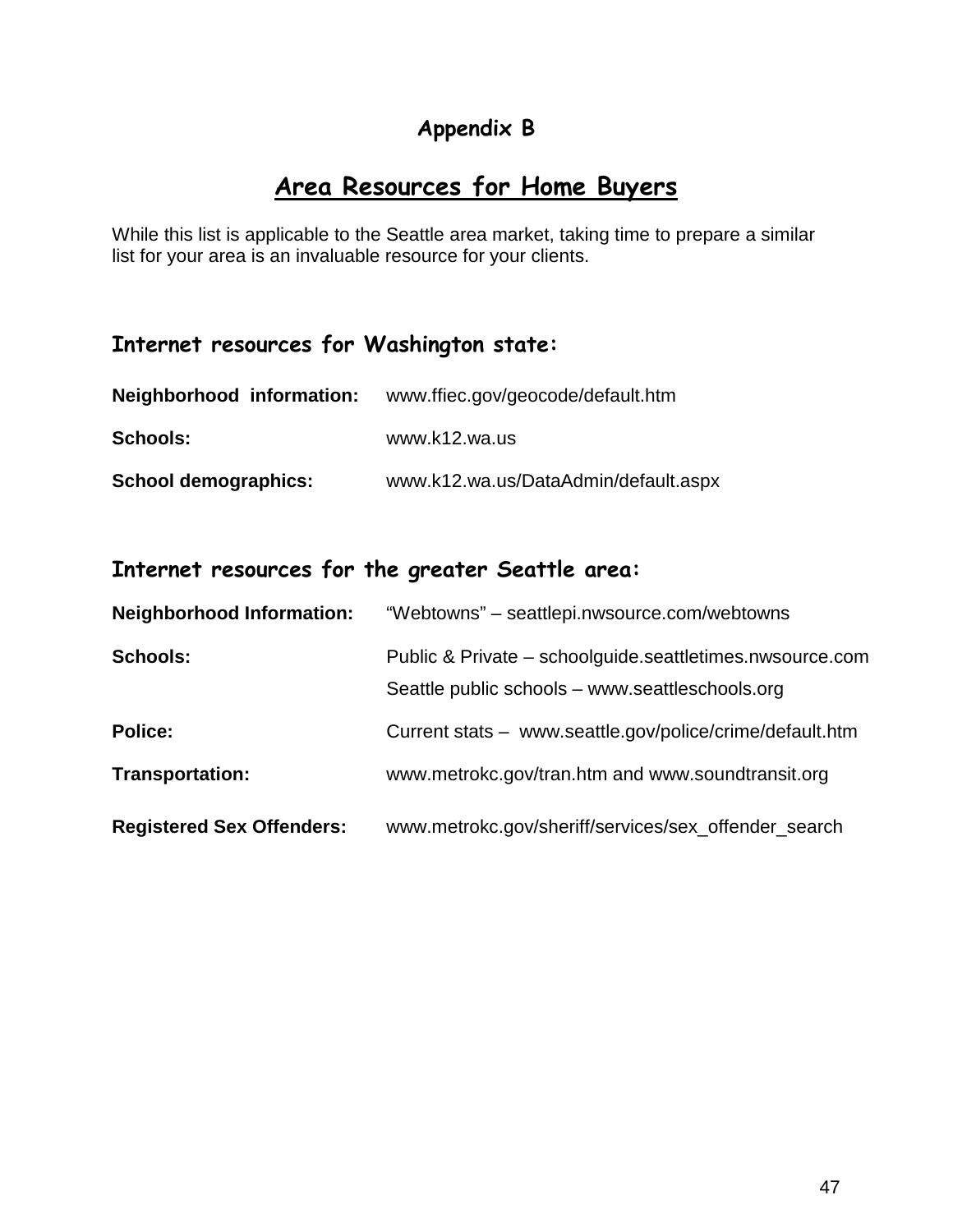## Appendix B

# Area Resources for Home Buyers

While this list is applicable to the Seattle area market, taking time to prepare a similar list for your area is an invaluable resource for your clients.

### Internet resources for Washington state:

| | |
|---|---|
| **Neighborhood information:** | www.ffiec.gov/geocode/default.htm |
| **Schools:** | www.k12.wa.us |
| **School demographics:** | www.k12.wa.us/DataAdmin/default.aspx |

### Internet resources for the greater Seattle area:

| | |
|---|---|
| **Neighborhood Information:** | "Webtowns" – seattlepi.nwsource.com/webtowns |
| **Schools:** | Public & Private – schoolguide.seattletimes.nwsource.com<br>Seattle public schools – www.seattleschools.org |
| **Police:** | Current stats – www.seattle.gov/police/crime/default.htm |
| **Transportation:** | www.metrokc.gov/tran.htm and www.soundtransit.org |
| **Registered Sex Offenders:** | www.metrokc.gov/sheriff/services/sex_offender_search |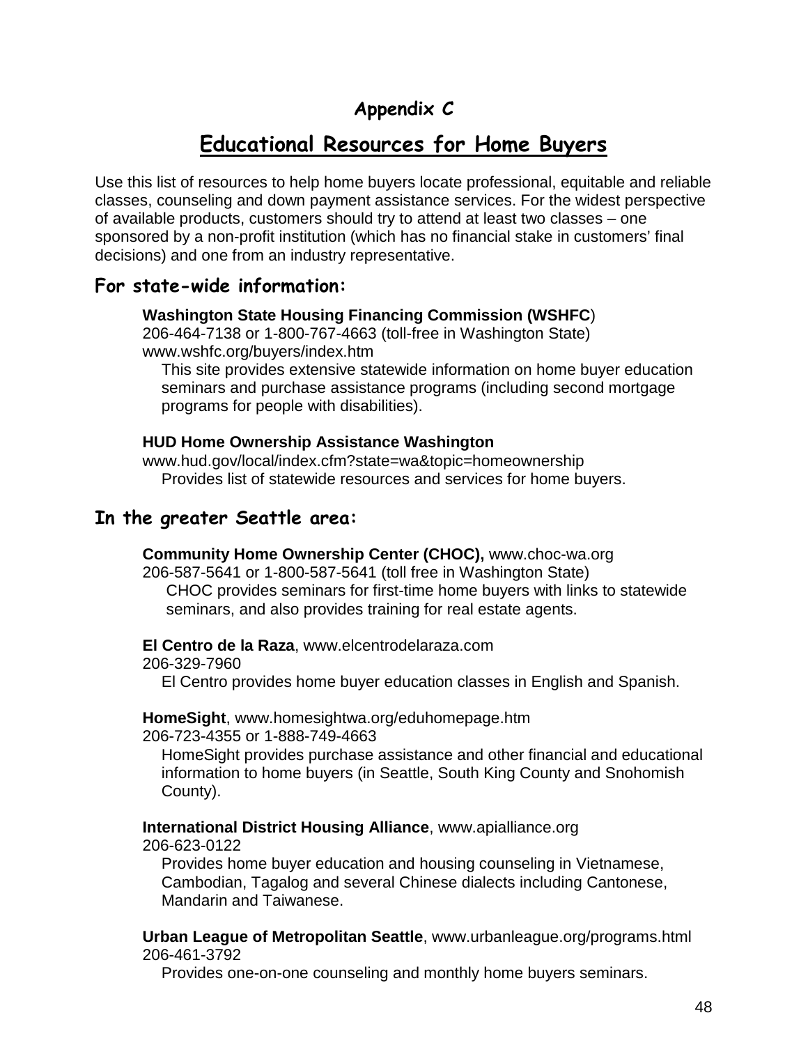## Appendix C

# Educational Resources for Home Buyers

Use this list of resources to help home buyers locate professional, equitable and reliable classes, counseling and down payment assistance services. For the widest perspective of available products, customers should try to attend at least two classes – one sponsored by a non-profit institution (which has no financial stake in customers' final decisions) and one from an industry representative.

### For state-wide information:

**Washington State Housing Financing Commission (WSHFC)**
206-464-7138 or 1-800-767-4663 (toll-free in Washington State)
www.wshfc.org/buyers/index.htm

This site provides extensive statewide information on home buyer education seminars and purchase assistance programs (including second mortgage programs for people with disabilities).

**HUD Home Ownership Assistance Washington**
www.hud.gov/local/index.cfm?state=wa&topic=homeownership

Provides list of statewide resources and services for home buyers.

### In the greater Seattle area:

**Community Home Ownership Center (CHOC),** www.choc-wa.org
206-587-5641 or 1-800-587-5641 (toll free in Washington State)

CHOC provides seminars for first-time home buyers with links to statewide seminars, and also provides training for real estate agents.

**El Centro de la Raza**, www.elcentrodelaraza.com
206-329-7960

El Centro provides home buyer education classes in English and Spanish.

**HomeSight**, www.homesightwa.org/eduhomepage.htm
206-723-4355 or 1-888-749-4663

HomeSight provides purchase assistance and other financial and educational information to home buyers (in Seattle, South King County and Snohomish County).

**International District Housing Alliance**, www.apialliance.org
206-623-0122

Provides home buyer education and housing counseling in Vietnamese, Cambodian, Tagalog and several Chinese dialects including Cantonese, Mandarin and Taiwanese.

**Urban League of Metropolitan Seattle**, www.urbanleague.org/programs.html
206-461-3792

Provides one-on-one counseling and monthly home buyers seminars.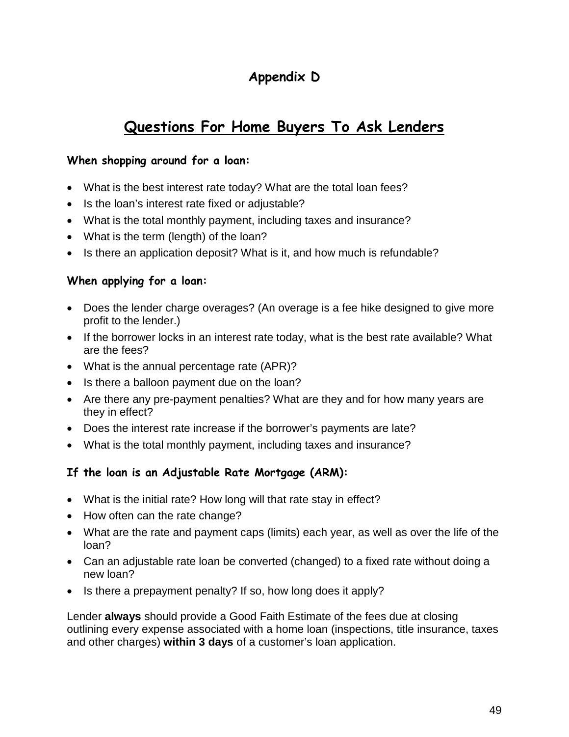# Appendix D

## Questions For Home Buyers To Ask Lenders

**When shopping around for a loan:**

- What is the best interest rate today? What are the total loan fees?
- Is the loan's interest rate fixed or adjustable?
- What is the total monthly payment, including taxes and insurance?
- What is the term (length) of the loan?
- Is there an application deposit? What is it, and how much is refundable?

**When applying for a loan:**

- Does the lender charge overages? (An overage is a fee hike designed to give more profit to the lender.)
- If the borrower locks in an interest rate today, what is the best rate available? What are the fees?
- What is the annual percentage rate (APR)?
- Is there a balloon payment due on the loan?
- Are there any pre-payment penalties? What are they and for how many years are they in effect?
- Does the interest rate increase if the borrower's payments are late?
- What is the total monthly payment, including taxes and insurance?

**If the loan is an Adjustable Rate Mortgage (ARM):**

- What is the initial rate? How long will that rate stay in effect?
- How often can the rate change?
- What are the rate and payment caps (limits) each year, as well as over the life of the loan?
- Can an adjustable rate loan be converted (changed) to a fixed rate without doing a new loan?
- Is there a prepayment penalty? If so, how long does it apply?

Lender **always** should provide a Good Faith Estimate of the fees due at closing outlining every expense associated with a home loan (inspections, title insurance, taxes and other charges) **within 3 days** of a customer's loan application.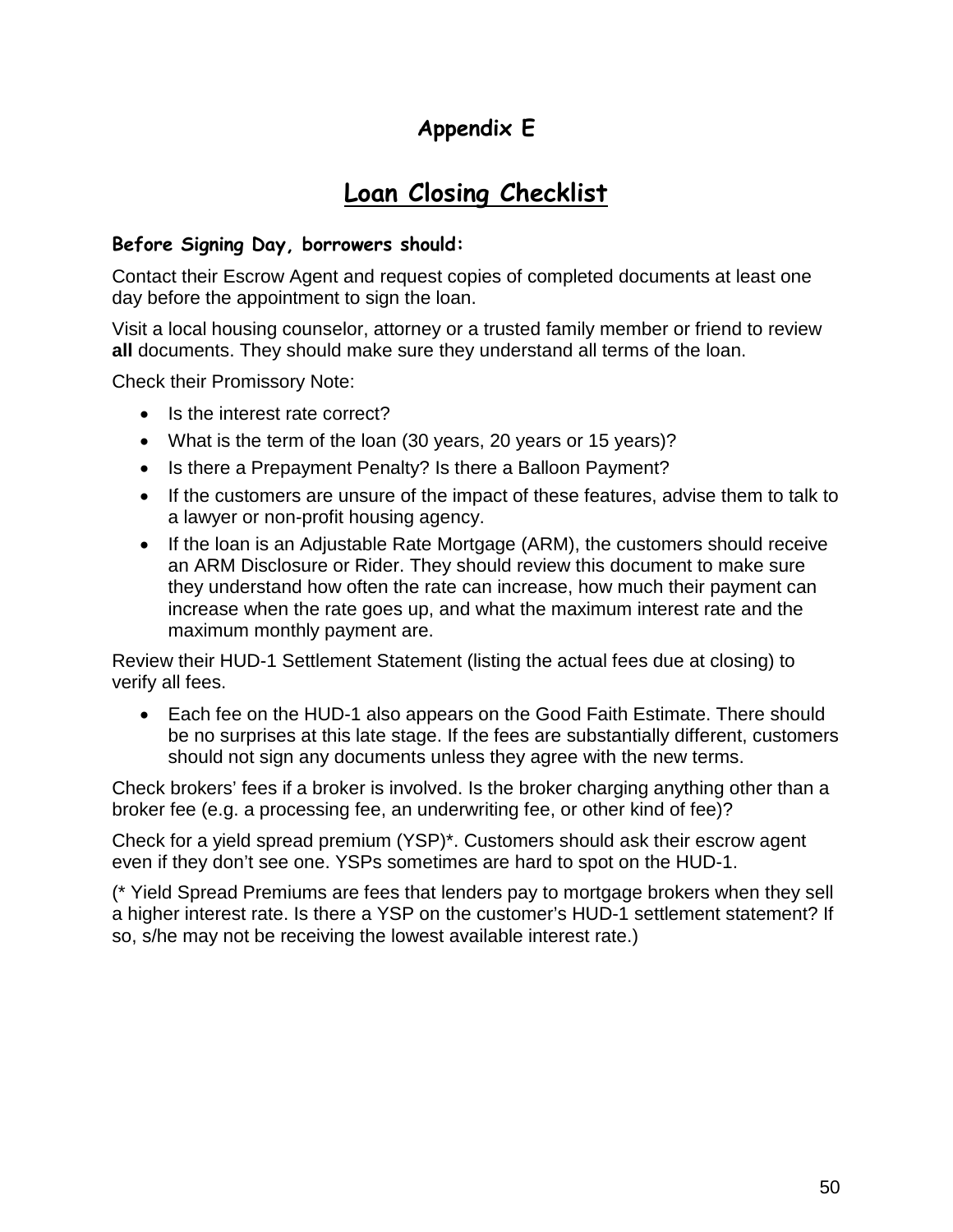# Appendix E

## Loan Closing Checklist

**Before Signing Day, borrowers should:**

Contact their Escrow Agent and request copies of completed documents at least one day before the appointment to sign the loan.

Visit a local housing counselor, attorney or a trusted family member or friend to review **all** documents. They should make sure they understand all terms of the loan.

Check their Promissory Note:

- Is the interest rate correct?
- What is the term of the loan (30 years, 20 years or 15 years)?
- Is there a Prepayment Penalty? Is there a Balloon Payment?
- If the customers are unsure of the impact of these features, advise them to talk to a lawyer or non-profit housing agency.
- If the loan is an Adjustable Rate Mortgage (ARM), the customers should receive an ARM Disclosure or Rider. They should review this document to make sure they understand how often the rate can increase, how much their payment can increase when the rate goes up, and what the maximum interest rate and the maximum monthly payment are.

Review their HUD-1 Settlement Statement (listing the actual fees due at closing) to verify all fees.

- Each fee on the HUD-1 also appears on the Good Faith Estimate. There should be no surprises at this late stage. If the fees are substantially different, customers should not sign any documents unless they agree with the new terms.

Check brokers' fees if a broker is involved. Is the broker charging anything other than a broker fee (e.g. a processing fee, an underwriting fee, or other kind of fee)?

Check for a yield spread premium (YSP)*. Customers should ask their escrow agent even if they don't see one. YSPs sometimes are hard to spot on the HUD-1.

(* Yield Spread Premiums are fees that lenders pay to mortgage brokers when they sell a higher interest rate. Is there a YSP on the customer's HUD-1 settlement statement? If so, s/he may not be receiving the lowest available interest rate.)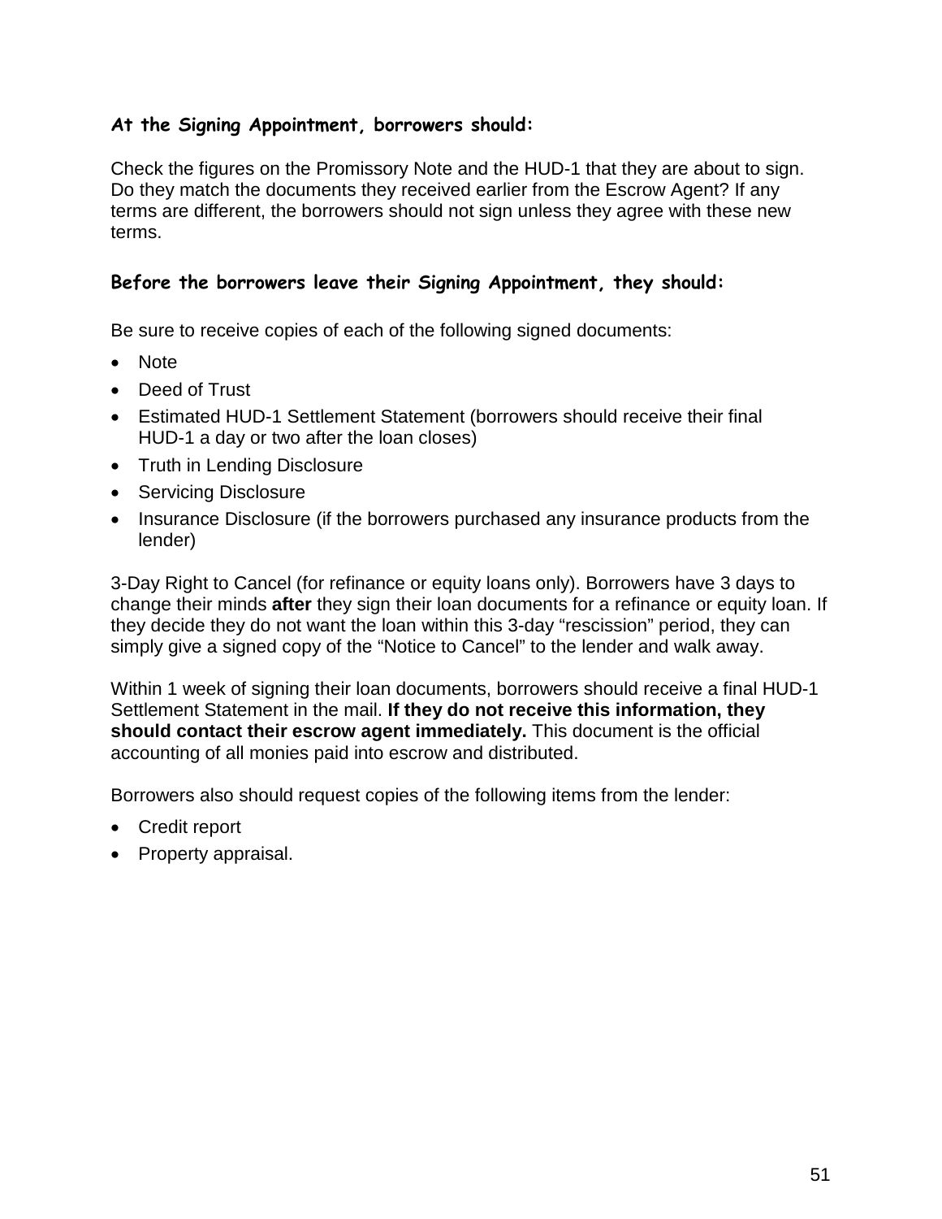### At the Signing Appointment, borrowers should:

Check the figures on the Promissory Note and the HUD-1 that they are about to sign. Do they match the documents they received earlier from the Escrow Agent? If any terms are different, the borrowers should not sign unless they agree with these new terms.

### Before the borrowers leave their Signing Appointment, they should:

Be sure to receive copies of each of the following signed documents:

- Note
- Deed of Trust
- Estimated HUD-1 Settlement Statement (borrowers should receive their final HUD-1 a day or two after the loan closes)
- Truth in Lending Disclosure
- Servicing Disclosure
- Insurance Disclosure (if the borrowers purchased any insurance products from the lender)

3-Day Right to Cancel (for refinance or equity loans only). Borrowers have 3 days to change their minds **after** they sign their loan documents for a refinance or equity loan. If they decide they do not want the loan within this 3-day "rescission" period, they can simply give a signed copy of the "Notice to Cancel" to the lender and walk away.

Within 1 week of signing their loan documents, borrowers should receive a final HUD-1 Settlement Statement in the mail. **If they do not receive this information, they should contact their escrow agent immediately.** This document is the official accounting of all monies paid into escrow and distributed.

Borrowers also should request copies of the following items from the lender:

- Credit report
- Property appraisal.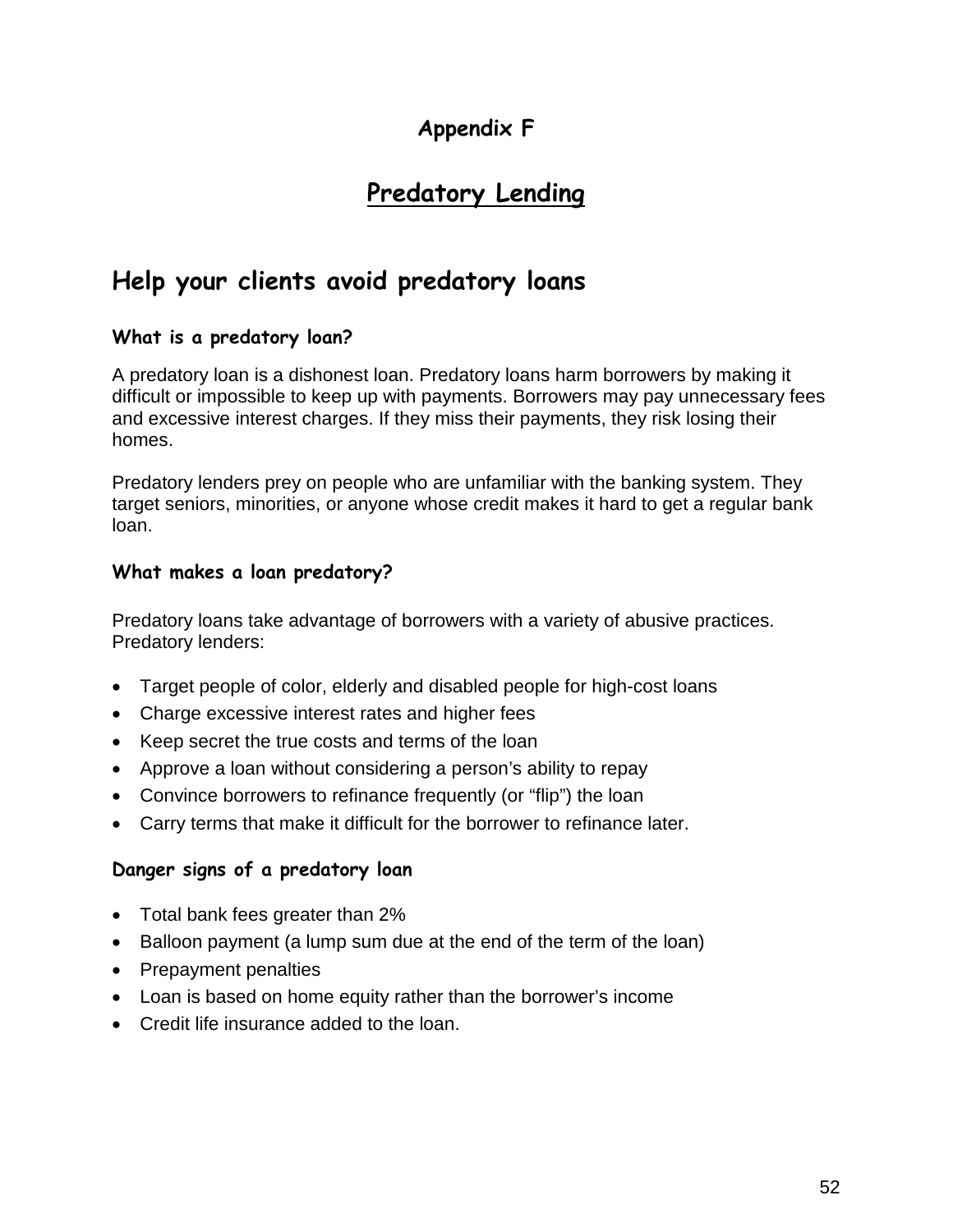# Appendix F

## Predatory Lending

## Help your clients avoid predatory loans

### What is a predatory loan?

A predatory loan is a dishonest loan. Predatory loans harm borrowers by making it difficult or impossible to keep up with payments. Borrowers may pay unnecessary fees and excessive interest charges. If they miss their payments, they risk losing their homes.

Predatory lenders prey on people who are unfamiliar with the banking system. They target seniors, minorities, or anyone whose credit makes it hard to get a regular bank loan.

### What makes a loan predatory?

Predatory loans take advantage of borrowers with a variety of abusive practices. Predatory lenders:

- Target people of color, elderly and disabled people for high-cost loans
- Charge excessive interest rates and higher fees
- Keep secret the true costs and terms of the loan
- Approve a loan without considering a person's ability to repay
- Convince borrowers to refinance frequently (or "flip") the loan
- Carry terms that make it difficult for the borrower to refinance later.

### Danger signs of a predatory loan

- Total bank fees greater than 2%
- Balloon payment (a lump sum due at the end of the term of the loan)
- Prepayment penalties
- Loan is based on home equity rather than the borrower's income
- Credit life insurance added to the loan.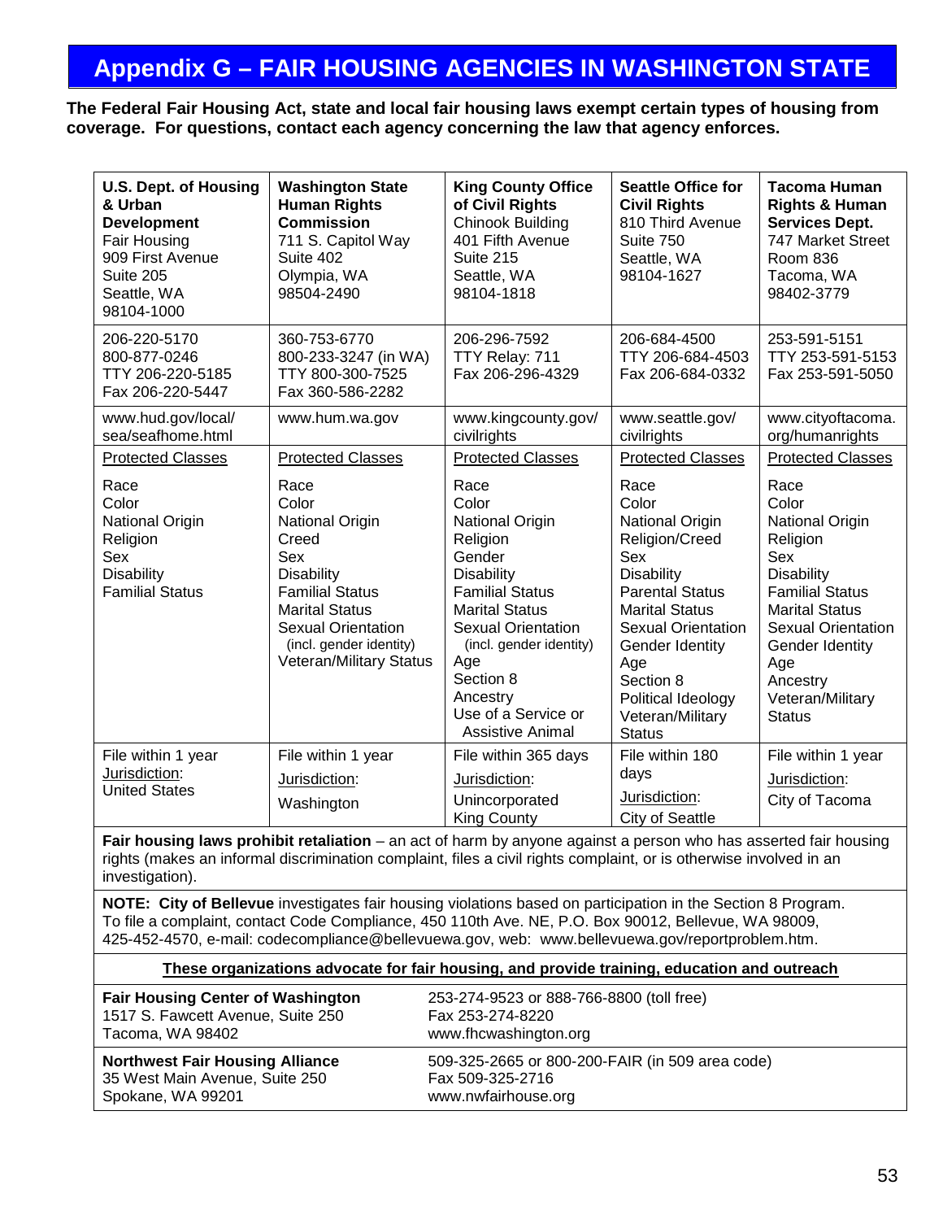# Appendix G – FAIR HOUSING AGENCIES IN WASHINGTON STATE

**The Federal Fair Housing Act, state and local fair housing laws exempt certain types of housing from coverage. For questions, contact each agency concerning the law that agency enforces.**

| | | | | |
|---|---|---|---|---|
| **U.S. Dept. of Housing & Urban Development**<br>Fair Housing<br>909 First Avenue<br>Suite 205<br>Seattle, WA<br>98104-1000 | **Washington State Human Rights Commission**<br>711 S. Capitol Way<br>Suite 402<br>Olympia, WA<br>98504-2490 | **King County Office of Civil Rights**<br>Chinook Building<br>401 Fifth Avenue<br>Suite 215<br>Seattle, WA<br>98104-1818 | **Seattle Office for Civil Rights**<br>810 Third Avenue<br>Suite 750<br>Seattle, WA<br>98104-1627 | **Tacoma Human Rights & Human Services Dept.**<br>747 Market Street<br>Room 836<br>Tacoma, WA<br>98402-3779 |
| 206-220-5170<br>800-877-0246<br>TTY 206-220-5185<br>Fax 206-220-5447 | 360-753-6770<br>800-233-3247 (in WA)<br>TTY 800-300-7525<br>Fax 360-586-2282 | 206-296-7592<br>TTY Relay: 711<br>Fax 206-296-4329 | 206-684-4500<br>TTY 206-684-4503<br>Fax 206-684-0332 | 253-591-5151<br>TTY 253-591-5153<br>Fax 253-591-5050 |
| www.hud.gov/local/sea/seafhome.html | www.hum.wa.gov | www.kingcounty.gov/civilrights | www.seattle.gov/civilrights | www.cityoftacoma.org/humanrights |
| Protected Classes<br><br>Race<br>Color<br>National Origin<br>Religion<br>Sex<br>Disability<br>Familial Status | Protected Classes<br><br>Race<br>Color<br>National Origin<br>Creed<br>Sex<br>Disability<br>Familial Status<br>Marital Status<br>Sexual Orientation<br>(incl. gender identity)<br>Veteran/Military Status | Protected Classes<br><br>Race<br>Color<br>National Origin<br>Religion<br>Gender<br>Disability<br>Familial Status<br>Marital Status<br>Sexual Orientation<br>(incl. gender identity)<br>Age<br>Section 8<br>Ancestry<br>Use of a Service or Assistive Animal | Protected Classes<br><br>Race<br>Color<br>National Origin<br>Religion/Creed<br>Sex<br>Disability<br>Parental Status<br>Marital Status<br>Sexual Orientation<br>Gender Identity<br>Age<br>Section 8<br>Political Ideology<br>Veteran/Military Status | Protected Classes<br><br>Race<br>Color<br>National Origin<br>Religion<br>Sex<br>Disability<br>Familial Status<br>Marital Status<br>Sexual Orientation<br>Gender Identity<br>Age<br>Ancestry<br>Veteran/Military Status |
| File within 1 year<br>Jurisdiction:<br>United States | File within 1 year<br>Jurisdiction:<br>Washington | File within 365 days<br>Jurisdiction:<br>Unincorporated King County | File within 180 days<br>Jurisdiction:<br>City of Seattle | File within 1 year<br>Jurisdiction:<br>City of Tacoma |

**Fair housing laws prohibit retaliation** – an act of harm by anyone against a person who has asserted fair housing rights (makes an informal discrimination complaint, files a civil rights complaint, or is otherwise involved in an investigation).

**NOTE: City of Bellevue** investigates fair housing violations based on participation in the Section 8 Program. To file a complaint, contact Code Compliance, 450 110th Ave. NE, P.O. Box 90012, Bellevue, WA 98009, 425-452-4570, e-mail: codecompliance@bellevuewa.gov, web: www.bellevuewa.gov/reportproblem.htm.

**These organizations advocate for fair housing, and provide training, education and outreach**

| | |
|---|---|
| **Fair Housing Center of Washington**<br>1517 S. Fawcett Avenue, Suite 250<br>Tacoma, WA 98402 | 253-274-9523 or 888-766-8800 (toll free)<br>Fax 253-274-8220<br>www.fhcwashington.org |
| **Northwest Fair Housing Alliance**<br>35 West Main Avenue, Suite 250<br>Spokane, WA 99201 | 509-325-2665 or 800-200-FAIR (in 509 area code)<br>Fax 509-325-2716<br>www.nwfairhouse.org |